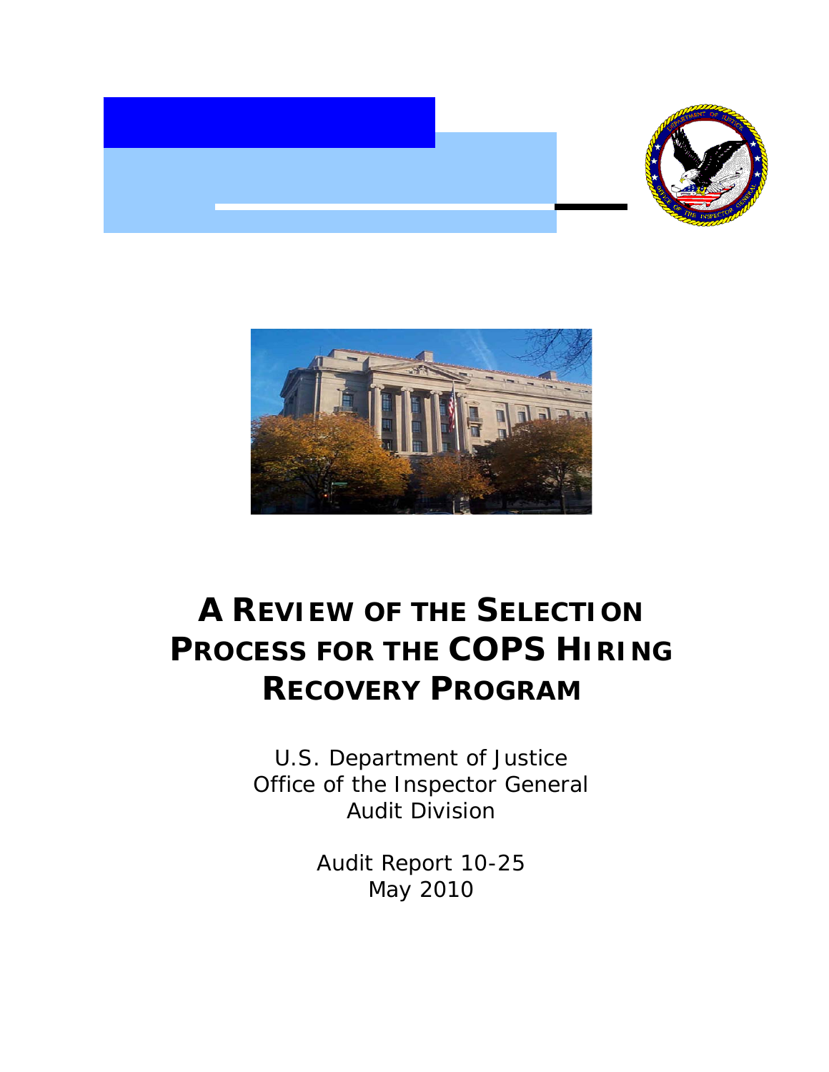# A REVIEW OF THE SELECTION PROCESS FOR THE COPS HIRING RECOVERY PROGRAM

U.S. Department of Justice
Office of the Inspector General
Audit Division

Audit Report 10-25
May 2010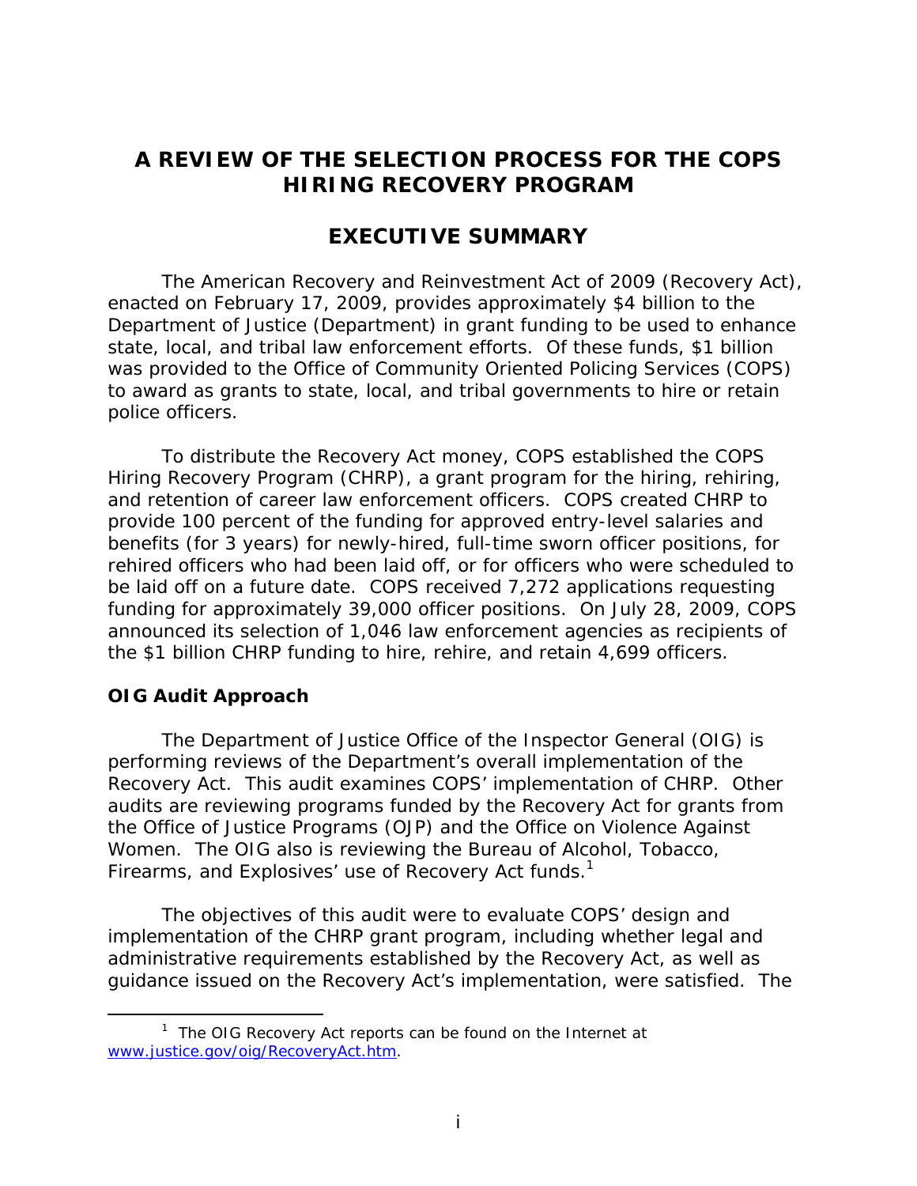# A REVIEW OF THE SELECTION PROCESS FOR THE COPS HIRING RECOVERY PROGRAM

## EXECUTIVE SUMMARY

The American Recovery and Reinvestment Act of 2009 (Recovery Act), enacted on February 17, 2009, provides approximately $4 billion to the Department of Justice (Department) in grant funding to be used to enhance state, local, and tribal law enforcement efforts. Of these funds, $1 billion was provided to the Office of Community Oriented Policing Services (COPS) to award as grants to state, local, and tribal governments to hire or retain police officers.

To distribute the Recovery Act money, COPS established the COPS Hiring Recovery Program (CHRP), a grant program for the hiring, rehiring, and retention of career law enforcement officers. COPS created CHRP to provide 100 percent of the funding for approved entry-level salaries and benefits (for 3 years) for newly-hired, full-time sworn officer positions, for rehired officers who had been laid off, or for officers who were scheduled to be laid off on a future date. COPS received 7,272 applications requesting funding for approximately 39,000 officer positions. On July 28, 2009, COPS announced its selection of 1,046 law enforcement agencies as recipients of the $1 billion CHRP funding to hire, rehire, and retain 4,699 officers.

### OIG Audit Approach

The Department of Justice Office of the Inspector General (OIG) is performing reviews of the Department's overall implementation of the Recovery Act. This audit examines COPS' implementation of CHRP. Other audits are reviewing programs funded by the Recovery Act for grants from the Office of Justice Programs (OJP) and the Office on Violence Against Women. The OIG also is reviewing the Bureau of Alcohol, Tobacco, Firearms, and Explosives' use of Recovery Act funds.[1]

The objectives of this audit were to evaluate COPS' design and implementation of the CHRP grant program, including whether legal and administrative requirements established by the Recovery Act, as well as guidance issued on the Recovery Act's implementation, were satisfied. The

---

[1] The OIG Recovery Act reports can be found on the Internet at www.justice.gov/oig/RecoveryAct.htm.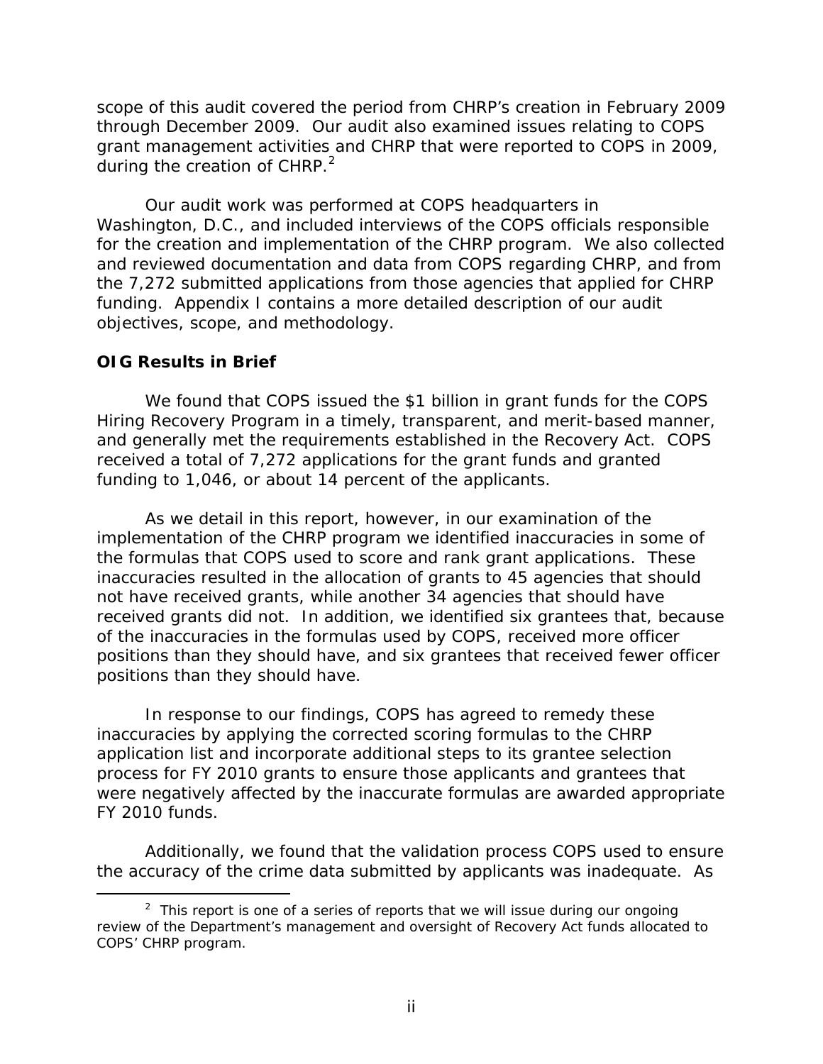scope of this audit covered the period from CHRP's creation in February 2009 through December 2009. Our audit also examined issues relating to COPS grant management activities and CHRP that were reported to COPS in 2009, during the creation of CHRP.[2]

Our audit work was performed at COPS headquarters in Washington, D.C., and included interviews of the COPS officials responsible for the creation and implementation of the CHRP program. We also collected and reviewed documentation and data from COPS regarding CHRP, and from the 7,272 submitted applications from those agencies that applied for CHRP funding. Appendix I contains a more detailed description of our audit objectives, scope, and methodology.

**OIG Results in Brief**

We found that COPS issued the $1 billion in grant funds for the COPS Hiring Recovery Program in a timely, transparent, and merit-based manner, and generally met the requirements established in the Recovery Act. COPS received a total of 7,272 applications for the grant funds and granted funding to 1,046, or about 14 percent of the applicants.

As we detail in this report, however, in our examination of the implementation of the CHRP program we identified inaccuracies in some of the formulas that COPS used to score and rank grant applications. These inaccuracies resulted in the allocation of grants to 45 agencies that should not have received grants, while another 34 agencies that should have received grants did not. In addition, we identified six grantees that, because of the inaccuracies in the formulas used by COPS, received more officer positions than they should have, and six grantees that received fewer officer positions than they should have.

In response to our findings, COPS has agreed to remedy these inaccuracies by applying the corrected scoring formulas to the CHRP application list and incorporate additional steps to its grantee selection process for FY 2010 grants to ensure those applicants and grantees that were negatively affected by the inaccurate formulas are awarded appropriate FY 2010 funds.

Additionally, we found that the validation process COPS used to ensure the accuracy of the crime data submitted by applicants was inadequate. As

[2] This report is one of a series of reports that we will issue during our ongoing review of the Department's management and oversight of Recovery Act funds allocated to COPS' CHRP program.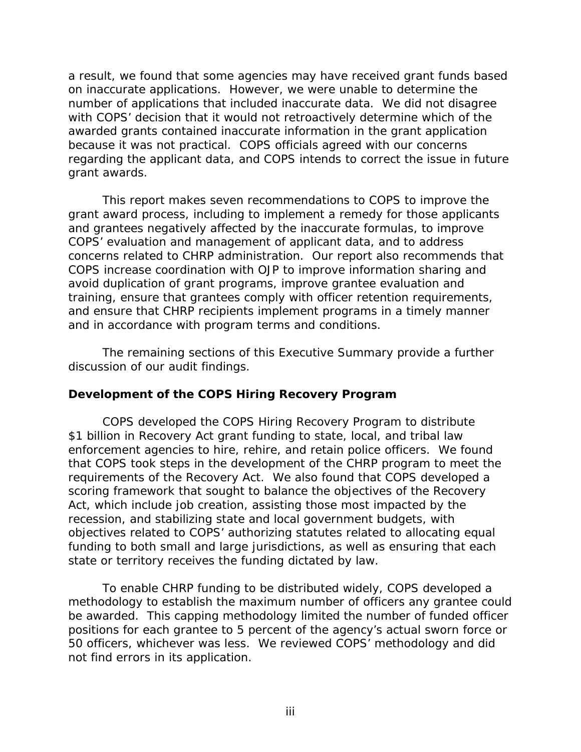a result, we found that some agencies may have received grant funds based on inaccurate applications. However, we were unable to determine the number of applications that included inaccurate data. We did not disagree with COPS' decision that it would not retroactively determine which of the awarded grants contained inaccurate information in the grant application because it was not practical. COPS officials agreed with our concerns regarding the applicant data, and COPS intends to correct the issue in future grant awards.

This report makes seven recommendations to COPS to improve the grant award process, including to implement a remedy for those applicants and grantees negatively affected by the inaccurate formulas, to improve COPS' evaluation and management of applicant data, and to address concerns related to CHRP administration. Our report also recommends that COPS increase coordination with OJP to improve information sharing and avoid duplication of grant programs, improve grantee evaluation and training, ensure that grantees comply with officer retention requirements, and ensure that CHRP recipients implement programs in a timely manner and in accordance with program terms and conditions.

The remaining sections of this Executive Summary provide a further discussion of our audit findings.

### Development of the COPS Hiring Recovery Program

COPS developed the COPS Hiring Recovery Program to distribute $1 billion in Recovery Act grant funding to state, local, and tribal law enforcement agencies to hire, rehire, and retain police officers. We found that COPS took steps in the development of the CHRP program to meet the requirements of the Recovery Act. We also found that COPS developed a scoring framework that sought to balance the objectives of the Recovery Act, which include job creation, assisting those most impacted by the recession, and stabilizing state and local government budgets, with objectives related to COPS' authorizing statutes related to allocating equal funding to both small and large jurisdictions, as well as ensuring that each state or territory receives the funding dictated by law.

To enable CHRP funding to be distributed widely, COPS developed a methodology to establish the maximum number of officers any grantee could be awarded. This capping methodology limited the number of funded officer positions for each grantee to 5 percent of the agency's actual sworn force or 50 officers, whichever was less. We reviewed COPS' methodology and did not find errors in its application.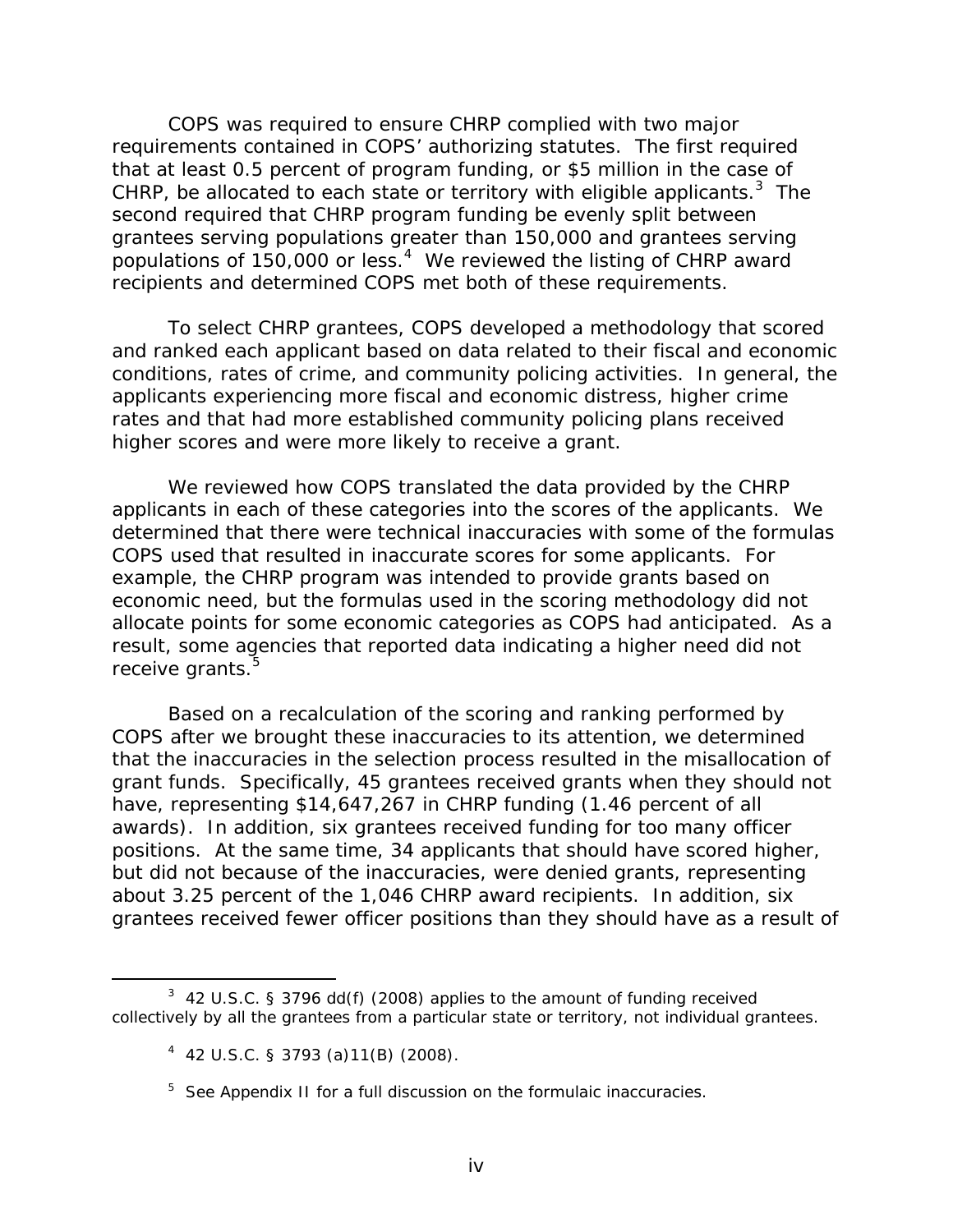COPS was required to ensure CHRP complied with two major requirements contained in COPS' authorizing statutes. The first required that at least 0.5 percent of program funding, or $5 million in the case of CHRP, be allocated to each state or territory with eligible applicants.[3] The second required that CHRP program funding be evenly split between grantees serving populations greater than 150,000 and grantees serving populations of 150,000 or less.[4] We reviewed the listing of CHRP award recipients and determined COPS met both of these requirements.

To select CHRP grantees, COPS developed a methodology that scored and ranked each applicant based on data related to their fiscal and economic conditions, rates of crime, and community policing activities. In general, the applicants experiencing more fiscal and economic distress, higher crime rates and that had more established community policing plans received higher scores and were more likely to receive a grant.

We reviewed how COPS translated the data provided by the CHRP applicants in each of these categories into the scores of the applicants. We determined that there were technical inaccuracies with some of the formulas COPS used that resulted in inaccurate scores for some applicants. For example, the CHRP program was intended to provide grants based on economic need, but the formulas used in the scoring methodology did not allocate points for some economic categories as COPS had anticipated. As a result, some agencies that reported data indicating a higher need did not receive grants.[5]

Based on a recalculation of the scoring and ranking performed by COPS after we brought these inaccuracies to its attention, we determined that the inaccuracies in the selection process resulted in the misallocation of grant funds. Specifically, 45 grantees received grants when they should not have, representing $14,647,267 in CHRP funding (1.46 percent of all awards). In addition, six grantees received funding for too many officer positions. At the same time, 34 applicants that should have scored higher, but did not because of the inaccuracies, were denied grants, representing about 3.25 percent of the 1,046 CHRP award recipients. In addition, six grantees received fewer officer positions than they should have as a result of

---

[3] 42 U.S.C. § 3796 dd(f) (2008) applies to the amount of funding received collectively by all the grantees from a particular state or territory, not individual grantees.

[4] 42 U.S.C. § 3793 (a)11(B) (2008).

[5] See Appendix II for a full discussion on the formulaic inaccuracies.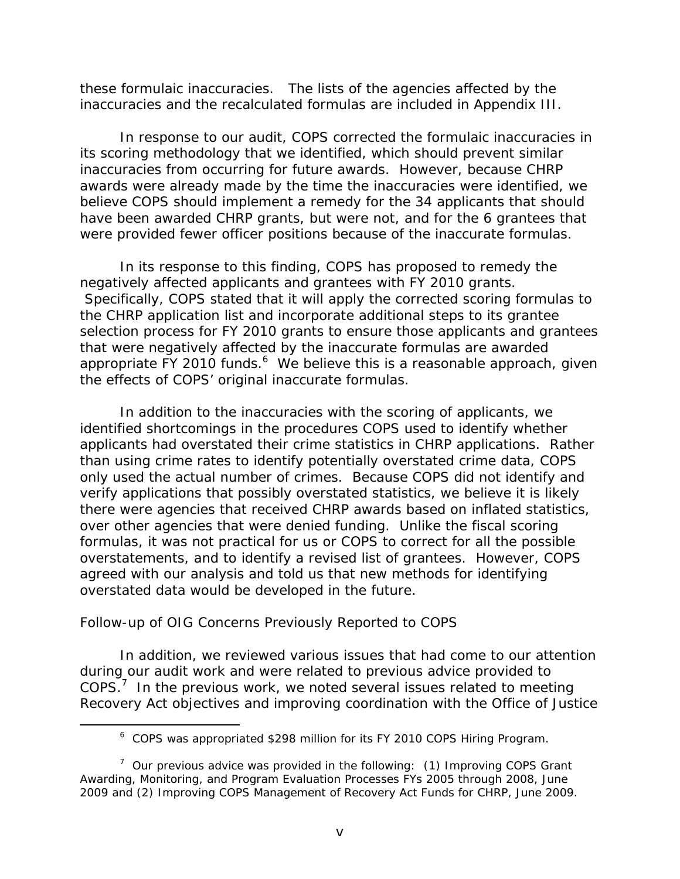these formulaic inaccuracies. The lists of the agencies affected by the inaccuracies and the recalculated formulas are included in Appendix III.

In response to our audit, COPS corrected the formulaic inaccuracies in its scoring methodology that we identified, which should prevent similar inaccuracies from occurring for future awards. However, because CHRP awards were already made by the time the inaccuracies were identified, we believe COPS should implement a remedy for the 34 applicants that should have been awarded CHRP grants, but were not, and for the 6 grantees that were provided fewer officer positions because of the inaccurate formulas.

In its response to this finding, COPS has proposed to remedy the negatively affected applicants and grantees with FY 2010 grants. Specifically, COPS stated that it will apply the corrected scoring formulas to the CHRP application list and incorporate additional steps to its grantee selection process for FY 2010 grants to ensure those applicants and grantees that were negatively affected by the inaccurate formulas are awarded appropriate FY 2010 funds.[6] We believe this is a reasonable approach, given the effects of COPS' original inaccurate formulas.

In addition to the inaccuracies with the scoring of applicants, we identified shortcomings in the procedures COPS used to identify whether applicants had overstated their crime statistics in CHRP applications. Rather than using crime rates to identify potentially overstated crime data, COPS only used the actual number of crimes. Because COPS did not identify and verify applications that possibly overstated statistics, we believe it is likely there were agencies that received CHRP awards based on inflated statistics, over other agencies that were denied funding. Unlike the fiscal scoring formulas, it was not practical for us or COPS to correct for all the possible overstatements, and to identify a revised list of grantees. However, COPS agreed with our analysis and told us that new methods for identifying overstated data would be developed in the future.

*Follow-up of OIG Concerns Previously Reported to COPS*

In addition, we reviewed various issues that had come to our attention during our audit work and were related to previous advice provided to COPS.[7] In the previous work, we noted several issues related to meeting Recovery Act objectives and improving coordination with the Office of Justice

---

[6] COPS was appropriated $298 million for its FY 2010 COPS Hiring Program.

[7] Our previous advice was provided in the following: (1) Improving COPS Grant Awarding, Monitoring, and Program Evaluation Processes FYs 2005 through 2008, June 2009 and (2) Improving COPS Management of Recovery Act Funds for CHRP, June 2009.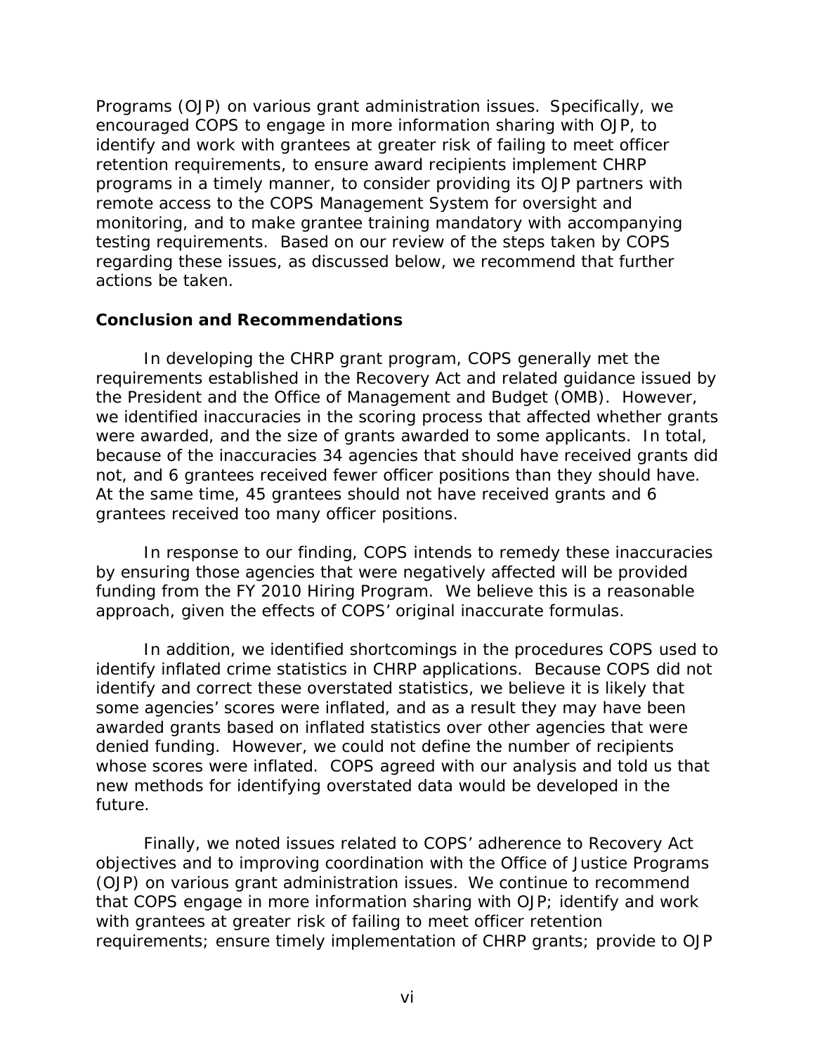Programs (OJP) on various grant administration issues. Specifically, we encouraged COPS to engage in more information sharing with OJP, to identify and work with grantees at greater risk of failing to meet officer retention requirements, to ensure award recipients implement CHRP programs in a timely manner, to consider providing its OJP partners with remote access to the COPS Management System for oversight and monitoring, and to make grantee training mandatory with accompanying testing requirements. Based on our review of the steps taken by COPS regarding these issues, as discussed below, we recommend that further actions be taken.

### Conclusion and Recommendations

In developing the CHRP grant program, COPS generally met the requirements established in the Recovery Act and related guidance issued by the President and the Office of Management and Budget (OMB). However, we identified inaccuracies in the scoring process that affected whether grants were awarded, and the size of grants awarded to some applicants. In total, because of the inaccuracies 34 agencies that should have received grants did not, and 6 grantees received fewer officer positions than they should have. At the same time, 45 grantees should not have received grants and 6 grantees received too many officer positions.

In response to our finding, COPS intends to remedy these inaccuracies by ensuring those agencies that were negatively affected will be provided funding from the FY 2010 Hiring Program. We believe this is a reasonable approach, given the effects of COPS' original inaccurate formulas.

In addition, we identified shortcomings in the procedures COPS used to identify inflated crime statistics in CHRP applications. Because COPS did not identify and correct these overstated statistics, we believe it is likely that some agencies' scores were inflated, and as a result they may have been awarded grants based on inflated statistics over other agencies that were denied funding. However, we could not define the number of recipients whose scores were inflated. COPS agreed with our analysis and told us that new methods for identifying overstated data would be developed in the future.

Finally, we noted issues related to COPS' adherence to Recovery Act objectives and to improving coordination with the Office of Justice Programs (OJP) on various grant administration issues. We continue to recommend that COPS engage in more information sharing with OJP; identify and work with grantees at greater risk of failing to meet officer retention requirements; ensure timely implementation of CHRP grants; provide to OJP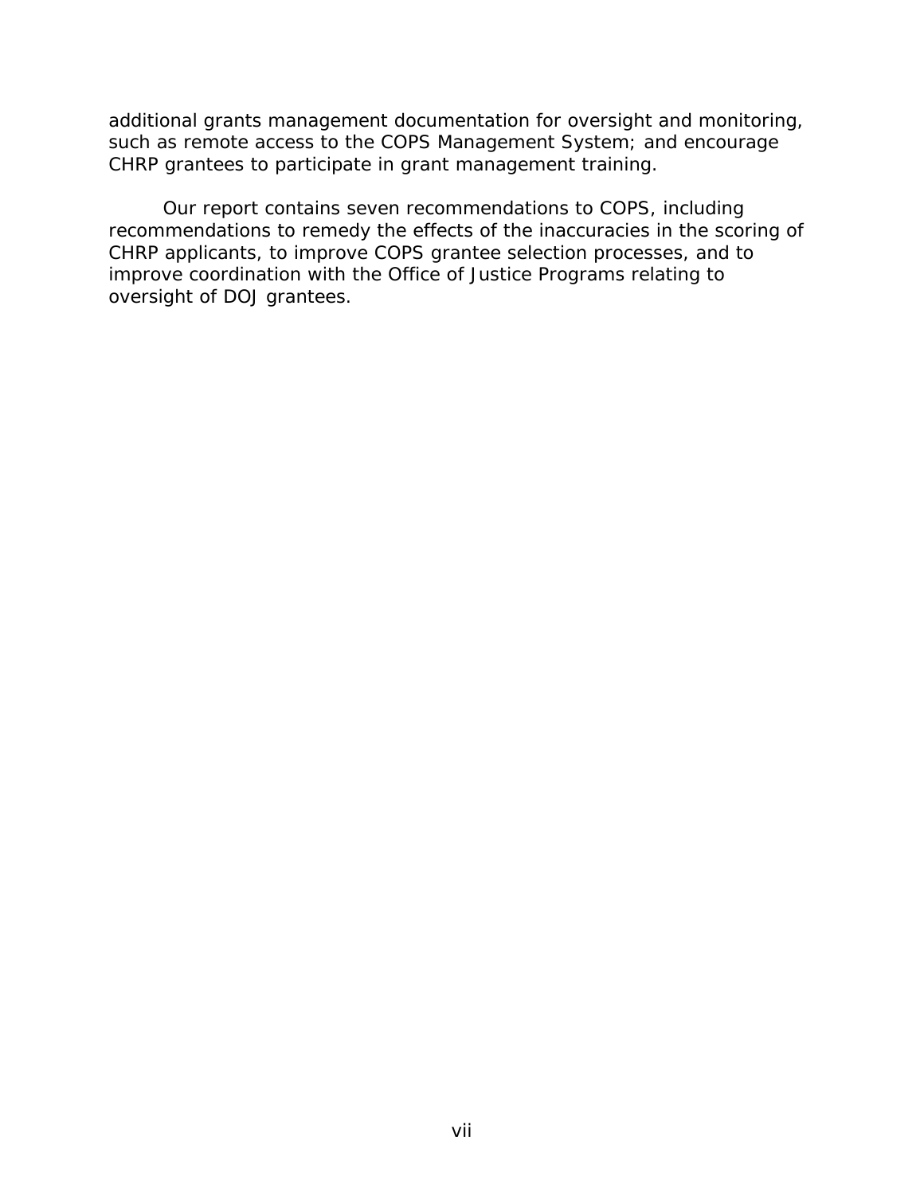additional grants management documentation for oversight and monitoring, such as remote access to the COPS Management System; and encourage CHRP grantees to participate in grant management training.

Our report contains seven recommendations to COPS, including recommendations to remedy the effects of the inaccuracies in the scoring of CHRP applicants, to improve COPS grantee selection processes, and to improve coordination with the Office of Justice Programs relating to oversight of DOJ grantees.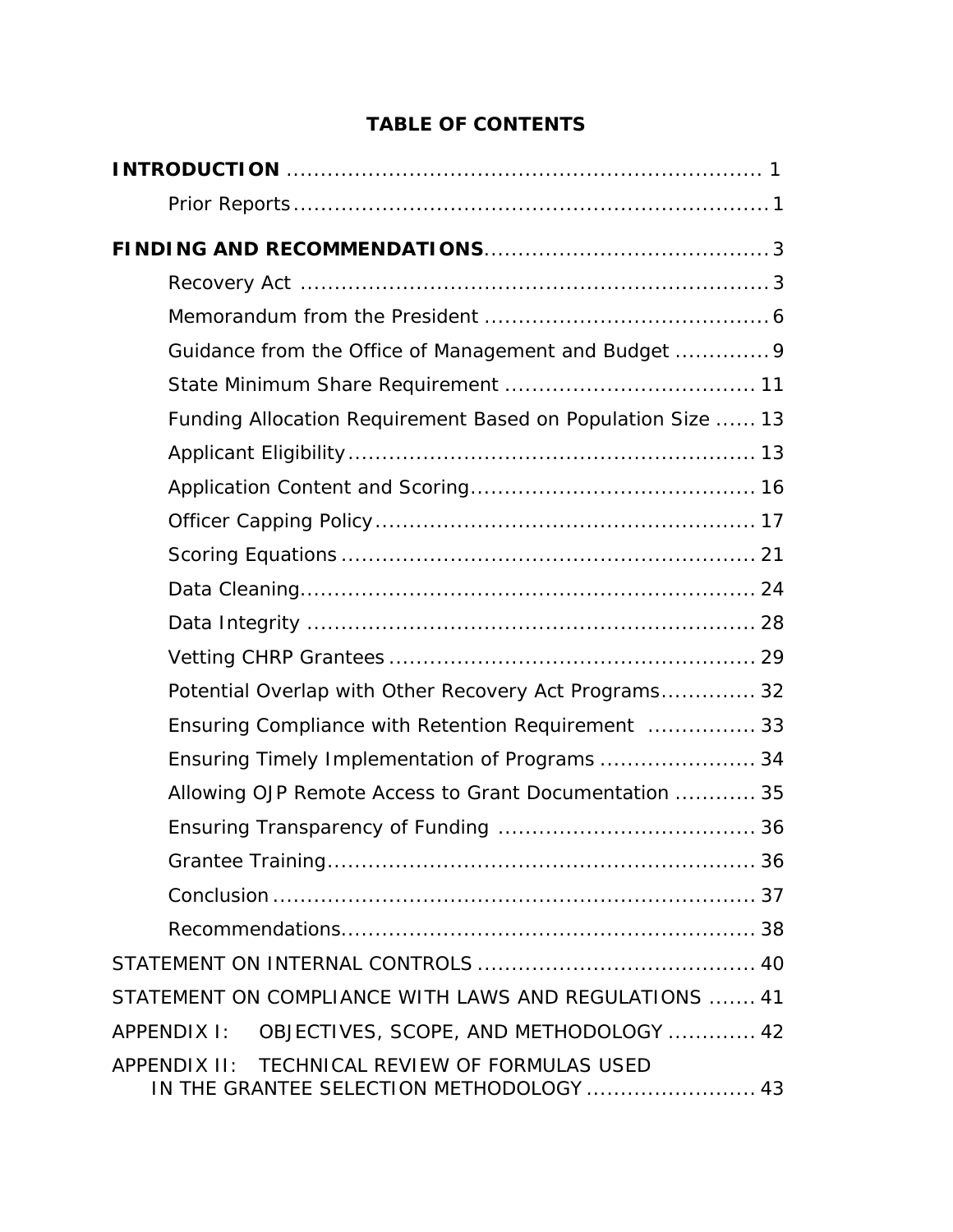## TABLE OF CONTENTS

**INTRODUCTION** .................................................................... 1

- Prior Reports .................................................................... 1

**FINDING AND RECOMMENDATIONS** ......................................... 3

- Recovery Act .................................................................... 3
- Memorandum from the President ......................................... 6
- Guidance from the Office of Management and Budget ............. 9
- State Minimum Share Requirement ..................................... 11
- Funding Allocation Requirement Based on Population Size ...... 13
- Applicant Eligibility ........................................................... 13
- Application Content and Scoring ......................................... 16
- Officer Capping Policy ........................................................ 17
- Scoring Equations ............................................................. 21
- Data Cleaning .................................................................. 24
- Data Integrity .................................................................. 28
- Vetting CHRP Grantees ...................................................... 29
- Potential Overlap with Other Recovery Act Programs ............. 32
- Ensuring Compliance with Retention Requirement ................ 33
- Ensuring Timely Implementation of Programs ....................... 34
- Allowing OJP Remote Access to Grant Documentation ............ 35
- Ensuring Transparency of Funding ...................................... 36
- Grantee Training ............................................................... 36
- Conclusion ....................................................................... 37
- Recommendations ............................................................. 38

STATEMENT ON INTERNAL CONTROLS ......................................... 40

STATEMENT ON COMPLIANCE WITH LAWS AND REGULATIONS ....... 41

APPENDIX I: OBJECTIVES, SCOPE, AND METHODOLOGY ............. 42

APPENDIX II: TECHNICAL REVIEW OF FORMULAS USED IN THE GRANTEE SELECTION METHODOLOGY ......................... 43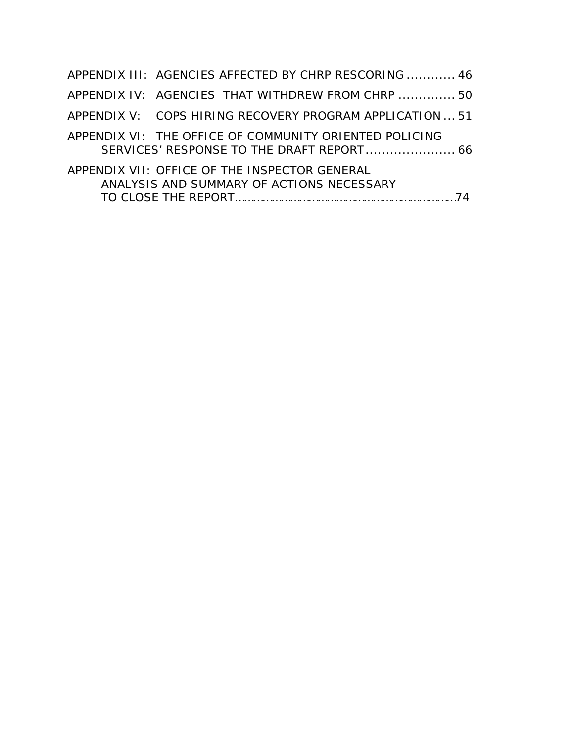APPENDIX III: AGENCIES AFFECTED BY CHRP RESCORING ............ 46

APPENDIX IV: AGENCIES THAT WITHDREW FROM CHRP .............. 50

APPENDIX V: COPS HIRING RECOVERY PROGRAM APPLICATION ... 51

APPENDIX VI: THE OFFICE OF COMMUNITY ORIENTED POLICING SERVICES' RESPONSE TO THE DRAFT REPORT ...................... 66

APPENDIX VII: OFFICE OF THE INSPECTOR GENERAL ANALYSIS AND SUMMARY OF ACTIONS NECESSARY TO CLOSE THE REPORT.................................................................74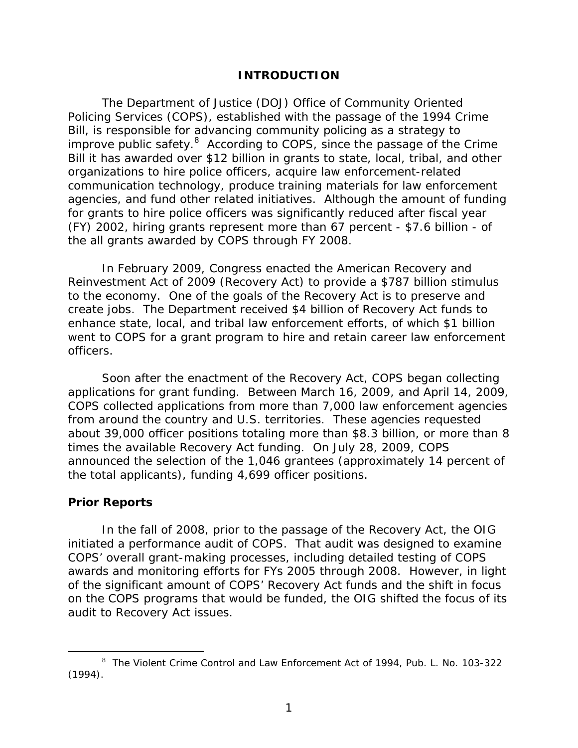## INTRODUCTION

The Department of Justice (DOJ) Office of Community Oriented Policing Services (COPS), established with the passage of the 1994 Crime Bill, is responsible for advancing community policing as a strategy to improve public safety.[8] According to COPS, since the passage of the Crime Bill it has awarded over $12 billion in grants to state, local, tribal, and other organizations to hire police officers, acquire law enforcement-related communication technology, produce training materials for law enforcement agencies, and fund other related initiatives. Although the amount of funding for grants to hire police officers was significantly reduced after fiscal year (FY) 2002, hiring grants represent more than 67 percent - $7.6 billion - of the all grants awarded by COPS through FY 2008.

In February 2009, Congress enacted the American Recovery and Reinvestment Act of 2009 (Recovery Act) to provide a $787 billion stimulus to the economy. One of the goals of the Recovery Act is to preserve and create jobs. The Department received $4 billion of Recovery Act funds to enhance state, local, and tribal law enforcement efforts, of which $1 billion went to COPS for a grant program to hire and retain career law enforcement officers.

Soon after the enactment of the Recovery Act, COPS began collecting applications for grant funding. Between March 16, 2009, and April 14, 2009, COPS collected applications from more than 7,000 law enforcement agencies from around the country and U.S. territories. These agencies requested about 39,000 officer positions totaling more than $8.3 billion, or more than 8 times the available Recovery Act funding. On July 28, 2009, COPS announced the selection of the 1,046 grantees (approximately 14 percent of the total applicants), funding 4,699 officer positions.

### Prior Reports

In the fall of 2008, prior to the passage of the Recovery Act, the OIG initiated a performance audit of COPS. That audit was designed to examine COPS' overall grant-making processes, including detailed testing of COPS awards and monitoring efforts for FYs 2005 through 2008. However, in light of the significant amount of COPS' Recovery Act funds and the shift in focus on the COPS programs that would be funded, the OIG shifted the focus of its audit to Recovery Act issues.

---

[8] The Violent Crime Control and Law Enforcement Act of 1994, Pub. L. No. 103-322 (1994).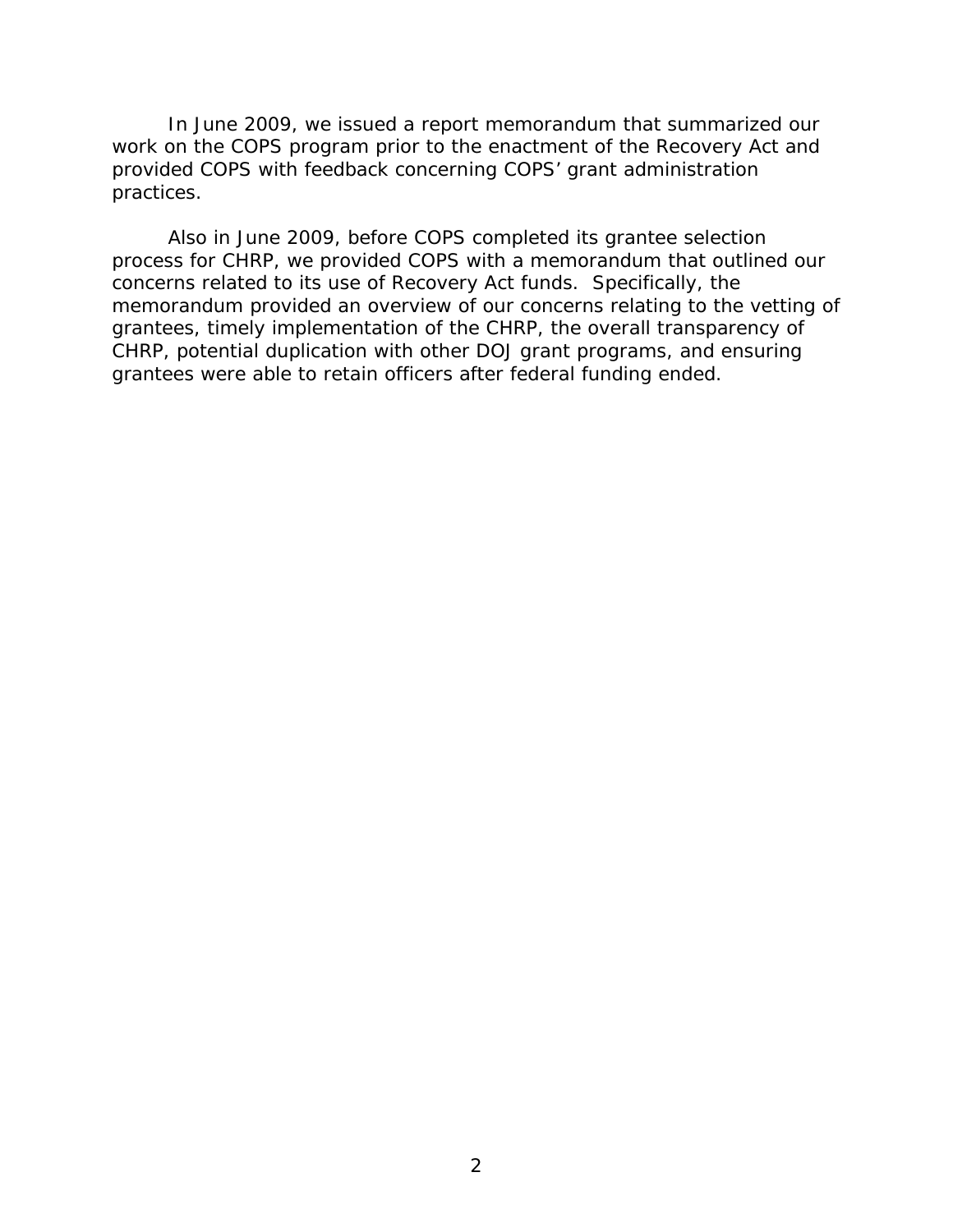In June 2009, we issued a report memorandum that summarized our work on the COPS program prior to the enactment of the Recovery Act and provided COPS with feedback concerning COPS' grant administration practices.

Also in June 2009, before COPS completed its grantee selection process for CHRP, we provided COPS with a memorandum that outlined our concerns related to its use of Recovery Act funds. Specifically, the memorandum provided an overview of our concerns relating to the vetting of grantees, timely implementation of the CHRP, the overall transparency of CHRP, potential duplication with other DOJ grant programs, and ensuring grantees were able to retain officers after federal funding ended.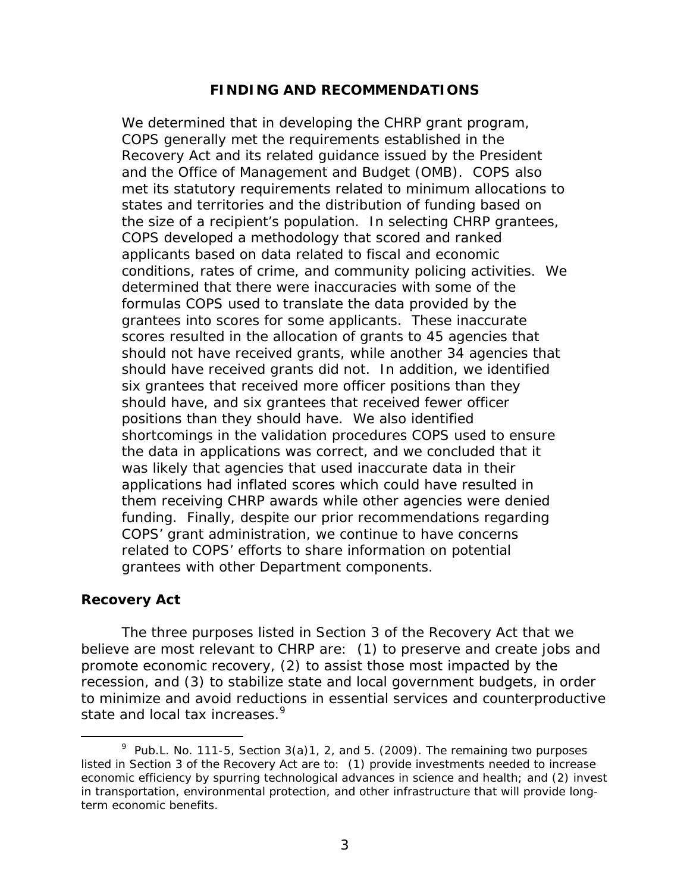## FINDING AND RECOMMENDATIONS

We determined that in developing the CHRP grant program, COPS generally met the requirements established in the Recovery Act and its related guidance issued by the President and the Office of Management and Budget (OMB). COPS also met its statutory requirements related to minimum allocations to states and territories and the distribution of funding based on the size of a recipient's population. In selecting CHRP grantees, COPS developed a methodology that scored and ranked applicants based on data related to fiscal and economic conditions, rates of crime, and community policing activities. We determined that there were inaccuracies with some of the formulas COPS used to translate the data provided by the grantees into scores for some applicants. These inaccurate scores resulted in the allocation of grants to 45 agencies that should not have received grants, while another 34 agencies that should have received grants did not. In addition, we identified six grantees that received more officer positions than they should have, and six grantees that received fewer officer positions than they should have. We also identified shortcomings in the validation procedures COPS used to ensure the data in applications was correct, and we concluded that it was likely that agencies that used inaccurate data in their applications had inflated scores which could have resulted in them receiving CHRP awards while other agencies were denied funding. Finally, despite our prior recommendations regarding COPS' grant administration, we continue to have concerns related to COPS' efforts to share information on potential grantees with other Department components.

### Recovery Act

The three purposes listed in Section 3 of the Recovery Act that we believe are most relevant to CHRP are: (1) to preserve and create jobs and promote economic recovery, (2) to assist those most impacted by the recession, and (3) to stabilize state and local government budgets, in order to minimize and avoid reductions in essential services and counterproductive state and local tax increases.[9]

---

[9] Pub.L. No. 111-5, Section 3(a)1, 2, and 5. (2009). The remaining two purposes listed in Section 3 of the Recovery Act are to: (1) provide investments needed to increase economic efficiency by spurring technological advances in science and health; and (2) invest in transportation, environmental protection, and other infrastructure that will provide long-term economic benefits.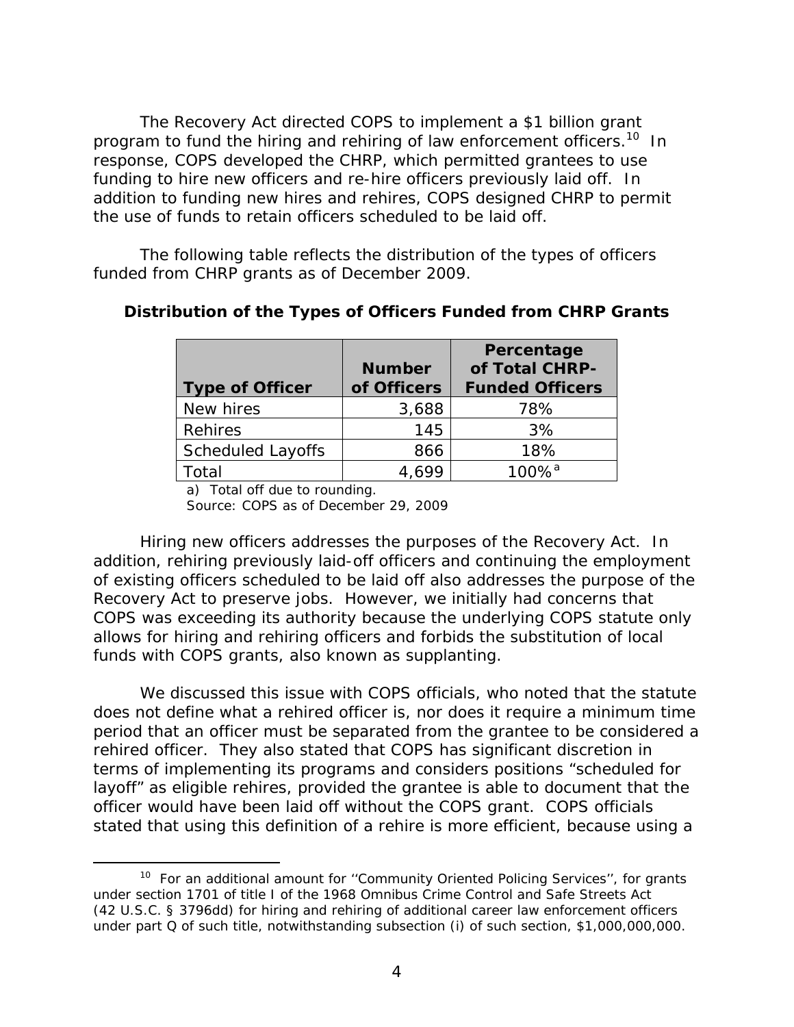The Recovery Act directed COPS to implement a $1 billion grant program to fund the hiring and rehiring of law enforcement officers.[10] In response, COPS developed the CHRP, which permitted grantees to use funding to hire new officers and re-hire officers previously laid off. In addition to funding new hires and rehires, COPS designed CHRP to permit the use of funds to retain officers scheduled to be laid off.

The following table reflects the distribution of the types of officers funded from CHRP grants as of December 2009.

**Distribution of the Types of Officers Funded from CHRP Grants**

| Type of Officer | Number of Officers | Percentage of Total CHRP-Funded Officers |
|---|---|---|
| New hires | 3,688 | 78% |
| Rehires | 145 | 3% |
| Scheduled Layoffs | 866 | 18% |
| Total | 4,699 | 100%[a] |

a) Total off due to rounding.

Source: COPS as of December 29, 2009

Hiring new officers addresses the purposes of the Recovery Act. In addition, rehiring previously laid-off officers and continuing the employment of existing officers scheduled to be laid off also addresses the purpose of the Recovery Act to preserve jobs. However, we initially had concerns that COPS was exceeding its authority because the underlying COPS statute only allows for hiring and rehiring officers and forbids the substitution of local funds with COPS grants, also known as supplanting.

We discussed this issue with COPS officials, who noted that the statute does not define what a rehired officer is, nor does it require a minimum time period that an officer must be separated from the grantee to be considered a rehired officer. They also stated that COPS has significant discretion in terms of implementing its programs and considers positions "scheduled for layoff" as eligible rehires, provided the grantee is able to document that the officer would have been laid off without the COPS grant. COPS officials stated that using this definition of a rehire is more efficient, because using a

[10] For an additional amount for ''Community Oriented Policing Services'', for grants under section 1701 of title I of the 1968 Omnibus Crime Control and Safe Streets Act (42 U.S.C. § 3796dd) for hiring and rehiring of additional career law enforcement officers under part Q of such title, notwithstanding subsection (i) of such section, $1,000,000,000.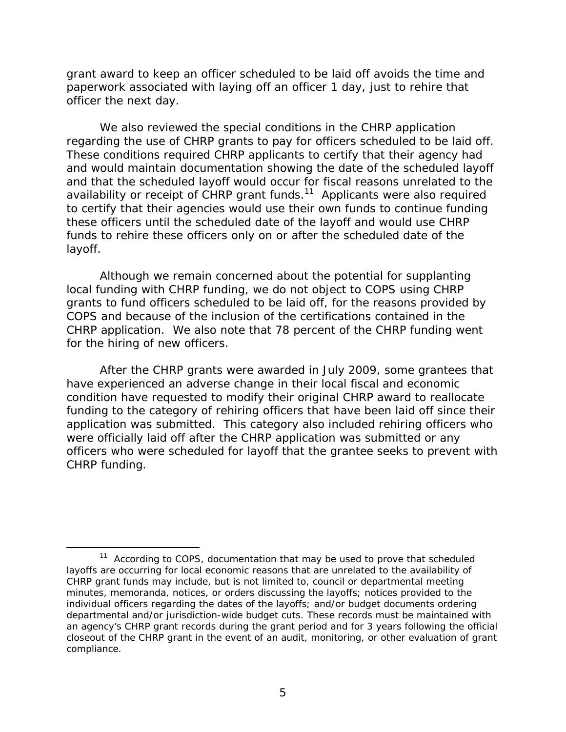grant award to keep an officer scheduled to be laid off avoids the time and paperwork associated with laying off an officer 1 day, just to rehire that officer the next day.

We also reviewed the special conditions in the CHRP application regarding the use of CHRP grants to pay for officers scheduled to be laid off. These conditions required CHRP applicants to certify that their agency had and would maintain documentation showing the date of the scheduled layoff and that the scheduled layoff would occur for fiscal reasons unrelated to the availability or receipt of CHRP grant funds.[11] Applicants were also required to certify that their agencies would use their own funds to continue funding these officers until the scheduled date of the layoff and would use CHRP funds to rehire these officers only on or after the scheduled date of the layoff.

Although we remain concerned about the potential for supplanting local funding with CHRP funding, we do not object to COPS using CHRP grants to fund officers scheduled to be laid off, for the reasons provided by COPS and because of the inclusion of the certifications contained in the CHRP application. We also note that 78 percent of the CHRP funding went for the hiring of new officers.

After the CHRP grants were awarded in July 2009, some grantees that have experienced an adverse change in their local fiscal and economic condition have requested to modify their original CHRP award to reallocate funding to the category of rehiring officers that have been laid off since their application was submitted. This category also included rehiring officers who were officially laid off after the CHRP application was submitted or any officers who were scheduled for layoff that the grantee seeks to prevent with CHRP funding.

---

[11] According to COPS, documentation that may be used to prove that scheduled layoffs are occurring for local economic reasons that are unrelated to the availability of CHRP grant funds may include, but is not limited to, council or departmental meeting minutes, memoranda, notices, or orders discussing the layoffs; notices provided to the individual officers regarding the dates of the layoffs; and/or budget documents ordering departmental and/or jurisdiction-wide budget cuts. These records must be maintained with an agency's CHRP grant records during the grant period and for 3 years following the official closeout of the CHRP grant in the event of an audit, monitoring, or other evaluation of grant compliance.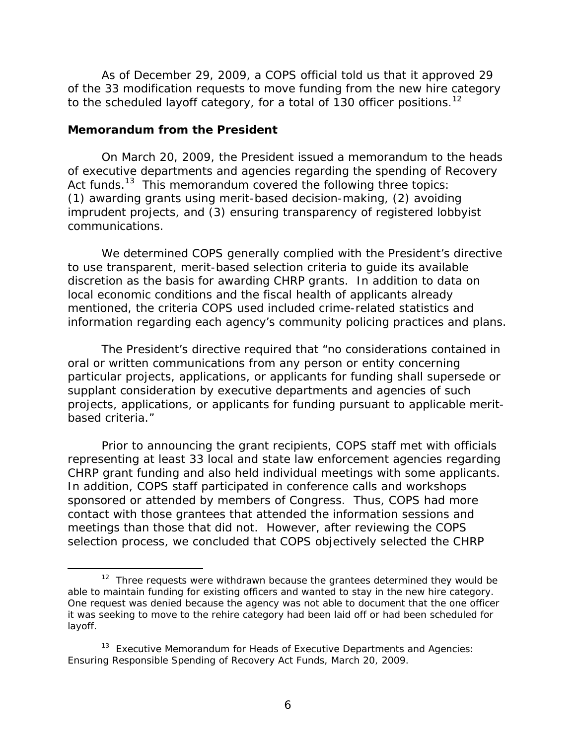As of December 29, 2009, a COPS official told us that it approved 29 of the 33 modification requests to move funding from the new hire category to the scheduled layoff category, for a total of 130 officer positions.[12]

### Memorandum from the President

On March 20, 2009, the President issued a memorandum to the heads of executive departments and agencies regarding the spending of Recovery Act funds.[13] This memorandum covered the following three topics: (1) awarding grants using merit-based decision-making, (2) avoiding imprudent projects, and (3) ensuring transparency of registered lobbyist communications.

We determined COPS generally complied with the President's directive to use transparent, merit-based selection criteria to guide its available discretion as the basis for awarding CHRP grants. In addition to data on local economic conditions and the fiscal health of applicants already mentioned, the criteria COPS used included crime-related statistics and information regarding each agency's community policing practices and plans.

The President's directive required that "no considerations contained in oral or written communications from any person or entity concerning particular projects, applications, or applicants for funding shall supersede or supplant consideration by executive departments and agencies of such projects, applications, or applicants for funding pursuant to applicable merit-based criteria."

Prior to announcing the grant recipients, COPS staff met with officials representing at least 33 local and state law enforcement agencies regarding CHRP grant funding and also held individual meetings with some applicants. In addition, COPS staff participated in conference calls and workshops sponsored or attended by members of Congress. Thus, COPS had more contact with those grantees that attended the information sessions and meetings than those that did not. However, after reviewing the COPS selection process, we concluded that COPS objectively selected the CHRP

---

[12] Three requests were withdrawn because the grantees determined they would be able to maintain funding for existing officers and wanted to stay in the new hire category. One request was denied because the agency was not able to document that the one officer it was seeking to move to the rehire category had been laid off or had been scheduled for layoff.

[13] Executive Memorandum for Heads of Executive Departments and Agencies: Ensuring Responsible Spending of Recovery Act Funds, March 20, 2009.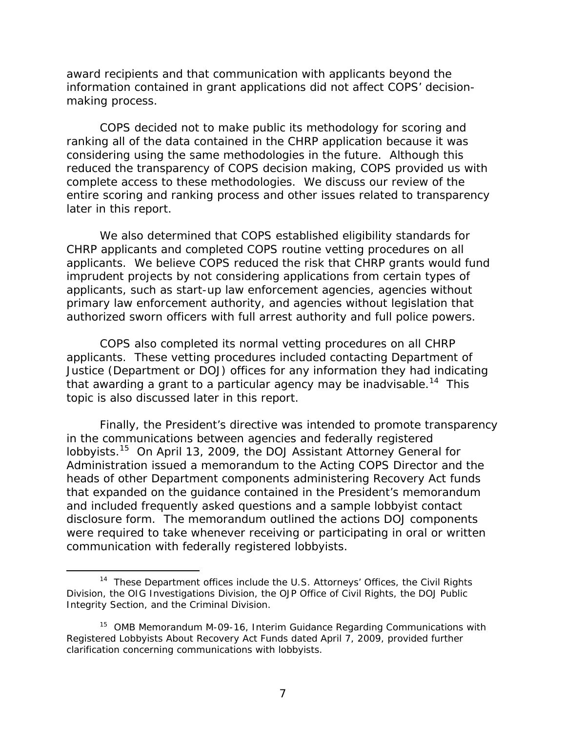award recipients and that communication with applicants beyond the information contained in grant applications did not affect COPS' decision-making process.

COPS decided not to make public its methodology for scoring and ranking all of the data contained in the CHRP application because it was considering using the same methodologies in the future. Although this reduced the transparency of COPS decision making, COPS provided us with complete access to these methodologies. We discuss our review of the entire scoring and ranking process and other issues related to transparency later in this report.

We also determined that COPS established eligibility standards for CHRP applicants and completed COPS routine vetting procedures on all applicants. We believe COPS reduced the risk that CHRP grants would fund imprudent projects by not considering applications from certain types of applicants, such as start-up law enforcement agencies, agencies without primary law enforcement authority, and agencies without legislation that authorized sworn officers with full arrest authority and full police powers.

COPS also completed its normal vetting procedures on all CHRP applicants. These vetting procedures included contacting Department of Justice (Department or DOJ) offices for any information they had indicating that awarding a grant to a particular agency may be inadvisable.[14] This topic is also discussed later in this report.

Finally, the President's directive was intended to promote transparency in the communications between agencies and federally registered lobbyists.[15] On April 13, 2009, the DOJ Assistant Attorney General for Administration issued a memorandum to the Acting COPS Director and the heads of other Department components administering Recovery Act funds that expanded on the guidance contained in the President's memorandum and included frequently asked questions and a sample lobbyist contact disclosure form. The memorandum outlined the actions DOJ components were required to take whenever receiving or participating in oral or written communication with federally registered lobbyists.

---

[14] These Department offices include the U.S. Attorneys' Offices, the Civil Rights Division, the OIG Investigations Division, the OJP Office of Civil Rights, the DOJ Public Integrity Section, and the Criminal Division.

[15] OMB Memorandum M-09-16, Interim Guidance Regarding Communications with Registered Lobbyists About Recovery Act Funds dated April 7, 2009, provided further clarification concerning communications with lobbyists.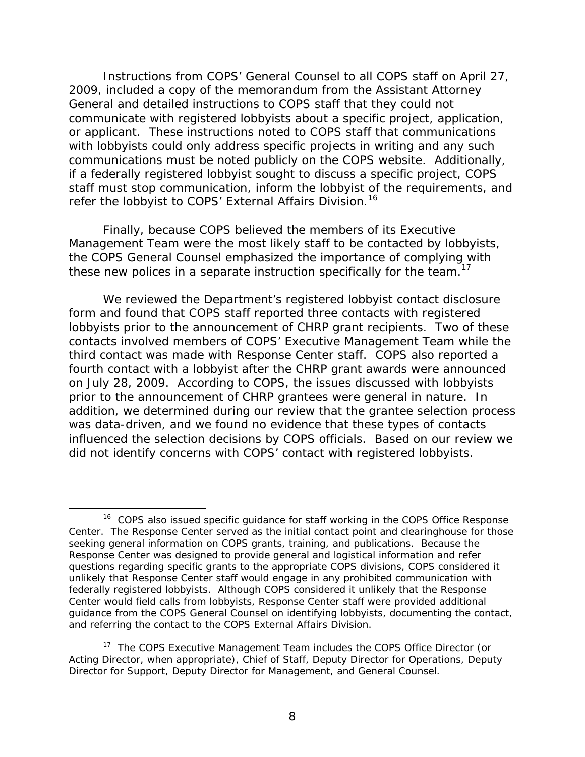Instructions from COPS' General Counsel to all COPS staff on April 27, 2009, included a copy of the memorandum from the Assistant Attorney General and detailed instructions to COPS staff that they could not communicate with registered lobbyists about a specific project, application, or applicant. These instructions noted to COPS staff that communications with lobbyists could only address specific projects in writing and any such communications must be noted publicly on the COPS website. Additionally, if a federally registered lobbyist sought to discuss a specific project, COPS staff must stop communication, inform the lobbyist of the requirements, and refer the lobbyist to COPS' External Affairs Division.[16]

Finally, because COPS believed the members of its Executive Management Team were the most likely staff to be contacted by lobbyists, the COPS General Counsel emphasized the importance of complying with these new polices in a separate instruction specifically for the team.[17]

We reviewed the Department's registered lobbyist contact disclosure form and found that COPS staff reported three contacts with registered lobbyists prior to the announcement of CHRP grant recipients. Two of these contacts involved members of COPS' Executive Management Team while the third contact was made with Response Center staff. COPS also reported a fourth contact with a lobbyist after the CHRP grant awards were announced on July 28, 2009. According to COPS, the issues discussed with lobbyists prior to the announcement of CHRP grantees were general in nature. In addition, we determined during our review that the grantee selection process was data-driven, and we found no evidence that these types of contacts influenced the selection decisions by COPS officials. Based on our review we did not identify concerns with COPS' contact with registered lobbyists.

---

[16] COPS also issued specific guidance for staff working in the COPS Office Response Center. The Response Center served as the initial contact point and clearinghouse for those seeking general information on COPS grants, training, and publications. Because the Response Center was designed to provide general and logistical information and refer questions regarding specific grants to the appropriate COPS divisions, COPS considered it unlikely that Response Center staff would engage in any prohibited communication with federally registered lobbyists. Although COPS considered it unlikely that the Response Center would field calls from lobbyists, Response Center staff were provided additional guidance from the COPS General Counsel on identifying lobbyists, documenting the contact, and referring the contact to the COPS External Affairs Division.

[17] The COPS Executive Management Team includes the COPS Office Director (or Acting Director, when appropriate), Chief of Staff, Deputy Director for Operations, Deputy Director for Support, Deputy Director for Management, and General Counsel.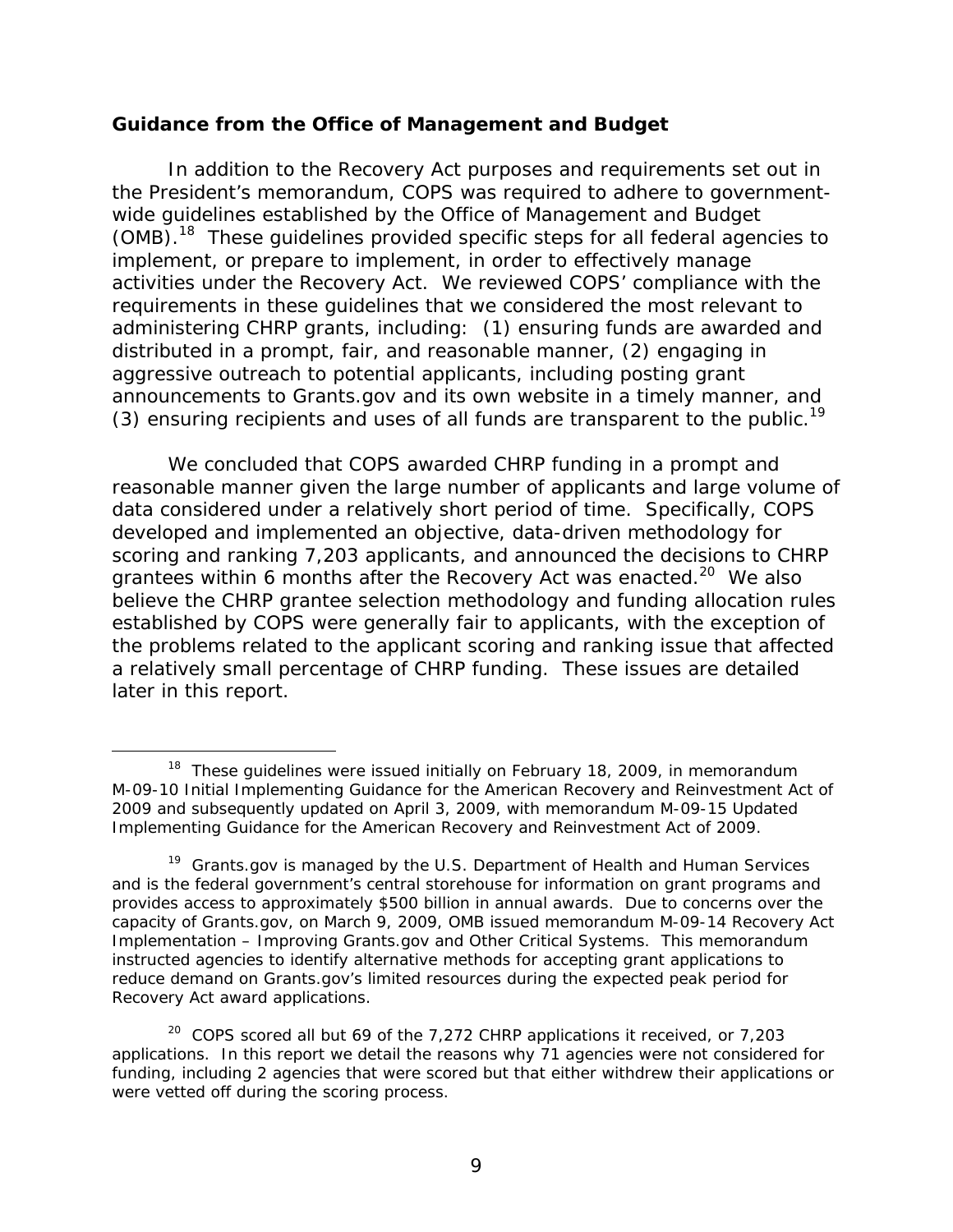### Guidance from the Office of Management and Budget

In addition to the Recovery Act purposes and requirements set out in the President's memorandum, COPS was required to adhere to government-wide guidelines established by the Office of Management and Budget (OMB).[18] These guidelines provided specific steps for all federal agencies to implement, or prepare to implement, in order to effectively manage activities under the Recovery Act. We reviewed COPS' compliance with the requirements in these guidelines that we considered the most relevant to administering CHRP grants, including: (1) ensuring funds are awarded and distributed in a prompt, fair, and reasonable manner, (2) engaging in aggressive outreach to potential applicants, including posting grant announcements to Grants.gov and its own website in a timely manner, and (3) ensuring recipients and uses of all funds are transparent to the public.[19]

We concluded that COPS awarded CHRP funding in a prompt and reasonable manner given the large number of applicants and large volume of data considered under a relatively short period of time. Specifically, COPS developed and implemented an objective, data-driven methodology for scoring and ranking 7,203 applicants, and announced the decisions to CHRP grantees within 6 months after the Recovery Act was enacted.[20] We also believe the CHRP grantee selection methodology and funding allocation rules established by COPS were generally fair to applicants, with the exception of the problems related to the applicant scoring and ranking issue that affected a relatively small percentage of CHRP funding. These issues are detailed later in this report.

---

[18] These guidelines were issued initially on February 18, 2009, in memorandum M-09-10 Initial Implementing Guidance for the American Recovery and Reinvestment Act of 2009 and subsequently updated on April 3, 2009, with memorandum M-09-15 Updated Implementing Guidance for the American Recovery and Reinvestment Act of 2009.

[19] Grants.gov is managed by the U.S. Department of Health and Human Services and is the federal government's central storehouse for information on grant programs and provides access to approximately $500 billion in annual awards. Due to concerns over the capacity of Grants.gov, on March 9, 2009, OMB issued memorandum M-09-14 Recovery Act Implementation – Improving Grants.gov and Other Critical Systems. This memorandum instructed agencies to identify alternative methods for accepting grant applications to reduce demand on Grants.gov's limited resources during the expected peak period for Recovery Act award applications.

[20] COPS scored all but 69 of the 7,272 CHRP applications it received, or 7,203 applications. In this report we detail the reasons why 71 agencies were not considered for funding, including 2 agencies that were scored but that either withdrew their applications or were vetted off during the scoring process.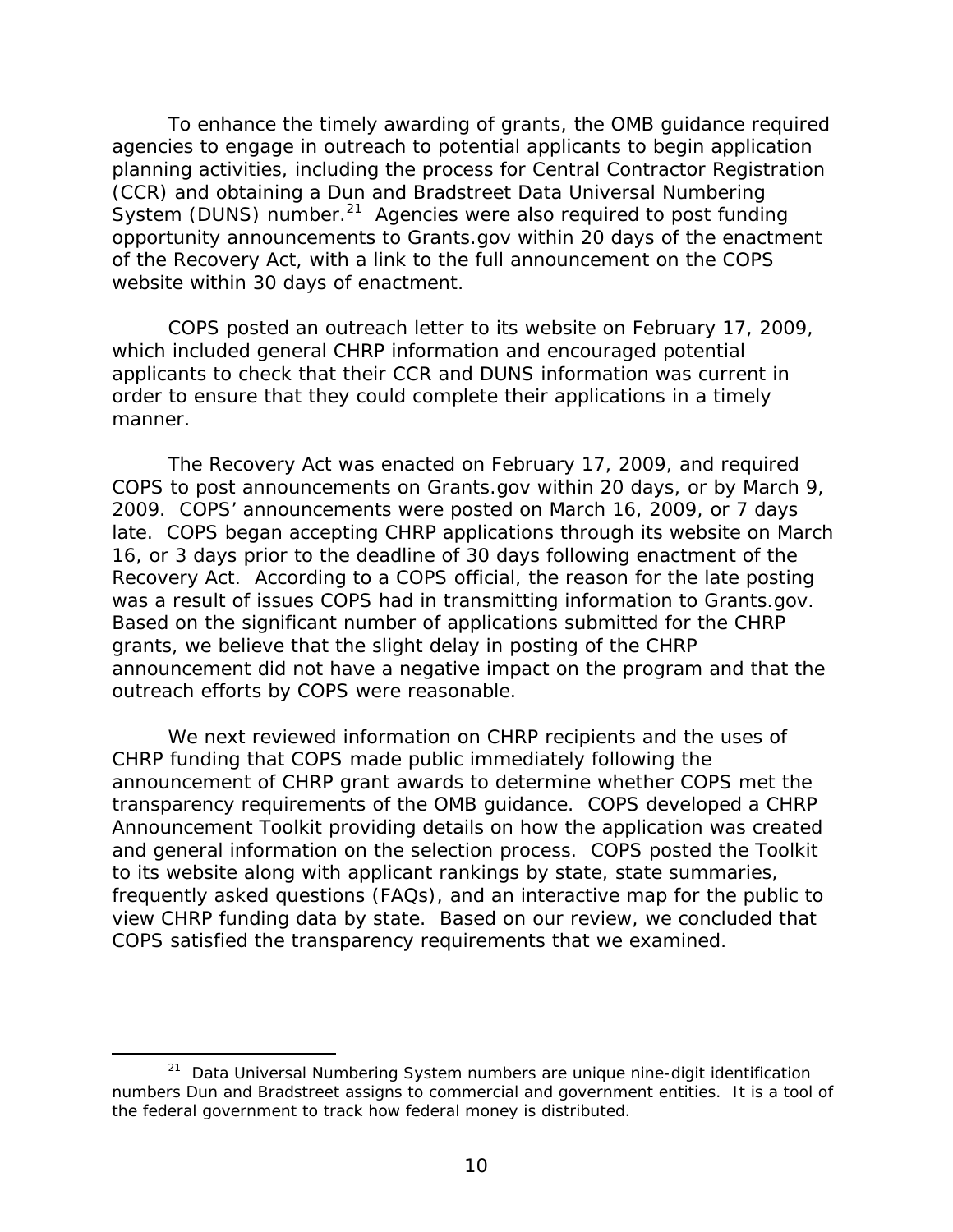To enhance the timely awarding of grants, the OMB guidance required agencies to engage in outreach to potential applicants to begin application planning activities, including the process for Central Contractor Registration (CCR) and obtaining a Dun and Bradstreet Data Universal Numbering System (DUNS) number.[21] Agencies were also required to post funding opportunity announcements to Grants.gov within 20 days of the enactment of the Recovery Act, with a link to the full announcement on the COPS website within 30 days of enactment.

COPS posted an outreach letter to its website on February 17, 2009, which included general CHRP information and encouraged potential applicants to check that their CCR and DUNS information was current in order to ensure that they could complete their applications in a timely manner.

The Recovery Act was enacted on February 17, 2009, and required COPS to post announcements on Grants.gov within 20 days, or by March 9, 2009. COPS' announcements were posted on March 16, 2009, or 7 days late. COPS began accepting CHRP applications through its website on March 16, or 3 days prior to the deadline of 30 days following enactment of the Recovery Act. According to a COPS official, the reason for the late posting was a result of issues COPS had in transmitting information to Grants.gov. Based on the significant number of applications submitted for the CHRP grants, we believe that the slight delay in posting of the CHRP announcement did not have a negative impact on the program and that the outreach efforts by COPS were reasonable.

We next reviewed information on CHRP recipients and the uses of CHRP funding that COPS made public immediately following the announcement of CHRP grant awards to determine whether COPS met the transparency requirements of the OMB guidance. COPS developed a CHRP Announcement Toolkit providing details on how the application was created and general information on the selection process. COPS posted the Toolkit to its website along with applicant rankings by state, state summaries, frequently asked questions (FAQs), and an interactive map for the public to view CHRP funding data by state. Based on our review, we concluded that COPS satisfied the transparency requirements that we examined.

[21] Data Universal Numbering System numbers are unique nine-digit identification numbers Dun and Bradstreet assigns to commercial and government entities. It is a tool of the federal government to track how federal money is distributed.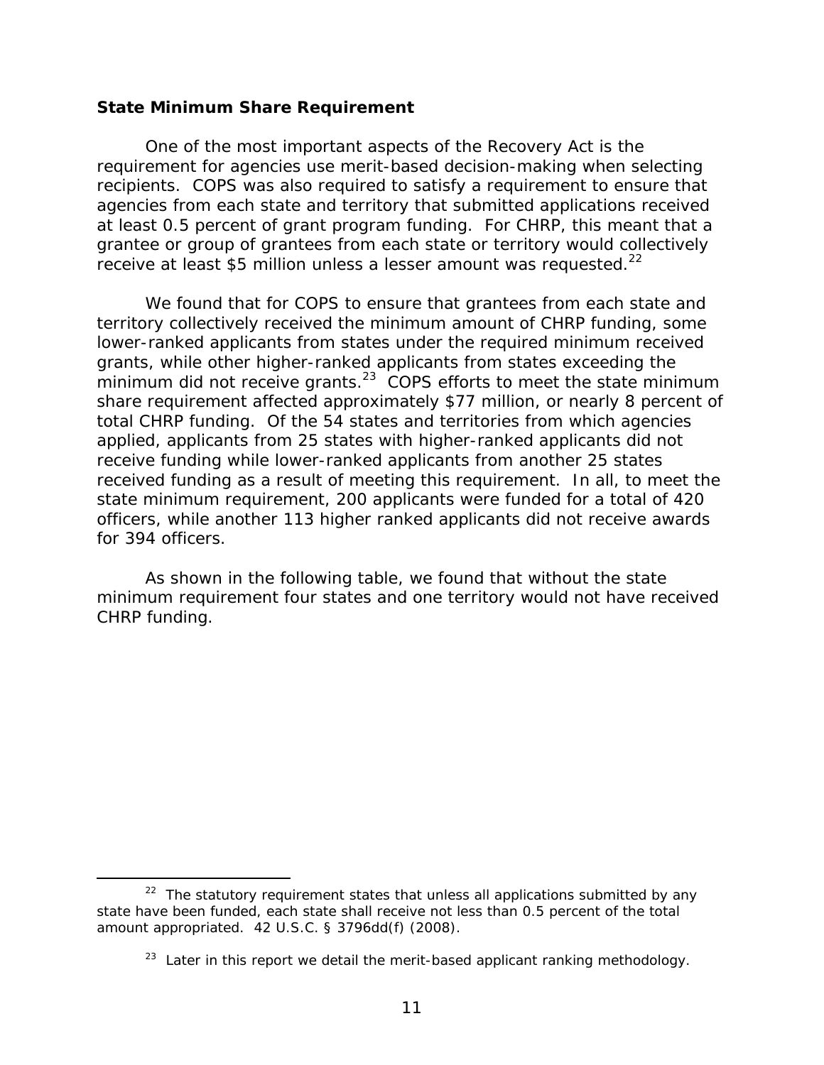### State Minimum Share Requirement

One of the most important aspects of the Recovery Act is the requirement for agencies use merit-based decision-making when selecting recipients. COPS was also required to satisfy a requirement to ensure that agencies from each state and territory that submitted applications received at least 0.5 percent of grant program funding. For CHRP, this meant that a grantee or group of grantees from each state or territory would collectively receive at least $5 million unless a lesser amount was requested.[22]

We found that for COPS to ensure that grantees from each state and territory collectively received the minimum amount of CHRP funding, some lower-ranked applicants from states under the required minimum received grants, while other higher-ranked applicants from states exceeding the minimum did not receive grants.[23] COPS efforts to meet the state minimum share requirement affected approximately $77 million, or nearly 8 percent of total CHRP funding. Of the 54 states and territories from which agencies applied, applicants from 25 states with higher-ranked applicants did not receive funding while lower-ranked applicants from another 25 states received funding as a result of meeting this requirement. In all, to meet the state minimum requirement, 200 applicants were funded for a total of 420 officers, while another 113 higher ranked applicants did not receive awards for 394 officers.

As shown in the following table, we found that without the state minimum requirement four states and one territory would not have received CHRP funding.

---

[22] The statutory requirement states that unless all applications submitted by any state have been funded, each state shall receive not less than 0.5 percent of the total amount appropriated. 42 U.S.C. § 3796dd(f) (2008).

[23] Later in this report we detail the merit-based applicant ranking methodology.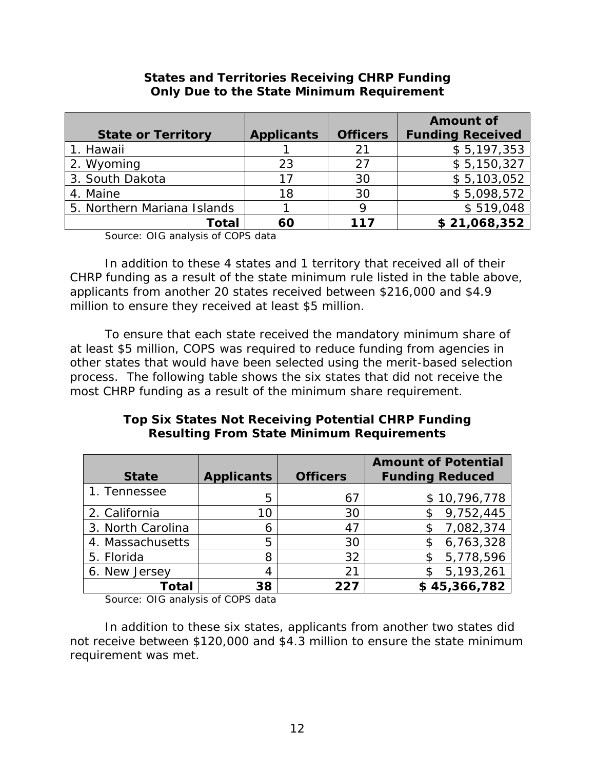**States and Territories Receiving CHRP Funding Only Due to the State Minimum Requirement**

| State or Territory | Applicants | Officers | Amount of Funding Received |
|---|---|---|---|
| 1. Hawaii | 1 | 21 | $ 5,197,353 |
| 2. Wyoming | 23 | 27 | $ 5,150,327 |
| 3. South Dakota | 17 | 30 | $ 5,103,052 |
| 4. Maine | 18 | 30 | $ 5,098,572 |
| 5. Northern Mariana Islands | 1 | 9 | $ 519,048 |
| **Total** | **60** | **117** | **$ 21,068,352** |

Source: OIG analysis of COPS data

In addition to these 4 states and 1 territory that received all of their CHRP funding as a result of the state minimum rule listed in the table above, applicants from another 20 states received between $216,000 and $4.9 million to ensure they received at least $5 million.

To ensure that each state received the mandatory minimum share of at least $5 million, COPS was required to reduce funding from agencies in other states that would have been selected using the merit-based selection process. The following table shows the six states that did not receive the most CHRP funding as a result of the minimum share requirement.

**Top Six States Not Receiving Potential CHRP Funding Resulting From State Minimum Requirements**

| State | Applicants | Officers | Amount of Potential Funding Reduced |
|---|---|---|---|
| 1. Tennessee | 5 | 67 | $ 10,796,778 |
| 2. California | 10 | 30 | $ 9,752,445 |
| 3. North Carolina | 6 | 47 | $ 7,082,374 |
| 4. Massachusetts | 5 | 30 | $ 6,763,328 |
| 5. Florida | 8 | 32 | $ 5,778,596 |
| 6. New Jersey | 4 | 21 | $ 5,193,261 |
| **Total** | **38** | **227** | **$ 45,366,782** |

Source: OIG analysis of COPS data

In addition to these six states, applicants from another two states did not receive between $120,000 and $4.3 million to ensure the state minimum requirement was met.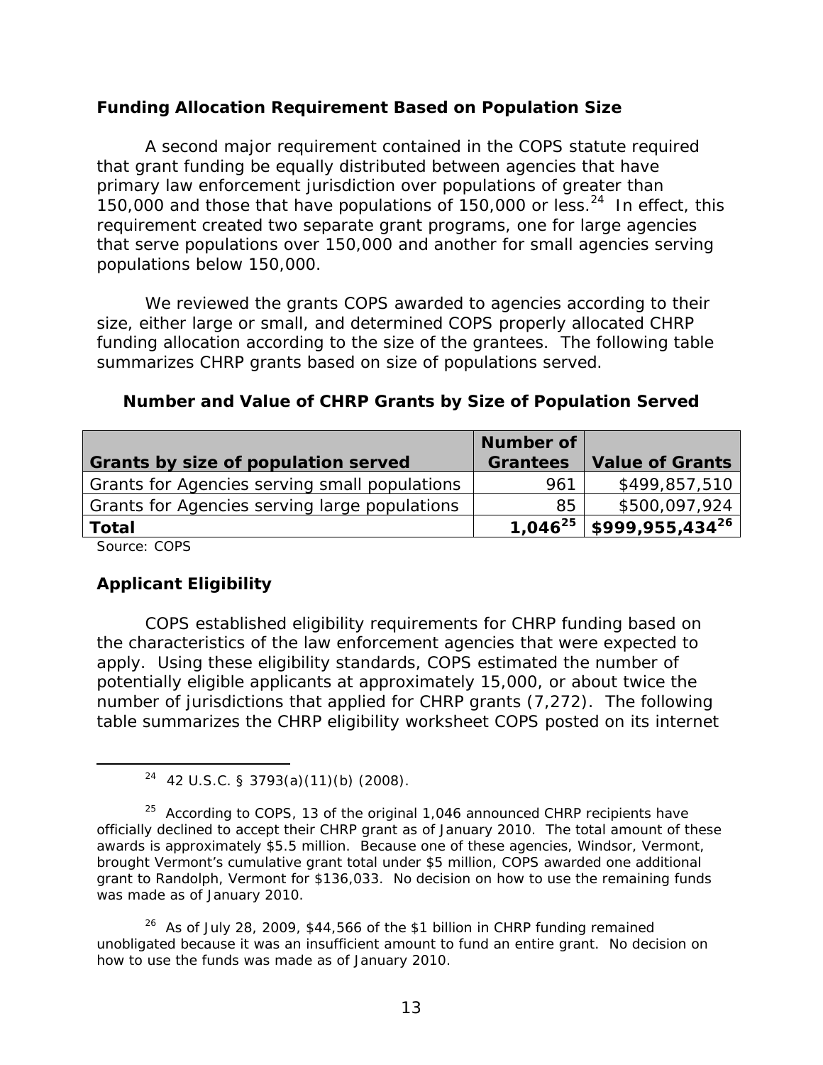### Funding Allocation Requirement Based on Population Size

A second major requirement contained in the COPS statute required that grant funding be equally distributed between agencies that have primary law enforcement jurisdiction over populations of greater than 150,000 and those that have populations of 150,000 or less.[24] In effect, this requirement created two separate grant programs, one for large agencies that serve populations over 150,000 and another for small agencies serving populations below 150,000.

We reviewed the grants COPS awarded to agencies according to their size, either large or small, and determined COPS properly allocated CHRP funding allocation according to the size of the grantees. The following table summarizes CHRP grants based on size of populations served.

**Number and Value of CHRP Grants by Size of Population Served**

| Grants by size of population served | Number of Grantees | Value of Grants |
|---|---|---|
| Grants for Agencies serving small populations | 961 | $499,857,510 |
| Grants for Agencies serving large populations | 85 | $500,097,924 |
| **Total** | **1,046[25]** | **$999,955,434[26]** |

Source: COPS

### Applicant Eligibility

COPS established eligibility requirements for CHRP funding based on the characteristics of the law enforcement agencies that were expected to apply. Using these eligibility standards, COPS estimated the number of potentially eligible applicants at approximately 15,000, or about twice the number of jurisdictions that applied for CHRP grants (7,272). The following table summarizes the CHRP eligibility worksheet COPS posted on its internet

---

[24] 42 U.S.C. § 3793(a)(11)(b) (2008).

[25] According to COPS, 13 of the original 1,046 announced CHRP recipients have officially declined to accept their CHRP grant as of January 2010. The total amount of these awards is approximately $5.5 million. Because one of these agencies, Windsor, Vermont, brought Vermont's cumulative grant total under $5 million, COPS awarded one additional grant to Randolph, Vermont for $136,033. No decision on how to use the remaining funds was made as of January 2010.

[26] As of July 28, 2009, $44,566 of the $1 billion in CHRP funding remained unobligated because it was an insufficient amount to fund an entire grant. No decision on how to use the funds was made as of January 2010.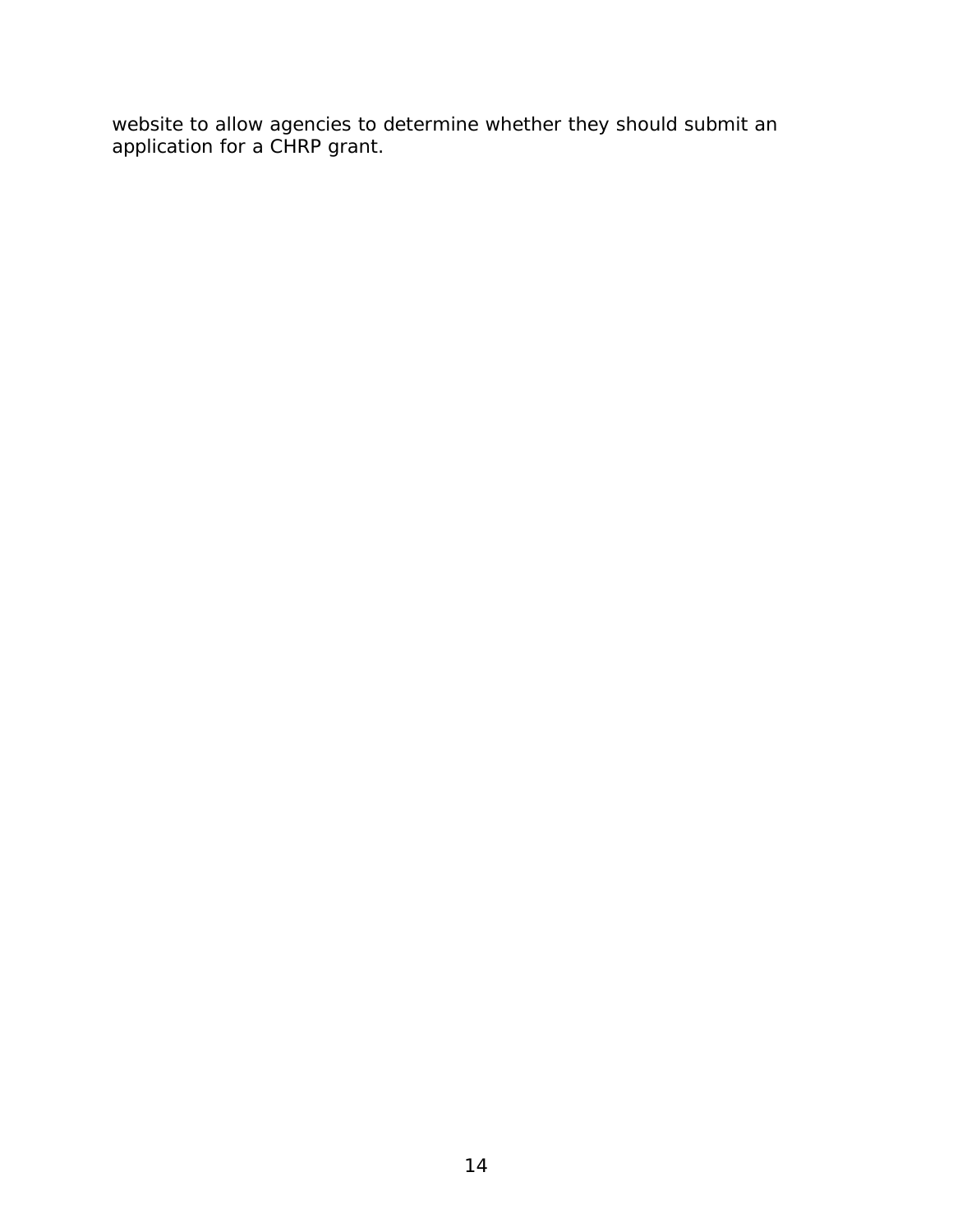website to allow agencies to determine whether they should submit an application for a CHRP grant.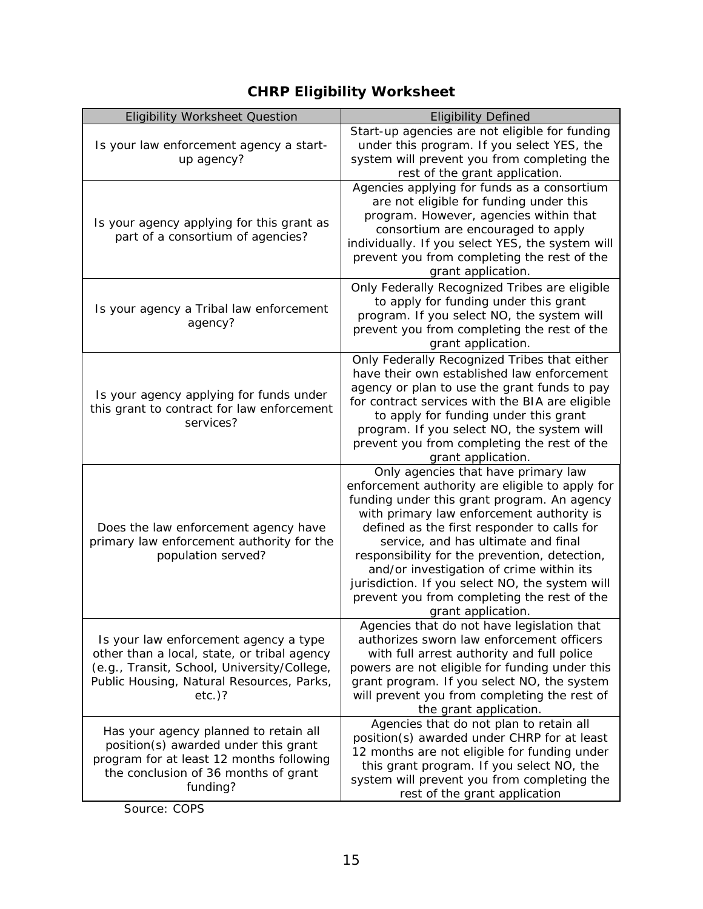## CHRP Eligibility Worksheet

| Eligibility Worksheet Question | Eligibility Defined |
| --- | --- |
| Is your law enforcement agency a start-up agency? | Start-up agencies are not eligible for funding under this program. If you select YES, the system will prevent you from completing the rest of the grant application. |
| Is your agency applying for this grant as part of a consortium of agencies? | Agencies applying for funds as a consortium are not eligible for funding under this program. However, agencies within that consortium are encouraged to apply individually. If you select YES, the system will prevent you from completing the rest of the grant application. |
| Is your agency a Tribal law enforcement agency? | Only Federally Recognized Tribes are eligible to apply for funding under this grant program. If you select NO, the system will prevent you from completing the rest of the grant application. |
| Is your agency applying for funds under this grant to contract for law enforcement services? | Only Federally Recognized Tribes that either have their own established law enforcement agency or plan to use the grant funds to pay for contract services with the BIA are eligible to apply for funding under this grant program. If you select NO, the system will prevent you from completing the rest of the grant application. |
| Does the law enforcement agency have primary law enforcement authority for the population served? | Only agencies that have primary law enforcement authority are eligible to apply for funding under this grant program. An agency with primary law enforcement authority is defined as the first responder to calls for service, and has ultimate and final responsibility for the prevention, detection, and/or investigation of crime within its jurisdiction. If you select NO, the system will prevent you from completing the rest of the grant application. |
| Is your law enforcement agency a type other than a local, state, or tribal agency (e.g., Transit, School, University/College, Public Housing, Natural Resources, Parks, etc.)? | Agencies that do not have legislation that authorizes sworn law enforcement officers with full arrest authority and full police powers are not eligible for funding under this grant program. If you select NO, the system will prevent you from completing the rest of the grant application. |
| Has your agency planned to retain all position(s) awarded under this grant program for at least 12 months following the conclusion of 36 months of grant funding? | Agencies that do not plan to retain all position(s) awarded under CHRP for at least 12 months are not eligible for funding under this grant program. If you select NO, the system will prevent you from completing the rest of the grant application |

Source: COPS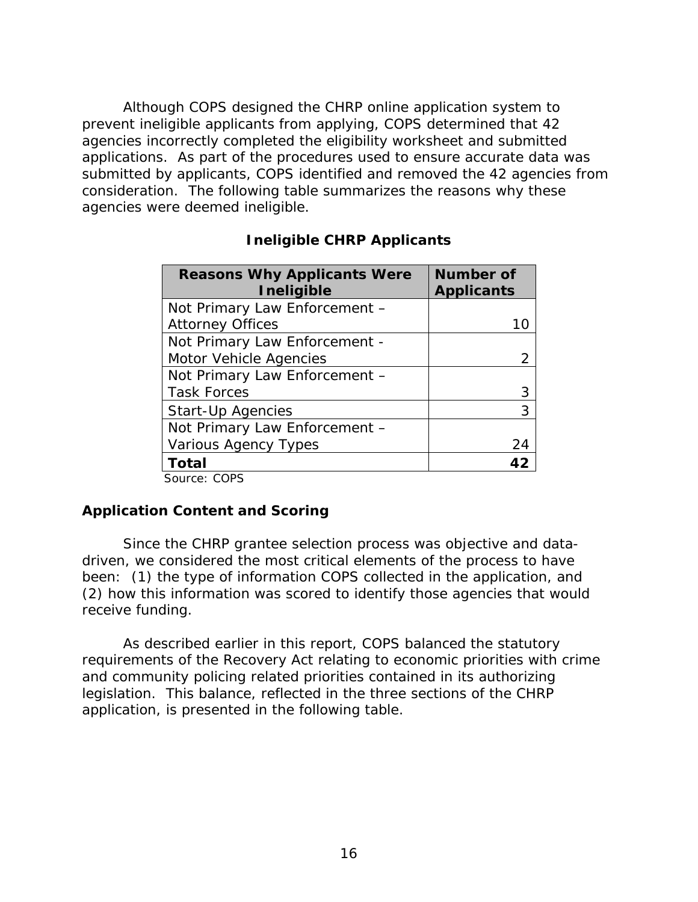Although COPS designed the CHRP online application system to prevent ineligible applicants from applying, COPS determined that 42 agencies incorrectly completed the eligibility worksheet and submitted applications. As part of the procedures used to ensure accurate data was submitted by applicants, COPS identified and removed the 42 agencies from consideration. The following table summarizes the reasons why these agencies were deemed ineligible.

**Ineligible CHRP Applicants**

| Reasons Why Applicants Were Ineligible | Number of Applicants |
|---|---|
| Not Primary Law Enforcement – Attorney Offices | 10 |
| Not Primary Law Enforcement - Motor Vehicle Agencies | 2 |
| Not Primary Law Enforcement – Task Forces | 3 |
| Start-Up Agencies | 3 |
| Not Primary Law Enforcement – Various Agency Types | 24 |
| **Total** | **42** |

Source: COPS

### Application Content and Scoring

Since the CHRP grantee selection process was objective and data-driven, we considered the most critical elements of the process to have been: (1) the type of information COPS collected in the application, and (2) how this information was scored to identify those agencies that would receive funding.

As described earlier in this report, COPS balanced the statutory requirements of the Recovery Act relating to economic priorities with crime and community policing related priorities contained in its authorizing legislation. This balance, reflected in the three sections of the CHRP application, is presented in the following table.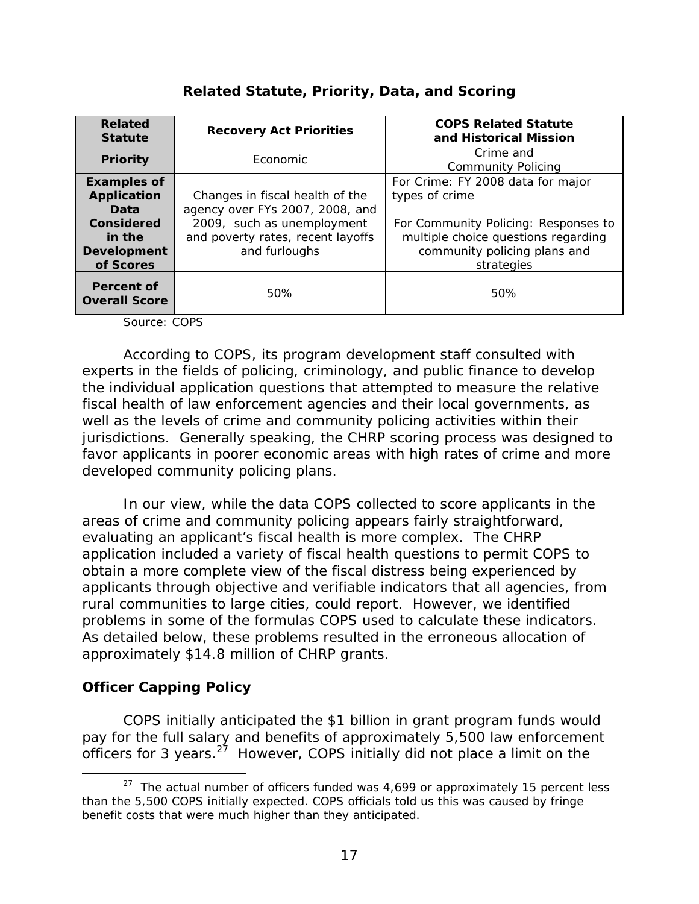**Related Statute, Priority, Data, and Scoring**

| Related Statute | Recovery Act Priorities | COPS Related Statute and Historical Mission |
|---|---|---|
| Priority | Economic | Crime and Community Policing |
| Examples of Application Data Considered in the Development of Scores | Changes in fiscal health of the agency over FYs 2007, 2008, and 2009, such as unemployment and poverty rates, recent layoffs and furloughs | For Crime: FY 2008 data for major types of crime<br><br>For Community Policing: Responses to multiple choice questions regarding community policing plans and strategies |
| Percent of Overall Score | 50% | 50% |

Source: COPS

According to COPS, its program development staff consulted with experts in the fields of policing, criminology, and public finance to develop the individual application questions that attempted to measure the relative fiscal health of law enforcement agencies and their local governments, as well as the levels of crime and community policing activities within their jurisdictions. Generally speaking, the CHRP scoring process was designed to favor applicants in poorer economic areas with high rates of crime and more developed community policing plans.

In our view, while the data COPS collected to score applicants in the areas of crime and community policing appears fairly straightforward, evaluating an applicant's fiscal health is more complex. The CHRP application included a variety of fiscal health questions to permit COPS to obtain a more complete view of the fiscal distress being experienced by applicants through objective and verifiable indicators that all agencies, from rural communities to large cities, could report. However, we identified problems in some of the formulas COPS used to calculate these indicators. As detailed below, these problems resulted in the erroneous allocation of approximately $14.8 million of CHRP grants.

### Officer Capping Policy

COPS initially anticipated the $1 billion in grant program funds would pay for the full salary and benefits of approximately 5,500 law enforcement officers for 3 years.[27] However, COPS initially did not place a limit on the

[27] The actual number of officers funded was 4,699 or approximately 15 percent less than the 5,500 COPS initially expected. COPS officials told us this was caused by fringe benefit costs that were much higher than they anticipated.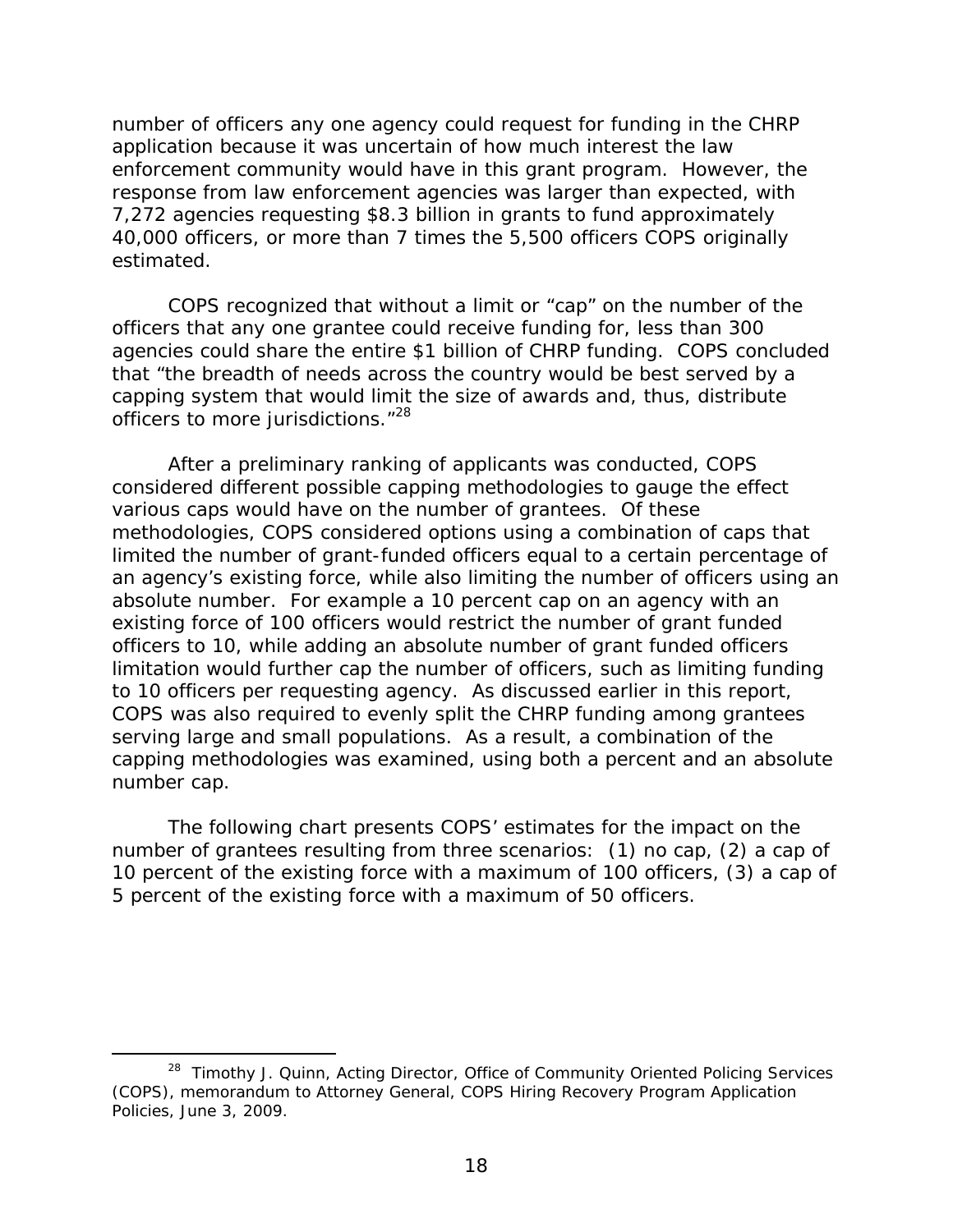number of officers any one agency could request for funding in the CHRP application because it was uncertain of how much interest the law enforcement community would have in this grant program. However, the response from law enforcement agencies was larger than expected, with 7,272 agencies requesting $8.3 billion in grants to fund approximately 40,000 officers, or more than 7 times the 5,500 officers COPS originally estimated.

COPS recognized that without a limit or "cap" on the number of the officers that any one grantee could receive funding for, less than 300 agencies could share the entire $1 billion of CHRP funding. COPS concluded that "the breadth of needs across the country would be best served by a capping system that would limit the size of awards and, thus, distribute officers to more jurisdictions."[28]

After a preliminary ranking of applicants was conducted, COPS considered different possible capping methodologies to gauge the effect various caps would have on the number of grantees. Of these methodologies, COPS considered options using a combination of caps that limited the number of grant-funded officers equal to a certain percentage of an agency's existing force, while also limiting the number of officers using an absolute number. For example a 10 percent cap on an agency with an existing force of 100 officers would restrict the number of grant funded officers to 10, while adding an absolute number of grant funded officers limitation would further cap the number of officers, such as limiting funding to 10 officers per requesting agency. As discussed earlier in this report, COPS was also required to evenly split the CHRP funding among grantees serving large and small populations. As a result, a combination of the capping methodologies was examined, using both a percent and an absolute number cap.

The following chart presents COPS' estimates for the impact on the number of grantees resulting from three scenarios: (1) no cap, (2) a cap of 10 percent of the existing force with a maximum of 100 officers, (3) a cap of 5 percent of the existing force with a maximum of 50 officers.

[28] Timothy J. Quinn, Acting Director, Office of Community Oriented Policing Services (COPS), memorandum to Attorney General, COPS Hiring Recovery Program Application Policies, June 3, 2009.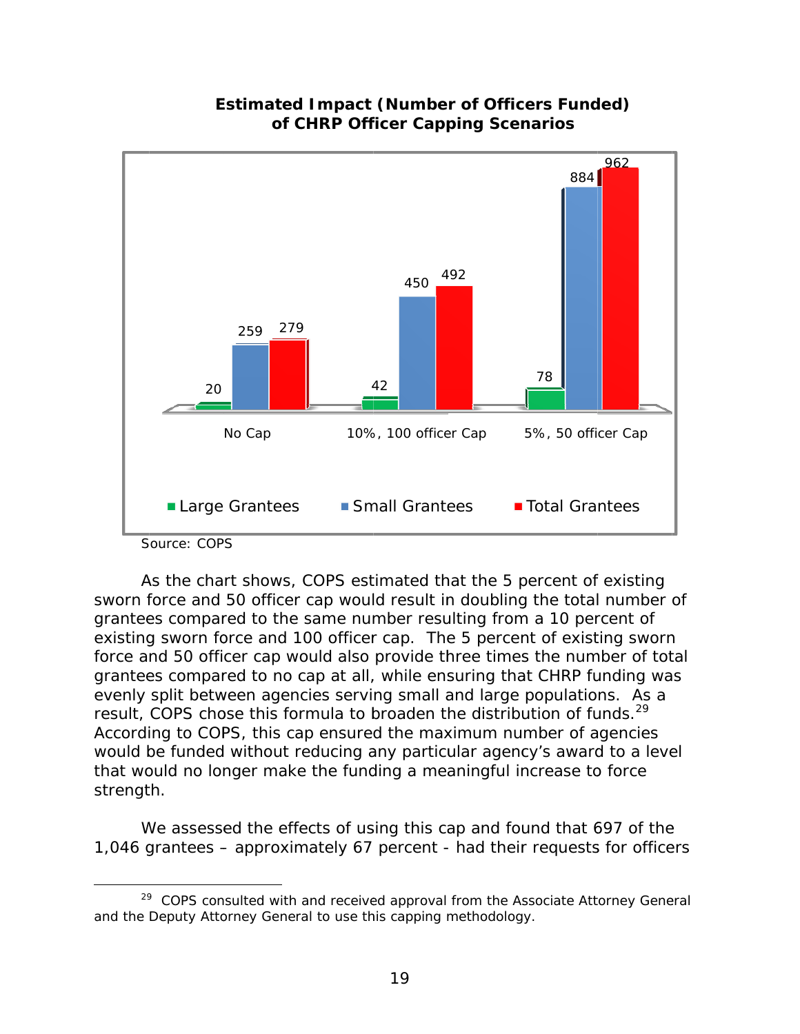**Estimated Impact (Number of Officers Funded) of CHRP Officer Capping Scenarios**

| | Large Grantees | Small Grantees | Total Grantees |
|---|---|---|---|
| No Cap | 20 | 259 | 279 |
| 10%, 100 officer Cap | 42 | 450 | 492 |
| 5%, 50 officer Cap | 78 | 884 | 962 |

Source: COPS

As the chart shows, COPS estimated that the 5 percent of existing sworn force and 50 officer cap would result in doubling the total number of grantees compared to the same number resulting from a 10 percent of existing sworn force and 100 officer cap. The 5 percent of existing sworn force and 50 officer cap would also provide three times the number of total grantees compared to no cap at all, while ensuring that CHRP funding was evenly split between agencies serving small and large populations. As a result, COPS chose this formula to broaden the distribution of funds.[29] According to COPS, this cap ensured the maximum number of agencies would be funded without reducing any particular agency's award to a level that would no longer make the funding a meaningful increase to force strength.

We assessed the effects of using this cap and found that 697 of the 1,046 grantees – approximately 67 percent - had their requests for officers

[29] COPS consulted with and received approval from the Associate Attorney General and the Deputy Attorney General to use this capping methodology.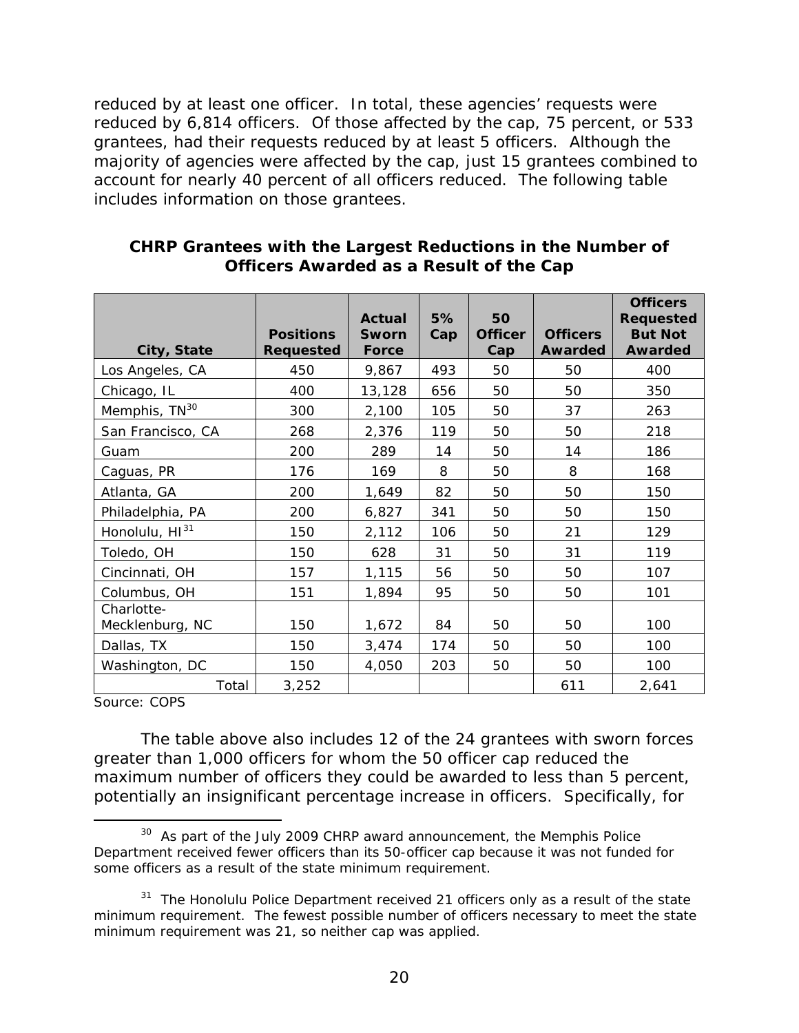reduced by at least one officer. In total, these agencies' requests were reduced by 6,814 officers. Of those affected by the cap, 75 percent, or 533 grantees, had their requests reduced by at least 5 officers. Although the majority of agencies were affected by the cap, just 15 grantees combined to account for nearly 40 percent of all officers reduced. The following table includes information on those grantees.

**CHRP Grantees with the Largest Reductions in the Number of Officers Awarded as a Result of the Cap**

| City, State | Positions Requested | Actual Sworn Force | 5% Cap | 50 Officer Cap | Officers Awarded | Officers Requested But Not Awarded |
|---|---|---|---|---|---|---|
| Los Angeles, CA | 450 | 9,867 | 493 | 50 | 50 | 400 |
| Chicago, IL | 400 | 13,128 | 656 | 50 | 50 | 350 |
| Memphis, TN[30] | 300 | 2,100 | 105 | 50 | 37 | 263 |
| San Francisco, CA | 268 | 2,376 | 119 | 50 | 50 | 218 |
| Guam | 200 | 289 | 14 | 50 | 14 | 186 |
| Caguas, PR | 176 | 169 | 8 | 50 | 8 | 168 |
| Atlanta, GA | 200 | 1,649 | 82 | 50 | 50 | 150 |
| Philadelphia, PA | 200 | 6,827 | 341 | 50 | 50 | 150 |
| Honolulu, HI[31] | 150 | 2,112 | 106 | 50 | 21 | 129 |
| Toledo, OH | 150 | 628 | 31 | 50 | 31 | 119 |
| Cincinnati, OH | 157 | 1,115 | 56 | 50 | 50 | 107 |
| Columbus, OH | 151 | 1,894 | 95 | 50 | 50 | 101 |
| Charlotte-Mecklenburg, NC | 150 | 1,672 | 84 | 50 | 50 | 100 |
| Dallas, TX | 150 | 3,474 | 174 | 50 | 50 | 100 |
| Washington, DC | 150 | 4,050 | 203 | 50 | 50 | 100 |
| Total | 3,252 | | | | 611 | 2,641 |

Source: COPS

The table above also includes 12 of the 24 grantees with sworn forces greater than 1,000 officers for whom the 50 officer cap reduced the maximum number of officers they could be awarded to less than 5 percent, potentially an insignificant percentage increase in officers. Specifically, for

[30] As part of the July 2009 CHRP award announcement, the Memphis Police Department received fewer officers than its 50-officer cap because it was not funded for some officers as a result of the state minimum requirement.

[31] The Honolulu Police Department received 21 officers only as a result of the state minimum requirement. The fewest possible number of officers necessary to meet the state minimum requirement was 21, so neither cap was applied.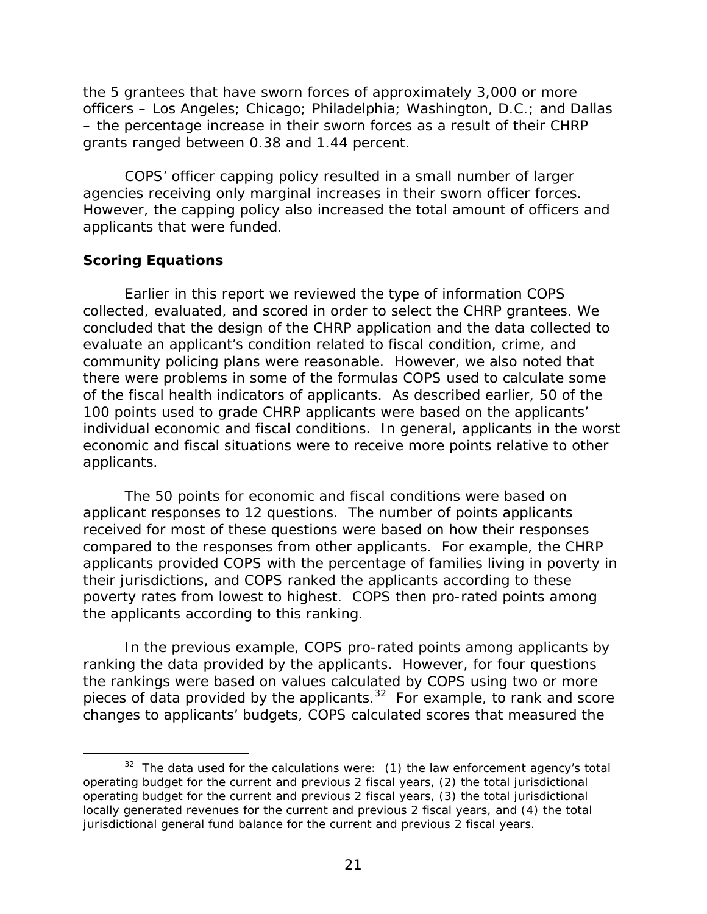the 5 grantees that have sworn forces of approximately 3,000 or more officers – Los Angeles; Chicago; Philadelphia; Washington, D.C.; and Dallas – the percentage increase in their sworn forces as a result of their CHRP grants ranged between 0.38 and 1.44 percent.

COPS' officer capping policy resulted in a small number of larger agencies receiving only marginal increases in their sworn officer forces. However, the capping policy also increased the total amount of officers and applicants that were funded.

**Scoring Equations**

Earlier in this report we reviewed the type of information COPS collected, evaluated, and scored in order to select the CHRP grantees. We concluded that the design of the CHRP application and the data collected to evaluate an applicant's condition related to fiscal condition, crime, and community policing plans were reasonable. However, we also noted that there were problems in some of the formulas COPS used to calculate some of the fiscal health indicators of applicants. As described earlier, 50 of the 100 points used to grade CHRP applicants were based on the applicants' individual economic and fiscal conditions. In general, applicants in the worst economic and fiscal situations were to receive more points relative to other applicants.

The 50 points for economic and fiscal conditions were based on applicant responses to 12 questions. The number of points applicants received for most of these questions were based on how their responses compared to the responses from other applicants. For example, the CHRP applicants provided COPS with the percentage of families living in poverty in their jurisdictions, and COPS ranked the applicants according to these poverty rates from lowest to highest. COPS then pro-rated points among the applicants according to this ranking.

In the previous example, COPS pro-rated points among applicants by ranking the data provided by the applicants. However, for four questions the rankings were based on values calculated by COPS using two or more pieces of data provided by the applicants.[32] For example, to rank and score changes to applicants' budgets, COPS calculated scores that measured the

[32] The data used for the calculations were: (1) the law enforcement agency's total operating budget for the current and previous 2 fiscal years, (2) the total jurisdictional operating budget for the current and previous 2 fiscal years, (3) the total jurisdictional locally generated revenues for the current and previous 2 fiscal years, and (4) the total jurisdictional general fund balance for the current and previous 2 fiscal years.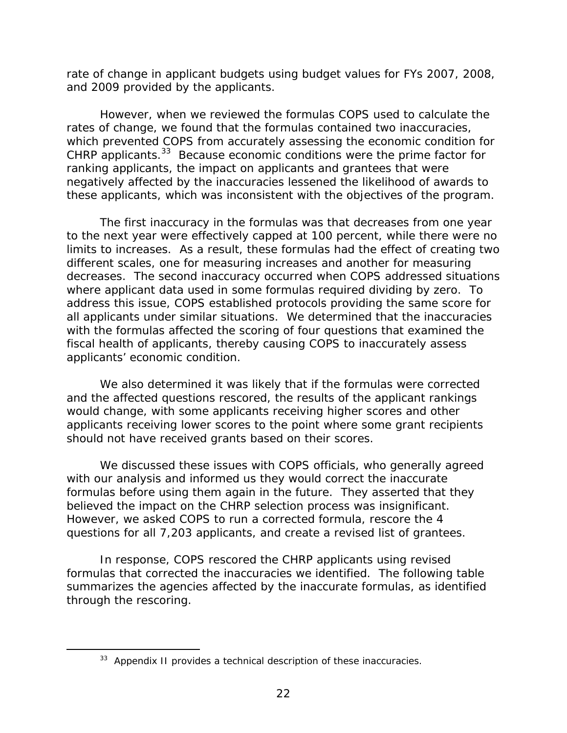rate of change in applicant budgets using budget values for FYs 2007, 2008, and 2009 provided by the applicants.

However, when we reviewed the formulas COPS used to calculate the rates of change, we found that the formulas contained two inaccuracies, which prevented COPS from accurately assessing the economic condition for CHRP applicants.[33] Because economic conditions were the prime factor for ranking applicants, the impact on applicants and grantees that were negatively affected by the inaccuracies lessened the likelihood of awards to these applicants, which was inconsistent with the objectives of the program.

The first inaccuracy in the formulas was that decreases from one year to the next year were effectively capped at 100 percent, while there were no limits to increases. As a result, these formulas had the effect of creating two different scales, one for measuring increases and another for measuring decreases. The second inaccuracy occurred when COPS addressed situations where applicant data used in some formulas required dividing by zero. To address this issue, COPS established protocols providing the same score for all applicants under similar situations. We determined that the inaccuracies with the formulas affected the scoring of four questions that examined the fiscal health of applicants, thereby causing COPS to inaccurately assess applicants' economic condition.

We also determined it was likely that if the formulas were corrected and the affected questions rescored, the results of the applicant rankings would change, with some applicants receiving higher scores and other applicants receiving lower scores to the point where some grant recipients should not have received grants based on their scores.

We discussed these issues with COPS officials, who generally agreed with our analysis and informed us they would correct the inaccurate formulas before using them again in the future. They asserted that they believed the impact on the CHRP selection process was insignificant. However, we asked COPS to run a corrected formula, rescore the 4 questions for all 7,203 applicants, and create a revised list of grantees.

In response, COPS rescored the CHRP applicants using revised formulas that corrected the inaccuracies we identified. The following table summarizes the agencies affected by the inaccurate formulas, as identified through the rescoring.

[33] Appendix II provides a technical description of these inaccuracies.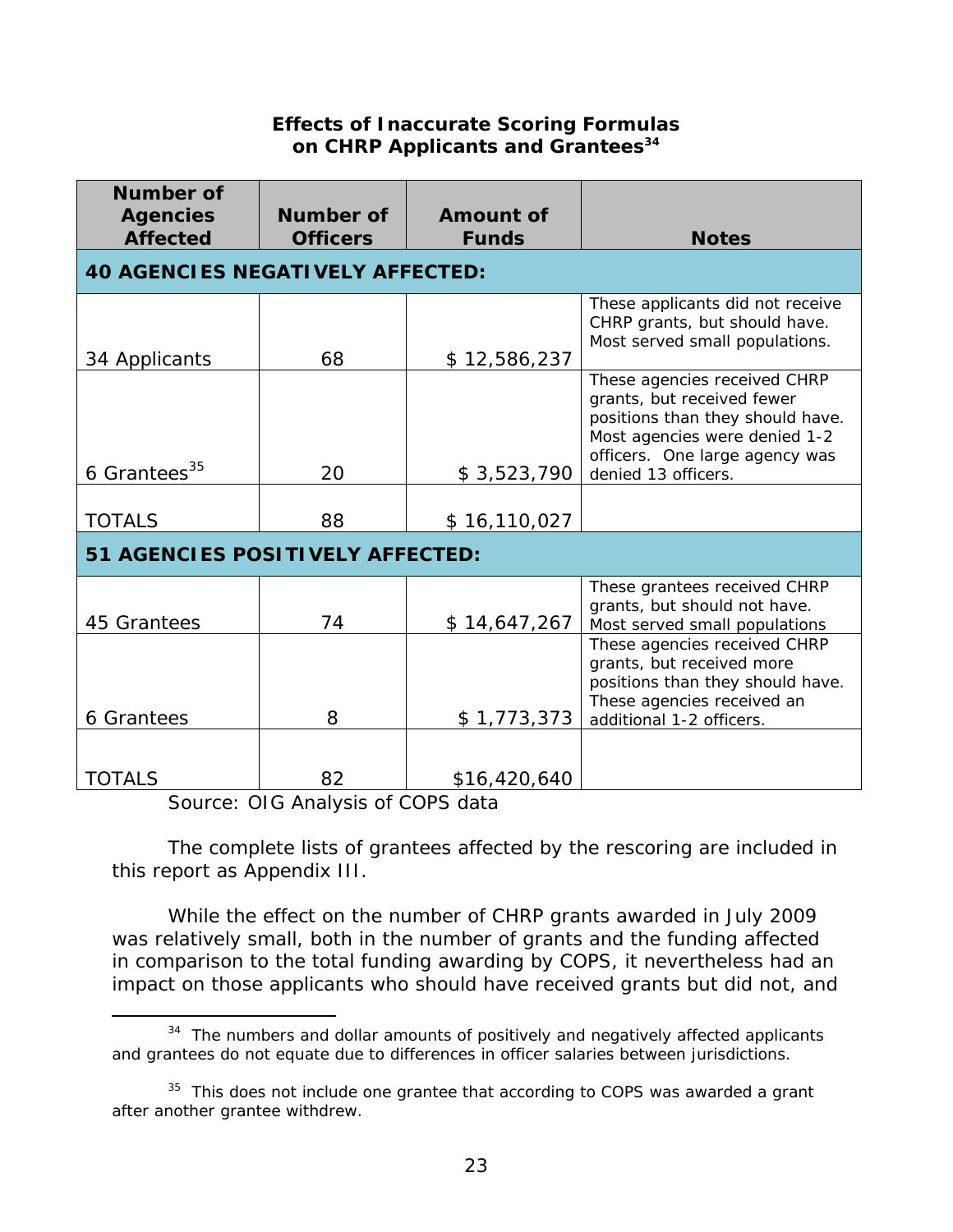**Effects of Inaccurate Scoring Formulas on CHRP Applicants and Grantees**[34]

| Number of Agencies Affected | Number of Officers | Amount of Funds | Notes |
|---|---|---|---|
| **40 AGENCIES NEGATIVELY AFFECTED:** | | | |
| 34 Applicants | 68 | $ 12,586,237 | These applicants did not receive CHRP grants, but should have. Most served small populations. |
| 6 Grantees[35] | 20 | $ 3,523,790 | These agencies received CHRP grants, but received fewer positions than they should have. Most agencies were denied 1-2 officers. One large agency was denied 13 officers. |
| TOTALS | 88 | $ 16,110,027 | |
| **51 AGENCIES POSITIVELY AFFECTED:** | | | |
| 45 Grantees | 74 | $ 14,647,267 | These grantees received CHRP grants, but should not have. Most served small populations |
| 6 Grantees | 8 | $ 1,773,373 | These agencies received CHRP grants, but received more positions than they should have. These agencies received an additional 1-2 officers. |
| TOTALS | 82 | $16,420,640 | |

Source: OIG Analysis of COPS data

The complete lists of grantees affected by the rescoring are included in this report as Appendix III.

While the effect on the number of CHRP grants awarded in July 2009 was relatively small, both in the number of grants and the funding affected in comparison to the total funding awarding by COPS, it nevertheless had an impact on those applicants who should have received grants but did not, and

---

[34] The numbers and dollar amounts of positively and negatively affected applicants and grantees do not equate due to differences in officer salaries between jurisdictions.

[35] This does not include one grantee that according to COPS was awarded a grant after another grantee withdrew.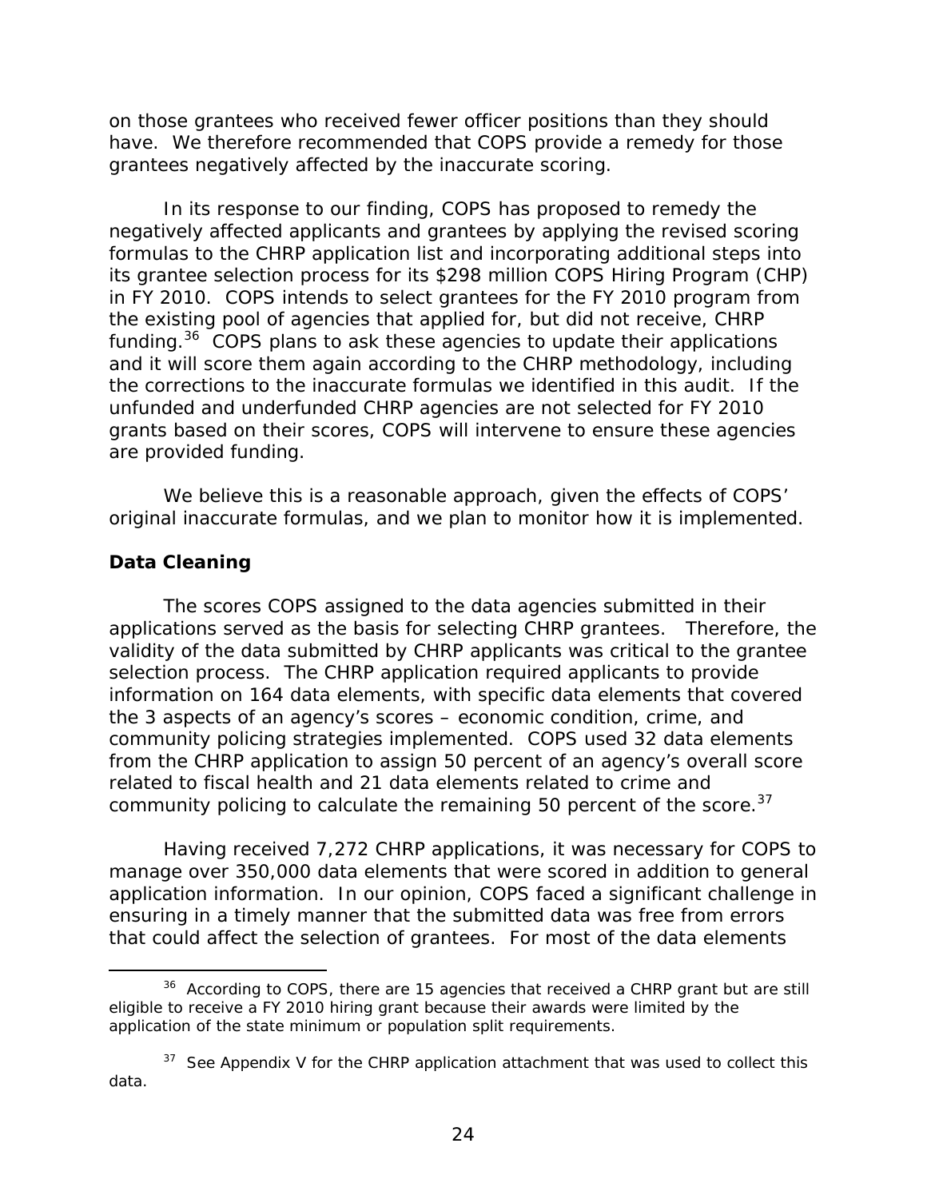on those grantees who received fewer officer positions than they should have. We therefore recommended that COPS provide a remedy for those grantees negatively affected by the inaccurate scoring.

In its response to our finding, COPS has proposed to remedy the negatively affected applicants and grantees by applying the revised scoring formulas to the CHRP application list and incorporating additional steps into its grantee selection process for its $298 million COPS Hiring Program (CHP) in FY 2010. COPS intends to select grantees for the FY 2010 program from the existing pool of agencies that applied for, but did not receive, CHRP funding.[36] COPS plans to ask these agencies to update their applications and it will score them again according to the CHRP methodology, including the corrections to the inaccurate formulas we identified in this audit. If the unfunded and underfunded CHRP agencies are not selected for FY 2010 grants based on their scores, COPS will intervene to ensure these agencies are provided funding.

We believe this is a reasonable approach, given the effects of COPS' original inaccurate formulas, and we plan to monitor how it is implemented.

**Data Cleaning**

The scores COPS assigned to the data agencies submitted in their applications served as the basis for selecting CHRP grantees. Therefore, the validity of the data submitted by CHRP applicants was critical to the grantee selection process. The CHRP application required applicants to provide information on 164 data elements, with specific data elements that covered the 3 aspects of an agency's scores – economic condition, crime, and community policing strategies implemented. COPS used 32 data elements from the CHRP application to assign 50 percent of an agency's overall score related to fiscal health and 21 data elements related to crime and community policing to calculate the remaining 50 percent of the score.[37]

Having received 7,272 CHRP applications, it was necessary for COPS to manage over 350,000 data elements that were scored in addition to general application information. In our opinion, COPS faced a significant challenge in ensuring in a timely manner that the submitted data was free from errors that could affect the selection of grantees. For most of the data elements

[36] According to COPS, there are 15 agencies that received a CHRP grant but are still eligible to receive a FY 2010 hiring grant because their awards were limited by the application of the state minimum or population split requirements.

[37] See Appendix V for the CHRP application attachment that was used to collect this data.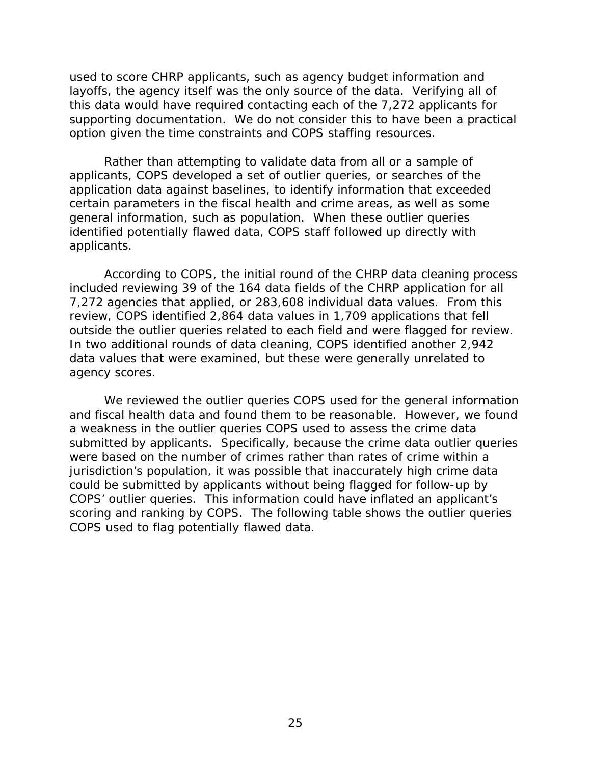used to score CHRP applicants, such as agency budget information and layoffs, the agency itself was the only source of the data. Verifying all of this data would have required contacting each of the 7,272 applicants for supporting documentation. We do not consider this to have been a practical option given the time constraints and COPS staffing resources.

Rather than attempting to validate data from all or a sample of applicants, COPS developed a set of outlier queries, or searches of the application data against baselines, to identify information that exceeded certain parameters in the fiscal health and crime areas, as well as some general information, such as population. When these outlier queries identified potentially flawed data, COPS staff followed up directly with applicants.

According to COPS, the initial round of the CHRP data cleaning process included reviewing 39 of the 164 data fields of the CHRP application for all 7,272 agencies that applied, or 283,608 individual data values. From this review, COPS identified 2,864 data values in 1,709 applications that fell outside the outlier queries related to each field and were flagged for review. In two additional rounds of data cleaning, COPS identified another 2,942 data values that were examined, but these were generally unrelated to agency scores.

We reviewed the outlier queries COPS used for the general information and fiscal health data and found them to be reasonable. However, we found a weakness in the outlier queries COPS used to assess the crime data submitted by applicants. Specifically, because the crime data outlier queries were based on the number of crimes rather than rates of crime within a jurisdiction's population, it was possible that inaccurately high crime data could be submitted by applicants without being flagged for follow-up by COPS' outlier queries. This information could have inflated an applicant's scoring and ranking by COPS. The following table shows the outlier queries COPS used to flag potentially flawed data.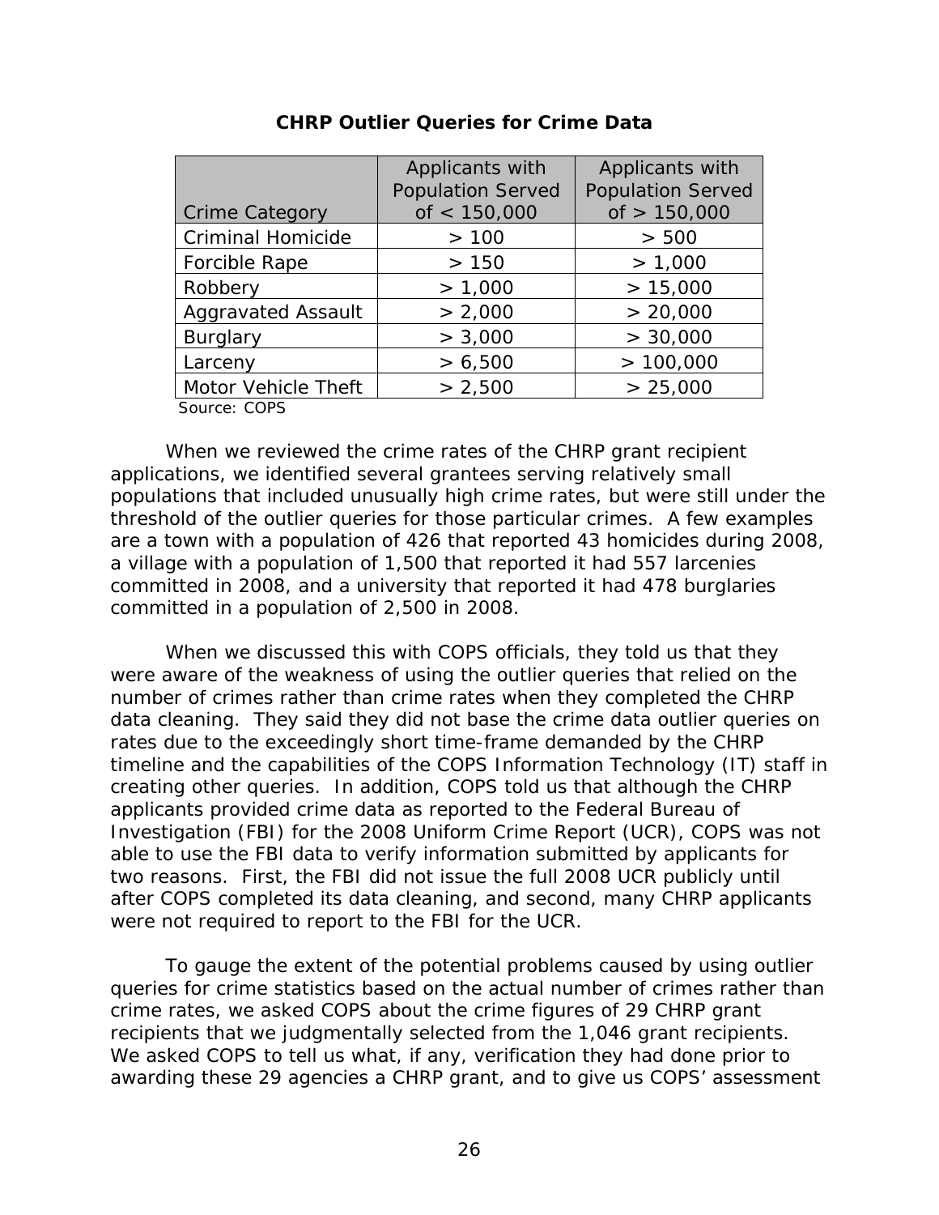**CHRP Outlier Queries for Crime Data**

| Crime Category | Applicants with Population Served of < 150,000 | Applicants with Population Served of > 150,000 |
|---|---|---|
| Criminal Homicide | > 100 | > 500 |
| Forcible Rape | > 150 | > 1,000 |
| Robbery | > 1,000 | > 15,000 |
| Aggravated Assault | > 2,000 | > 20,000 |
| Burglary | > 3,000 | > 30,000 |
| Larceny | > 6,500 | > 100,000 |
| Motor Vehicle Theft | > 2,500 | > 25,000 |

Source: COPS

When we reviewed the crime rates of the CHRP grant recipient applications, we identified several grantees serving relatively small populations that included unusually high crime rates, but were still under the threshold of the outlier queries for those particular crimes. A few examples are a town with a population of 426 that reported 43 homicides during 2008, a village with a population of 1,500 that reported it had 557 larcenies committed in 2008, and a university that reported it had 478 burglaries committed in a population of 2,500 in 2008.

When we discussed this with COPS officials, they told us that they were aware of the weakness of using the outlier queries that relied on the number of crimes rather than crime rates when they completed the CHRP data cleaning. They said they did not base the crime data outlier queries on rates due to the exceedingly short time-frame demanded by the CHRP timeline and the capabilities of the COPS Information Technology (IT) staff in creating other queries. In addition, COPS told us that although the CHRP applicants provided crime data as reported to the Federal Bureau of Investigation (FBI) for the 2008 Uniform Crime Report (UCR), COPS was not able to use the FBI data to verify information submitted by applicants for two reasons. First, the FBI did not issue the full 2008 UCR publicly until after COPS completed its data cleaning, and second, many CHRP applicants were not required to report to the FBI for the UCR.

To gauge the extent of the potential problems caused by using outlier queries for crime statistics based on the actual number of crimes rather than crime rates, we asked COPS about the crime figures of 29 CHRP grant recipients that we judgmentally selected from the 1,046 grant recipients. We asked COPS to tell us what, if any, verification they had done prior to awarding these 29 agencies a CHRP grant, and to give us COPS' assessment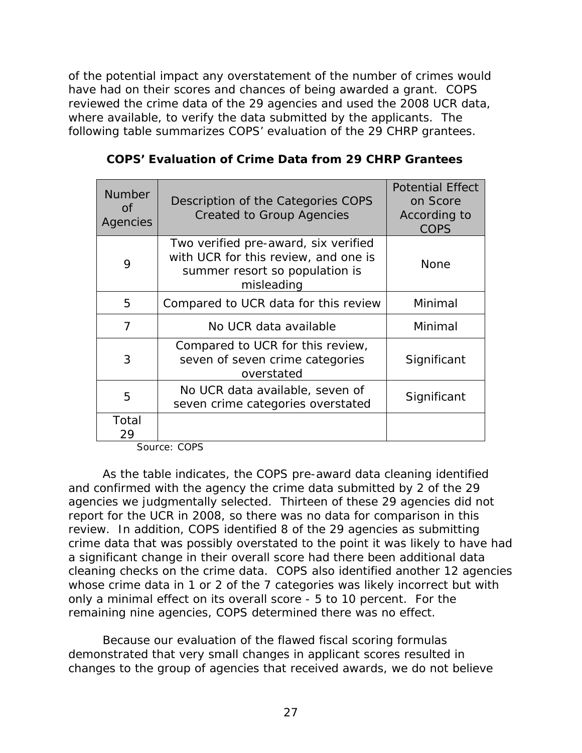of the potential impact any overstatement of the number of crimes would have had on their scores and chances of being awarded a grant. COPS reviewed the crime data of the 29 agencies and used the 2008 UCR data, where available, to verify the data submitted by the applicants. The following table summarizes COPS' evaluation of the 29 CHRP grantees.

**COPS' Evaluation of Crime Data from 29 CHRP Grantees**

| Number of Agencies | Description of the Categories COPS Created to Group Agencies | Potential Effect on Score According to COPS |
|---|---|---|
| 9 | Two verified pre-award, six verified with UCR for this review, and one is summer resort so population is misleading | None |
| 5 | Compared to UCR data for this review | Minimal |
| 7 | No UCR data available | Minimal |
| 3 | Compared to UCR for this review, seven of seven crime categories overstated | Significant |
| 5 | No UCR data available, seven of seven crime categories overstated | Significant |
| Total 29 | | |

Source: COPS

As the table indicates, the COPS pre-award data cleaning identified and confirmed with the agency the crime data submitted by 2 of the 29 agencies we judgmentally selected. Thirteen of these 29 agencies did not report for the UCR in 2008, so there was no data for comparison in this review. In addition, COPS identified 8 of the 29 agencies as submitting crime data that was possibly overstated to the point it was likely to have had a significant change in their overall score had there been additional data cleaning checks on the crime data. COPS also identified another 12 agencies whose crime data in 1 or 2 of the 7 categories was likely incorrect but with only a minimal effect on its overall score - 5 to 10 percent. For the remaining nine agencies, COPS determined there was no effect.

Because our evaluation of the flawed fiscal scoring formulas demonstrated that very small changes in applicant scores resulted in changes to the group of agencies that received awards, we do not believe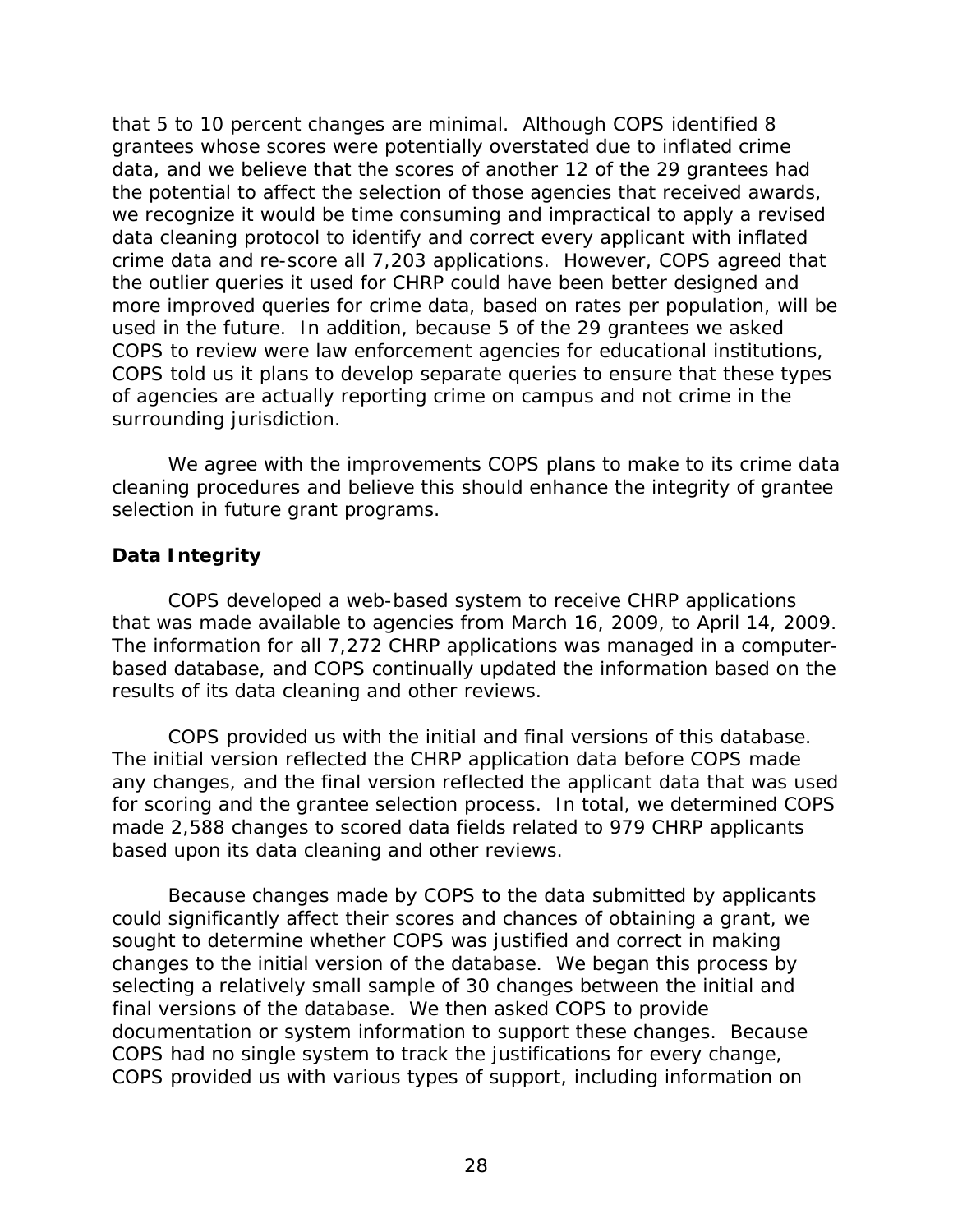that 5 to 10 percent changes are minimal. Although COPS identified 8 grantees whose scores were potentially overstated due to inflated crime data, and we believe that the scores of another 12 of the 29 grantees had the potential to affect the selection of those agencies that received awards, we recognize it would be time consuming and impractical to apply a revised data cleaning protocol to identify and correct every applicant with inflated crime data and re-score all 7,203 applications. However, COPS agreed that the outlier queries it used for CHRP could have been better designed and more improved queries for crime data, based on rates per population, will be used in the future. In addition, because 5 of the 29 grantees we asked COPS to review were law enforcement agencies for educational institutions, COPS told us it plans to develop separate queries to ensure that these types of agencies are actually reporting crime on campus and not crime in the surrounding jurisdiction.

We agree with the improvements COPS plans to make to its crime data cleaning procedures and believe this should enhance the integrity of grantee selection in future grant programs.

**Data Integrity**

COPS developed a web-based system to receive CHRP applications that was made available to agencies from March 16, 2009, to April 14, 2009. The information for all 7,272 CHRP applications was managed in a computer-based database, and COPS continually updated the information based on the results of its data cleaning and other reviews.

COPS provided us with the initial and final versions of this database. The initial version reflected the CHRP application data before COPS made any changes, and the final version reflected the applicant data that was used for scoring and the grantee selection process. In total, we determined COPS made 2,588 changes to scored data fields related to 979 CHRP applicants based upon its data cleaning and other reviews.

Because changes made by COPS to the data submitted by applicants could significantly affect their scores and chances of obtaining a grant, we sought to determine whether COPS was justified and correct in making changes to the initial version of the database. We began this process by selecting a relatively small sample of 30 changes between the initial and final versions of the database. We then asked COPS to provide documentation or system information to support these changes. Because COPS had no single system to track the justifications for every change, COPS provided us with various types of support, including information on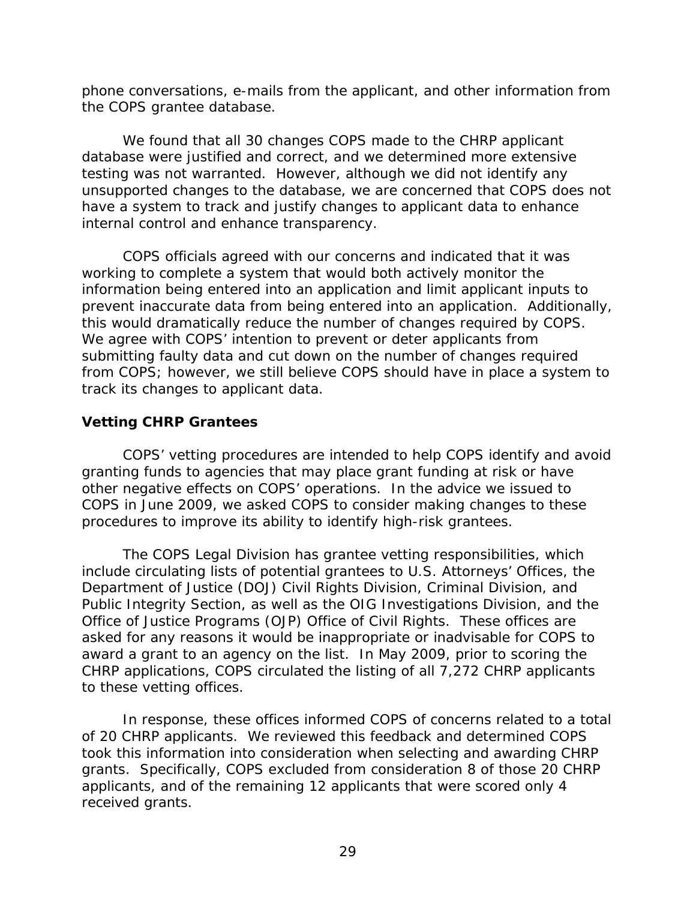phone conversations, e-mails from the applicant, and other information from the COPS grantee database.

We found that all 30 changes COPS made to the CHRP applicant database were justified and correct, and we determined more extensive testing was not warranted. However, although we did not identify any unsupported changes to the database, we are concerned that COPS does not have a system to track and justify changes to applicant data to enhance internal control and enhance transparency.

COPS officials agreed with our concerns and indicated that it was working to complete a system that would both actively monitor the information being entered into an application and limit applicant inputs to prevent inaccurate data from being entered into an application. Additionally, this would dramatically reduce the number of changes required by COPS. We agree with COPS' intention to prevent or deter applicants from submitting faulty data and cut down on the number of changes required from COPS; however, we still believe COPS should have in place a system to track its changes to applicant data.

### Vetting CHRP Grantees

COPS' vetting procedures are intended to help COPS identify and avoid granting funds to agencies that may place grant funding at risk or have other negative effects on COPS' operations. In the advice we issued to COPS in June 2009, we asked COPS to consider making changes to these procedures to improve its ability to identify high-risk grantees.

The COPS Legal Division has grantee vetting responsibilities, which include circulating lists of potential grantees to U.S. Attorneys' Offices, the Department of Justice (DOJ) Civil Rights Division, Criminal Division, and Public Integrity Section, as well as the OIG Investigations Division, and the Office of Justice Programs (OJP) Office of Civil Rights. These offices are asked for any reasons it would be inappropriate or inadvisable for COPS to award a grant to an agency on the list. In May 2009, prior to scoring the CHRP applications, COPS circulated the listing of all 7,272 CHRP applicants to these vetting offices.

In response, these offices informed COPS of concerns related to a total of 20 CHRP applicants. We reviewed this feedback and determined COPS took this information into consideration when selecting and awarding CHRP grants. Specifically, COPS excluded from consideration 8 of those 20 CHRP applicants, and of the remaining 12 applicants that were scored only 4 received grants.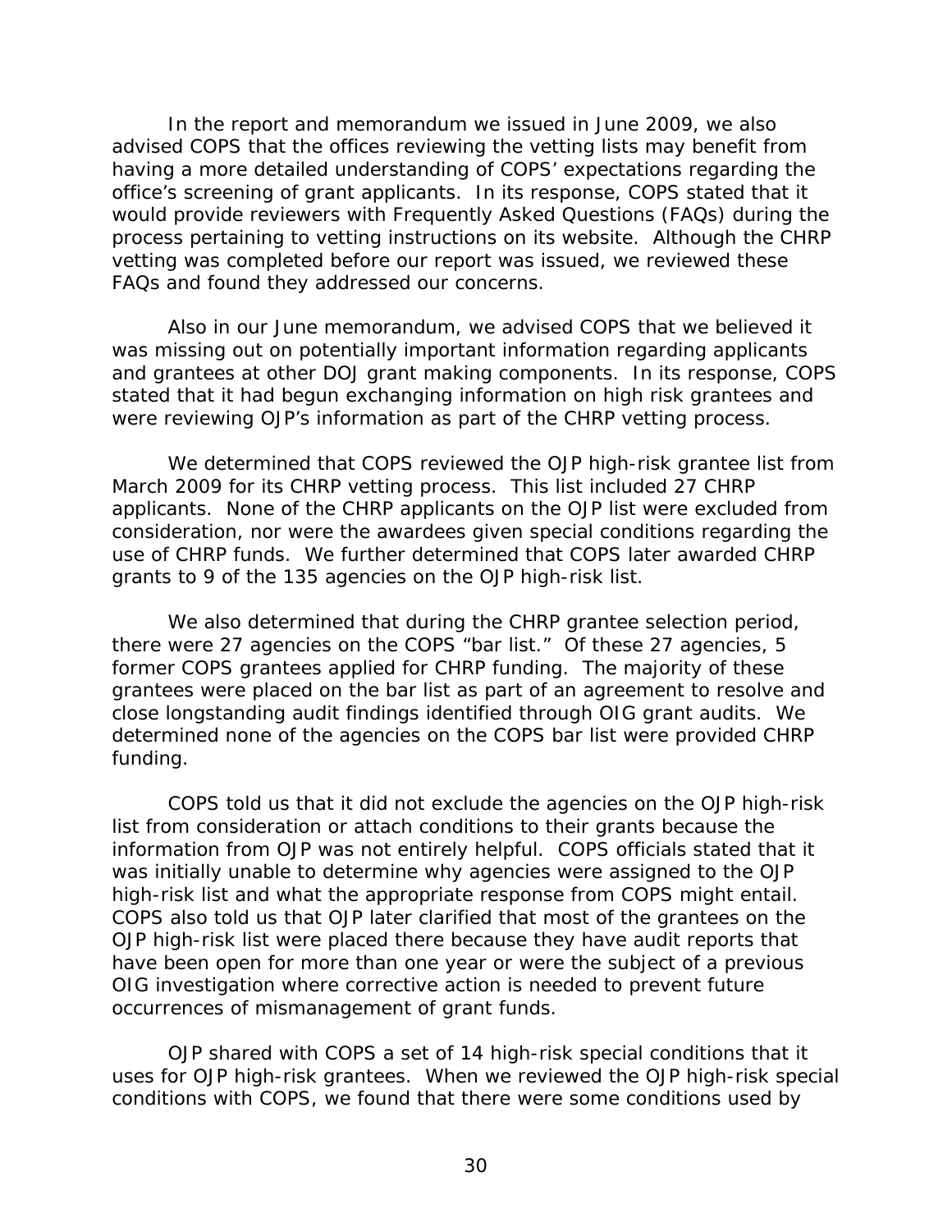In the report and memorandum we issued in June 2009, we also advised COPS that the offices reviewing the vetting lists may benefit from having a more detailed understanding of COPS' expectations regarding the office's screening of grant applicants. In its response, COPS stated that it would provide reviewers with Frequently Asked Questions (FAQs) during the process pertaining to vetting instructions on its website. Although the CHRP vetting was completed before our report was issued, we reviewed these FAQs and found they addressed our concerns.

Also in our June memorandum, we advised COPS that we believed it was missing out on potentially important information regarding applicants and grantees at other DOJ grant making components. In its response, COPS stated that it had begun exchanging information on high risk grantees and were reviewing OJP's information as part of the CHRP vetting process.

We determined that COPS reviewed the OJP high-risk grantee list from March 2009 for its CHRP vetting process. This list included 27 CHRP applicants. None of the CHRP applicants on the OJP list were excluded from consideration, nor were the awardees given special conditions regarding the use of CHRP funds. We further determined that COPS later awarded CHRP grants to 9 of the 135 agencies on the OJP high-risk list.

We also determined that during the CHRP grantee selection period, there were 27 agencies on the COPS "bar list." Of these 27 agencies, 5 former COPS grantees applied for CHRP funding. The majority of these grantees were placed on the bar list as part of an agreement to resolve and close longstanding audit findings identified through OIG grant audits. We determined none of the agencies on the COPS bar list were provided CHRP funding.

COPS told us that it did not exclude the agencies on the OJP high-risk list from consideration or attach conditions to their grants because the information from OJP was not entirely helpful. COPS officials stated that it was initially unable to determine why agencies were assigned to the OJP high-risk list and what the appropriate response from COPS might entail. COPS also told us that OJP later clarified that most of the grantees on the OJP high-risk list were placed there because they have audit reports that have been open for more than one year or were the subject of a previous OIG investigation where corrective action is needed to prevent future occurrences of mismanagement of grant funds.

OJP shared with COPS a set of 14 high-risk special conditions that it uses for OJP high-risk grantees. When we reviewed the OJP high-risk special conditions with COPS, we found that there were some conditions used by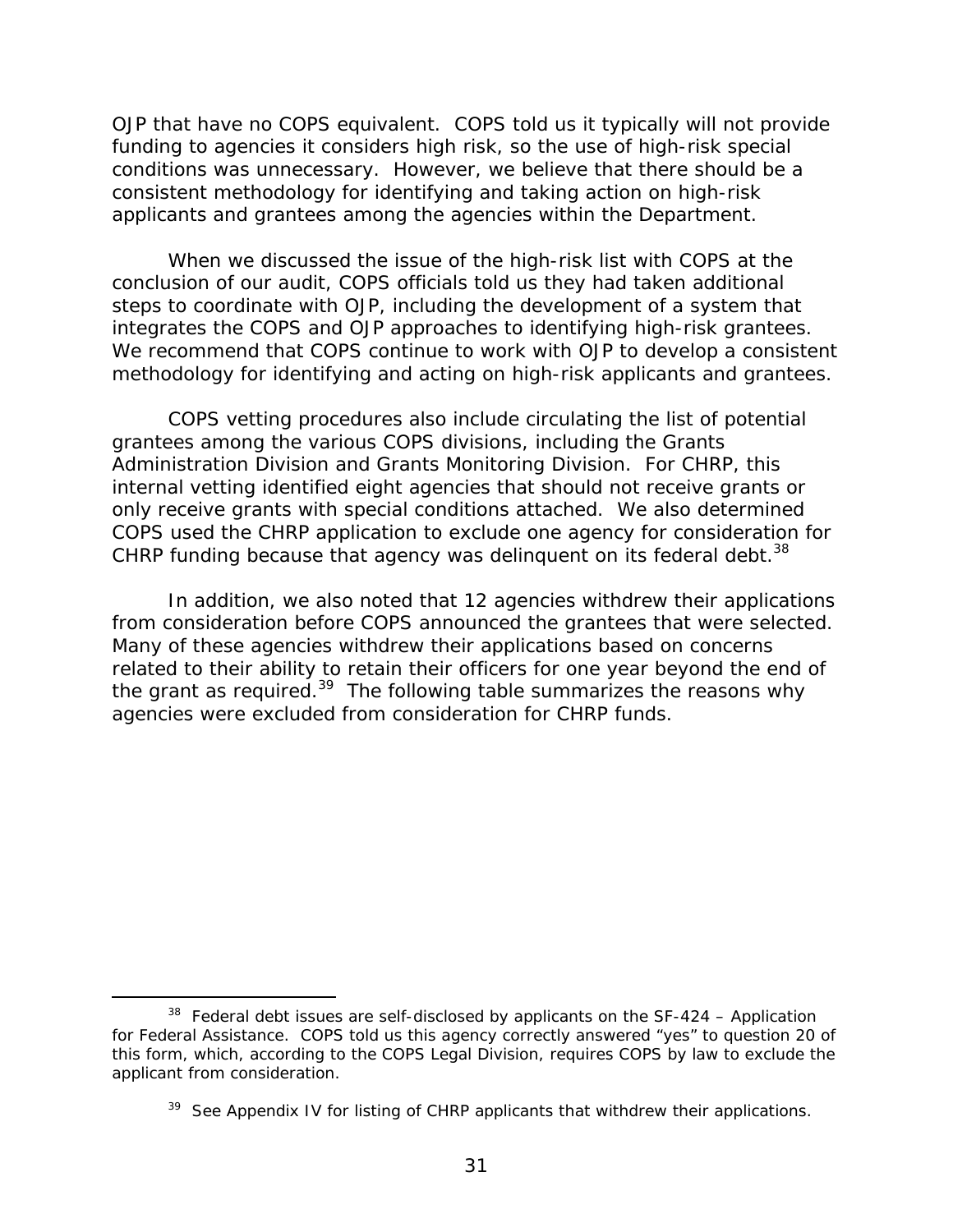OJP that have no COPS equivalent. COPS told us it typically will not provide funding to agencies it considers high risk, so the use of high-risk special conditions was unnecessary. However, we believe that there should be a consistent methodology for identifying and taking action on high-risk applicants and grantees among the agencies within the Department.

When we discussed the issue of the high-risk list with COPS at the conclusion of our audit, COPS officials told us they had taken additional steps to coordinate with OJP, including the development of a system that integrates the COPS and OJP approaches to identifying high-risk grantees. We recommend that COPS continue to work with OJP to develop a consistent methodology for identifying and acting on high-risk applicants and grantees.

COPS vetting procedures also include circulating the list of potential grantees among the various COPS divisions, including the Grants Administration Division and Grants Monitoring Division. For CHRP, this internal vetting identified eight agencies that should not receive grants or only receive grants with special conditions attached. We also determined COPS used the CHRP application to exclude one agency for consideration for CHRP funding because that agency was delinquent on its federal debt.[38]

In addition, we also noted that 12 agencies withdrew their applications from consideration before COPS announced the grantees that were selected. Many of these agencies withdrew their applications based on concerns related to their ability to retain their officers for one year beyond the end of the grant as required.[39] The following table summarizes the reasons why agencies were excluded from consideration for CHRP funds.

---

[38] Federal debt issues are self-disclosed by applicants on the SF-424 – Application for Federal Assistance. COPS told us this agency correctly answered "yes" to question 20 of this form, which, according to the COPS Legal Division, requires COPS by law to exclude the applicant from consideration.

[39] See Appendix IV for listing of CHRP applicants that withdrew their applications.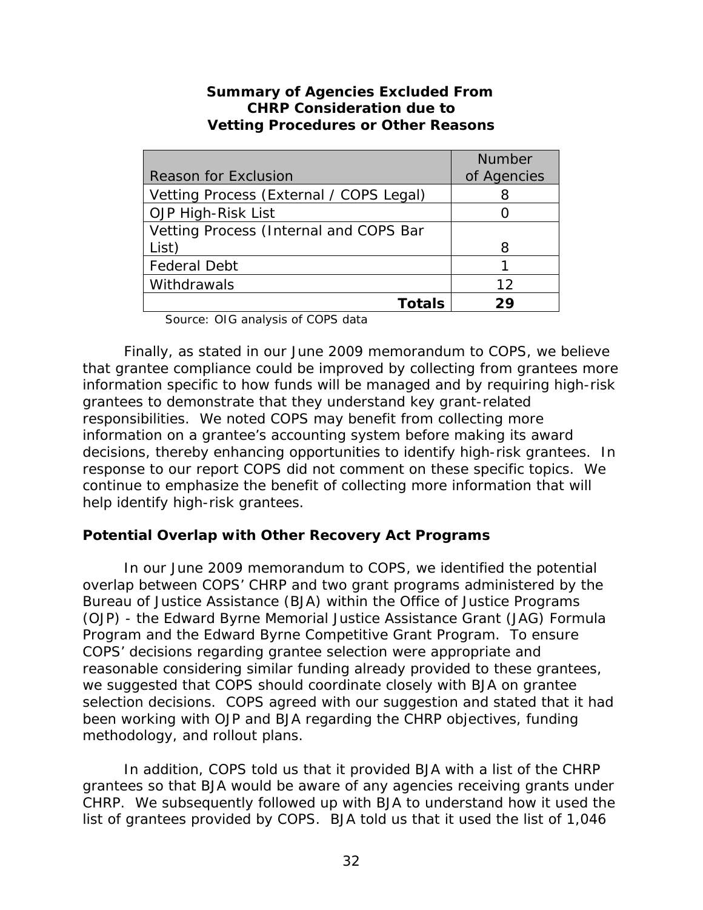**Summary of Agencies Excluded From CHRP Consideration due to Vetting Procedures or Other Reasons**

| Reason for Exclusion | Number of Agencies |
|---|---|
| Vetting Process (External / COPS Legal) | 8 |
| OJP High-Risk List | 0 |
| Vetting Process (Internal and COPS Bar List) | 8 |
| Federal Debt | 1 |
| Withdrawals | 12 |
| **Totals** | **29** |

Source: OIG analysis of COPS data

Finally, as stated in our June 2009 memorandum to COPS, we believe that grantee compliance could be improved by collecting from grantees more information specific to how funds will be managed and by requiring high-risk grantees to demonstrate that they understand key grant-related responsibilities. We noted COPS may benefit from collecting more information on a grantee's accounting system before making its award decisions, thereby enhancing opportunities to identify high-risk grantees. In response to our report COPS did not comment on these specific topics. We continue to emphasize the benefit of collecting more information that will help identify high-risk grantees.

### Potential Overlap with Other Recovery Act Programs

In our June 2009 memorandum to COPS, we identified the potential overlap between COPS' CHRP and two grant programs administered by the Bureau of Justice Assistance (BJA) within the Office of Justice Programs (OJP) - the Edward Byrne Memorial Justice Assistance Grant (JAG) Formula Program and the Edward Byrne Competitive Grant Program. To ensure COPS' decisions regarding grantee selection were appropriate and reasonable considering similar funding already provided to these grantees, we suggested that COPS should coordinate closely with BJA on grantee selection decisions. COPS agreed with our suggestion and stated that it had been working with OJP and BJA regarding the CHRP objectives, funding methodology, and rollout plans.

In addition, COPS told us that it provided BJA with a list of the CHRP grantees so that BJA would be aware of any agencies receiving grants under CHRP. We subsequently followed up with BJA to understand how it used the list of grantees provided by COPS. BJA told us that it used the list of 1,046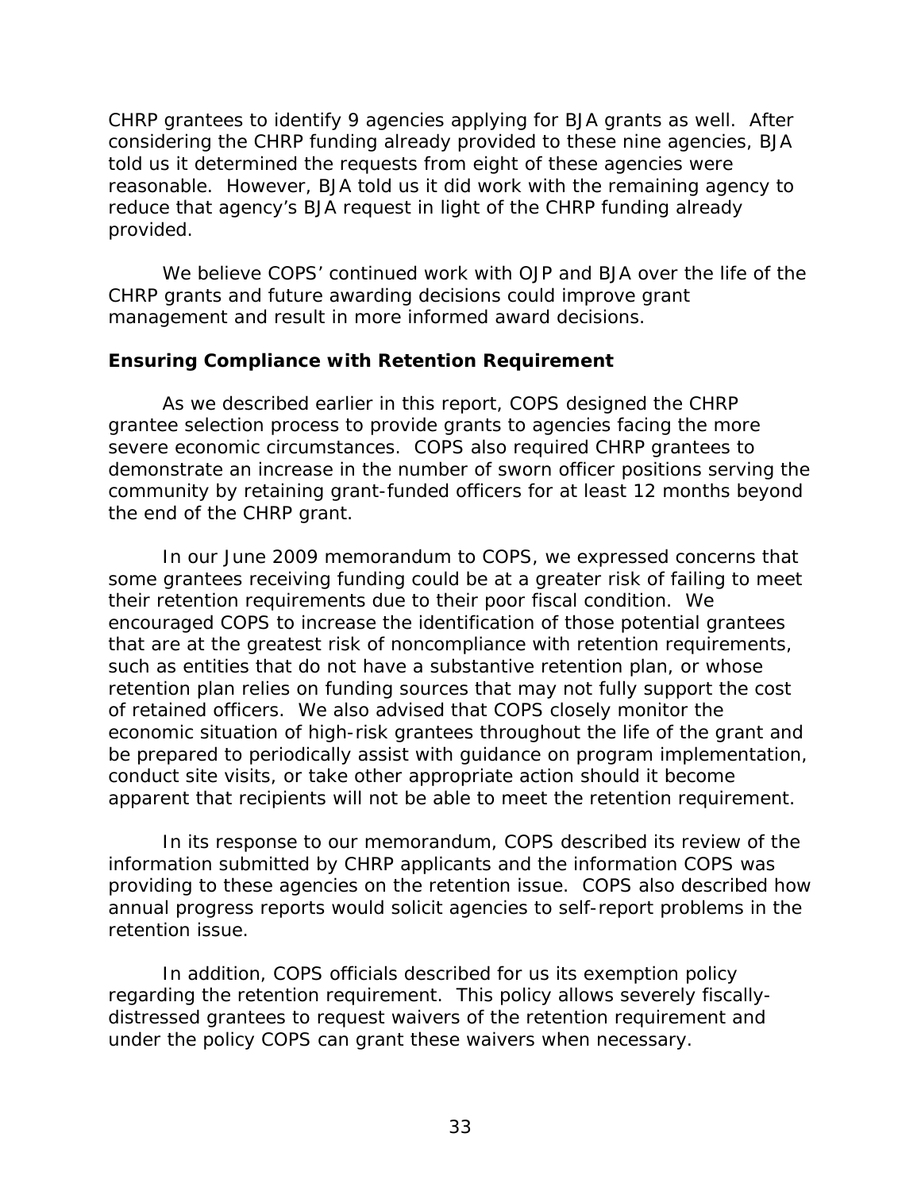CHRP grantees to identify 9 agencies applying for BJA grants as well. After considering the CHRP funding already provided to these nine agencies, BJA told us it determined the requests from eight of these agencies were reasonable. However, BJA told us it did work with the remaining agency to reduce that agency's BJA request in light of the CHRP funding already provided.

We believe COPS' continued work with OJP and BJA over the life of the CHRP grants and future awarding decisions could improve grant management and result in more informed award decisions.

### Ensuring Compliance with Retention Requirement

As we described earlier in this report, COPS designed the CHRP grantee selection process to provide grants to agencies facing the more severe economic circumstances. COPS also required CHRP grantees to demonstrate an increase in the number of sworn officer positions serving the community by retaining grant-funded officers for at least 12 months beyond the end of the CHRP grant.

In our June 2009 memorandum to COPS, we expressed concerns that some grantees receiving funding could be at a greater risk of failing to meet their retention requirements due to their poor fiscal condition. We encouraged COPS to increase the identification of those potential grantees that are at the greatest risk of noncompliance with retention requirements, such as entities that do not have a substantive retention plan, or whose retention plan relies on funding sources that may not fully support the cost of retained officers. We also advised that COPS closely monitor the economic situation of high-risk grantees throughout the life of the grant and be prepared to periodically assist with guidance on program implementation, conduct site visits, or take other appropriate action should it become apparent that recipients will not be able to meet the retention requirement.

In its response to our memorandum, COPS described its review of the information submitted by CHRP applicants and the information COPS was providing to these agencies on the retention issue. COPS also described how annual progress reports would solicit agencies to self-report problems in the retention issue.

In addition, COPS officials described for us its exemption policy regarding the retention requirement. This policy allows severely fiscally-distressed grantees to request waivers of the retention requirement and under the policy COPS can grant these waivers when necessary.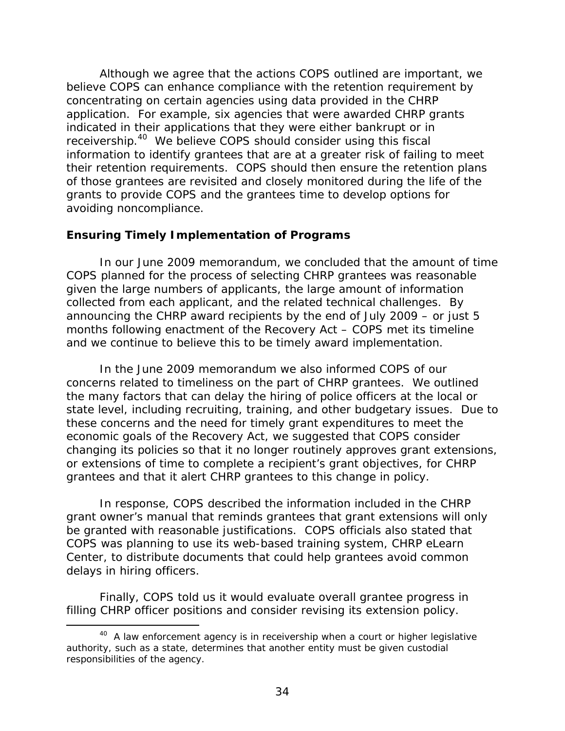Although we agree that the actions COPS outlined are important, we believe COPS can enhance compliance with the retention requirement by concentrating on certain agencies using data provided in the CHRP application. For example, six agencies that were awarded CHRP grants indicated in their applications that they were either bankrupt or in receivership.[40] We believe COPS should consider using this fiscal information to identify grantees that are at a greater risk of failing to meet their retention requirements. COPS should then ensure the retention plans of those grantees are revisited and closely monitored during the life of the grants to provide COPS and the grantees time to develop options for avoiding noncompliance.

### Ensuring Timely Implementation of Programs

In our June 2009 memorandum, we concluded that the amount of time COPS planned for the process of selecting CHRP grantees was reasonable given the large numbers of applicants, the large amount of information collected from each applicant, and the related technical challenges. By announcing the CHRP award recipients by the end of July 2009 – or just 5 months following enactment of the Recovery Act – COPS met its timeline and we continue to believe this to be timely award implementation.

In the June 2009 memorandum we also informed COPS of our concerns related to timeliness on the part of CHRP grantees. We outlined the many factors that can delay the hiring of police officers at the local or state level, including recruiting, training, and other budgetary issues. Due to these concerns and the need for timely grant expenditures to meet the economic goals of the Recovery Act, we suggested that COPS consider changing its policies so that it no longer routinely approves grant extensions, or extensions of time to complete a recipient's grant objectives, for CHRP grantees and that it alert CHRP grantees to this change in policy.

In response, COPS described the information included in the CHRP grant owner's manual that reminds grantees that grant extensions will only be granted with reasonable justifications. COPS officials also stated that COPS was planning to use its web-based training system, CHRP eLearn Center, to distribute documents that could help grantees avoid common delays in hiring officers.

Finally, COPS told us it would evaluate overall grantee progress in filling CHRP officer positions and consider revising its extension policy.

[40] A law enforcement agency is in receivership when a court or higher legislative authority, such as a state, determines that another entity must be given custodial responsibilities of the agency.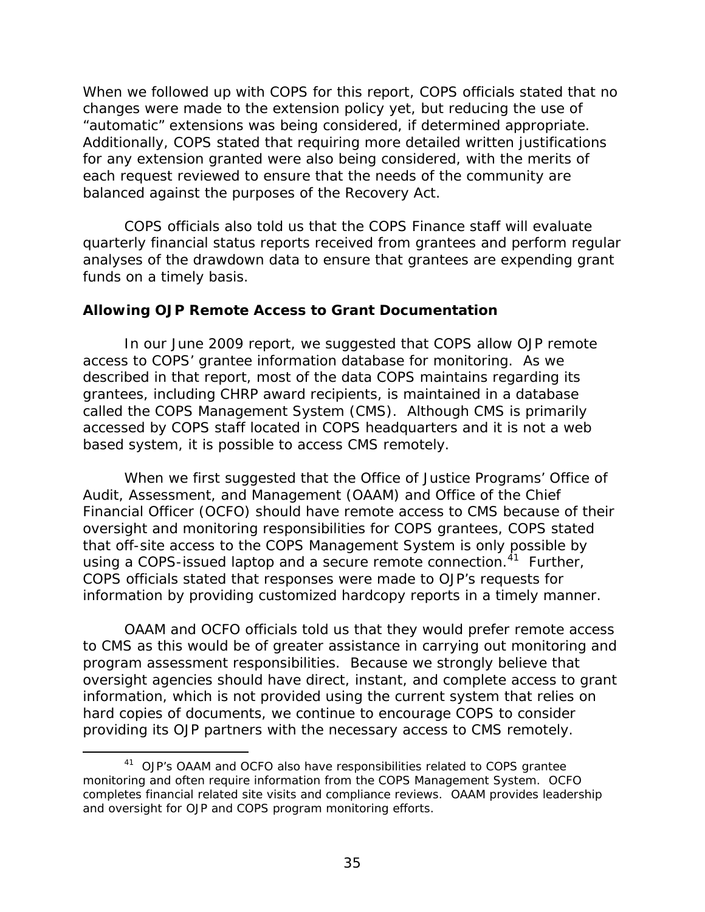When we followed up with COPS for this report, COPS officials stated that no changes were made to the extension policy yet, but reducing the use of "automatic" extensions was being considered, if determined appropriate. Additionally, COPS stated that requiring more detailed written justifications for any extension granted were also being considered, with the merits of each request reviewed to ensure that the needs of the community are balanced against the purposes of the Recovery Act.

COPS officials also told us that the COPS Finance staff will evaluate quarterly financial status reports received from grantees and perform regular analyses of the drawdown data to ensure that grantees are expending grant funds on a timely basis.

**Allowing OJP Remote Access to Grant Documentation**

In our June 2009 report, we suggested that COPS allow OJP remote access to COPS' grantee information database for monitoring. As we described in that report, most of the data COPS maintains regarding its grantees, including CHRP award recipients, is maintained in a database called the COPS Management System (CMS). Although CMS is primarily accessed by COPS staff located in COPS headquarters and it is not a web based system, it is possible to access CMS remotely.

When we first suggested that the Office of Justice Programs' Office of Audit, Assessment, and Management (OAAM) and Office of the Chief Financial Officer (OCFO) should have remote access to CMS because of their oversight and monitoring responsibilities for COPS grantees, COPS stated that off-site access to the COPS Management System is only possible by using a COPS-issued laptop and a secure remote connection.[41] Further, COPS officials stated that responses were made to OJP's requests for information by providing customized hardcopy reports in a timely manner.

OAAM and OCFO officials told us that they would prefer remote access to CMS as this would be of greater assistance in carrying out monitoring and program assessment responsibilities. Because we strongly believe that oversight agencies should have direct, instant, and complete access to grant information, which is not provided using the current system that relies on hard copies of documents, we continue to encourage COPS to consider providing its OJP partners with the necessary access to CMS remotely.

---

[41] OJP's OAAM and OCFO also have responsibilities related to COPS grantee monitoring and often require information from the COPS Management System. OCFO completes financial related site visits and compliance reviews. OAAM provides leadership and oversight for OJP and COPS program monitoring efforts.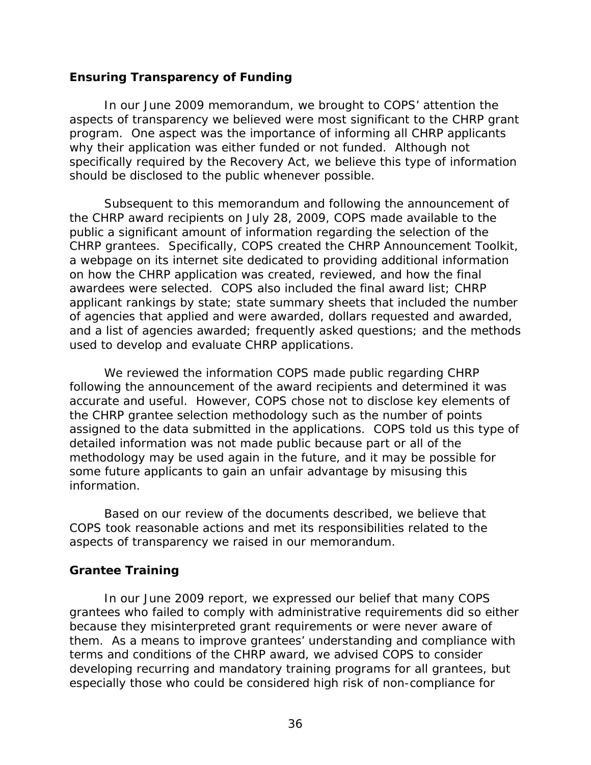**Ensuring Transparency of Funding**

In our June 2009 memorandum, we brought to COPS' attention the aspects of transparency we believed were most significant to the CHRP grant program. One aspect was the importance of informing all CHRP applicants why their application was either funded or not funded. Although not specifically required by the Recovery Act, we believe this type of information should be disclosed to the public whenever possible.

Subsequent to this memorandum and following the announcement of the CHRP award recipients on July 28, 2009, COPS made available to the public a significant amount of information regarding the selection of the CHRP grantees. Specifically, COPS created the CHRP Announcement Toolkit, a webpage on its internet site dedicated to providing additional information on how the CHRP application was created, reviewed, and how the final awardees were selected. COPS also included the final award list; CHRP applicant rankings by state; state summary sheets that included the number of agencies that applied and were awarded, dollars requested and awarded, and a list of agencies awarded; frequently asked questions; and the methods used to develop and evaluate CHRP applications.

We reviewed the information COPS made public regarding CHRP following the announcement of the award recipients and determined it was accurate and useful. However, COPS chose not to disclose key elements of the CHRP grantee selection methodology such as the number of points assigned to the data submitted in the applications. COPS told us this type of detailed information was not made public because part or all of the methodology may be used again in the future, and it may be possible for some future applicants to gain an unfair advantage by misusing this information.

Based on our review of the documents described, we believe that COPS took reasonable actions and met its responsibilities related to the aspects of transparency we raised in our memorandum.

**Grantee Training**

In our June 2009 report, we expressed our belief that many COPS grantees who failed to comply with administrative requirements did so either because they misinterpreted grant requirements or were never aware of them. As a means to improve grantees' understanding and compliance with terms and conditions of the CHRP award, we advised COPS to consider developing recurring and mandatory training programs for all grantees, but especially those who could be considered high risk of non-compliance for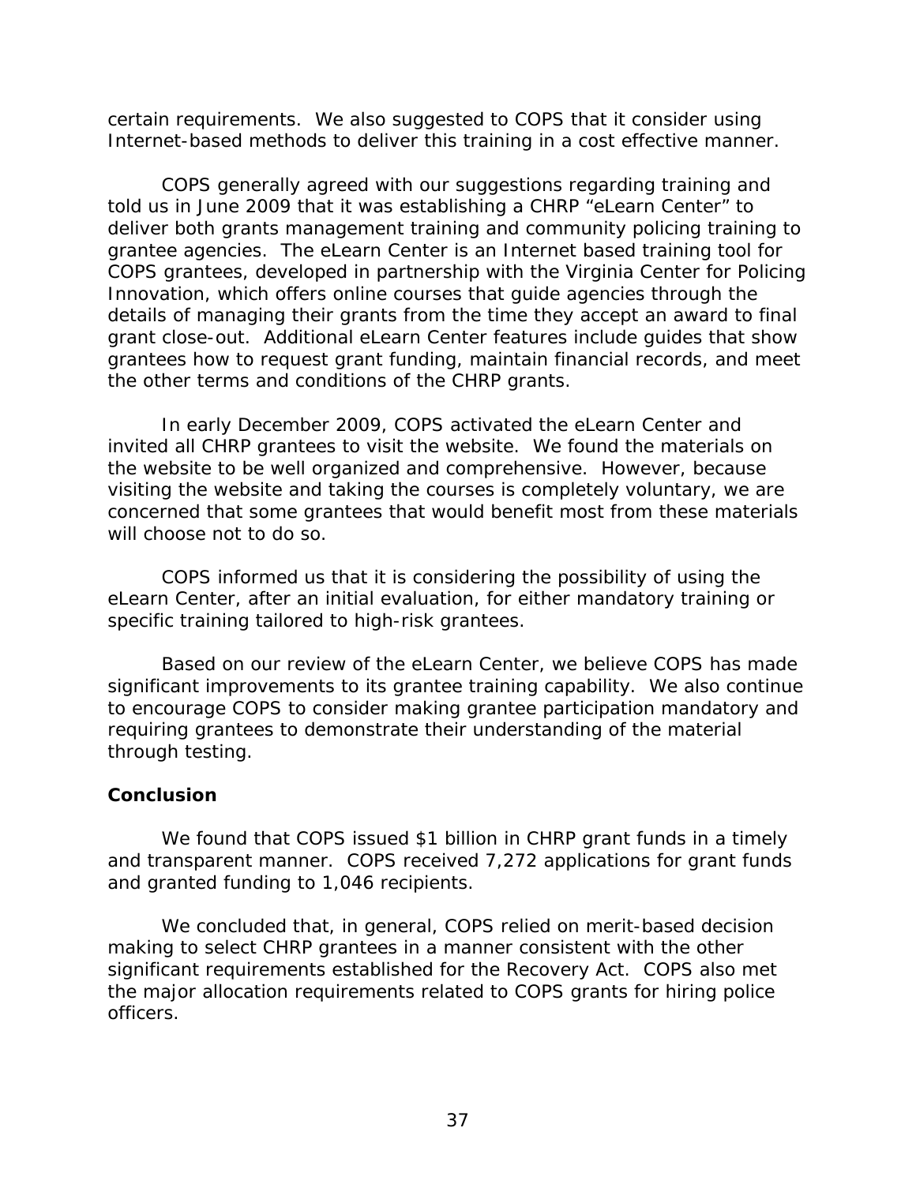certain requirements. We also suggested to COPS that it consider using Internet-based methods to deliver this training in a cost effective manner.

COPS generally agreed with our suggestions regarding training and told us in June 2009 that it was establishing a CHRP "eLearn Center" to deliver both grants management training and community policing training to grantee agencies. The eLearn Center is an Internet based training tool for COPS grantees, developed in partnership with the Virginia Center for Policing Innovation, which offers online courses that guide agencies through the details of managing their grants from the time they accept an award to final grant close-out. Additional eLearn Center features include guides that show grantees how to request grant funding, maintain financial records, and meet the other terms and conditions of the CHRP grants.

In early December 2009, COPS activated the eLearn Center and invited all CHRP grantees to visit the website. We found the materials on the website to be well organized and comprehensive. However, because visiting the website and taking the courses is completely voluntary, we are concerned that some grantees that would benefit most from these materials will choose not to do so.

COPS informed us that it is considering the possibility of using the eLearn Center, after an initial evaluation, for either mandatory training or specific training tailored to high-risk grantees.

Based on our review of the eLearn Center, we believe COPS has made significant improvements to its grantee training capability. We also continue to encourage COPS to consider making grantee participation mandatory and requiring grantees to demonstrate their understanding of the material through testing.

## Conclusion

We found that COPS issued $1 billion in CHRP grant funds in a timely and transparent manner. COPS received 7,272 applications for grant funds and granted funding to 1,046 recipients.

We concluded that, in general, COPS relied on merit-based decision making to select CHRP grantees in a manner consistent with the other significant requirements established for the Recovery Act. COPS also met the major allocation requirements related to COPS grants for hiring police officers.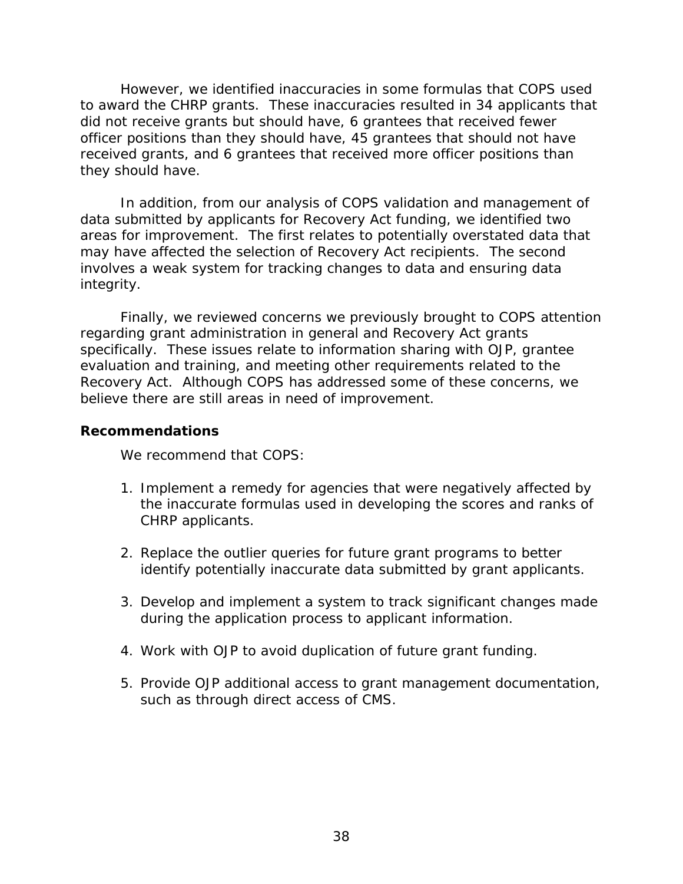However, we identified inaccuracies in some formulas that COPS used to award the CHRP grants. These inaccuracies resulted in 34 applicants that did not receive grants but should have, 6 grantees that received fewer officer positions than they should have, 45 grantees that should not have received grants, and 6 grantees that received more officer positions than they should have.

In addition, from our analysis of COPS validation and management of data submitted by applicants for Recovery Act funding, we identified two areas for improvement. The first relates to potentially overstated data that may have affected the selection of Recovery Act recipients. The second involves a weak system for tracking changes to data and ensuring data integrity.

Finally, we reviewed concerns we previously brought to COPS attention regarding grant administration in general and Recovery Act grants specifically. These issues relate to information sharing with OJP, grantee evaluation and training, and meeting other requirements related to the Recovery Act. Although COPS has addressed some of these concerns, we believe there are still areas in need of improvement.

**Recommendations**

We recommend that COPS:

1. Implement a remedy for agencies that were negatively affected by the inaccurate formulas used in developing the scores and ranks of CHRP applicants.

2. Replace the outlier queries for future grant programs to better identify potentially inaccurate data submitted by grant applicants.

3. Develop and implement a system to track significant changes made during the application process to applicant information.

4. Work with OJP to avoid duplication of future grant funding.

5. Provide OJP additional access to grant management documentation, such as through direct access of CMS.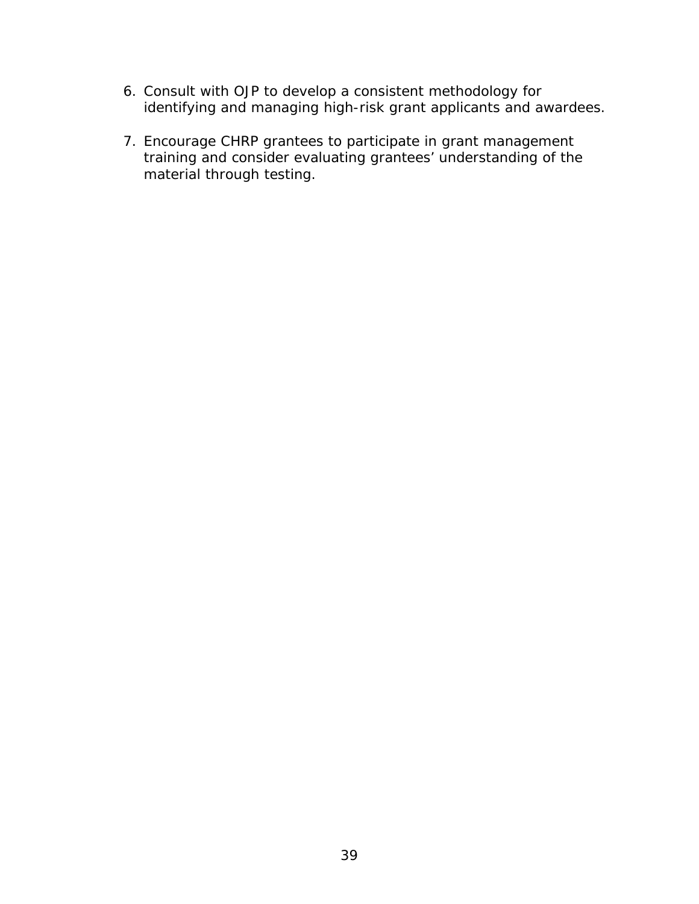6. Consult with OJP to develop a consistent methodology for identifying and managing high-risk grant applicants and awardees.

7. Encourage CHRP grantees to participate in grant management training and consider evaluating grantees' understanding of the material through testing.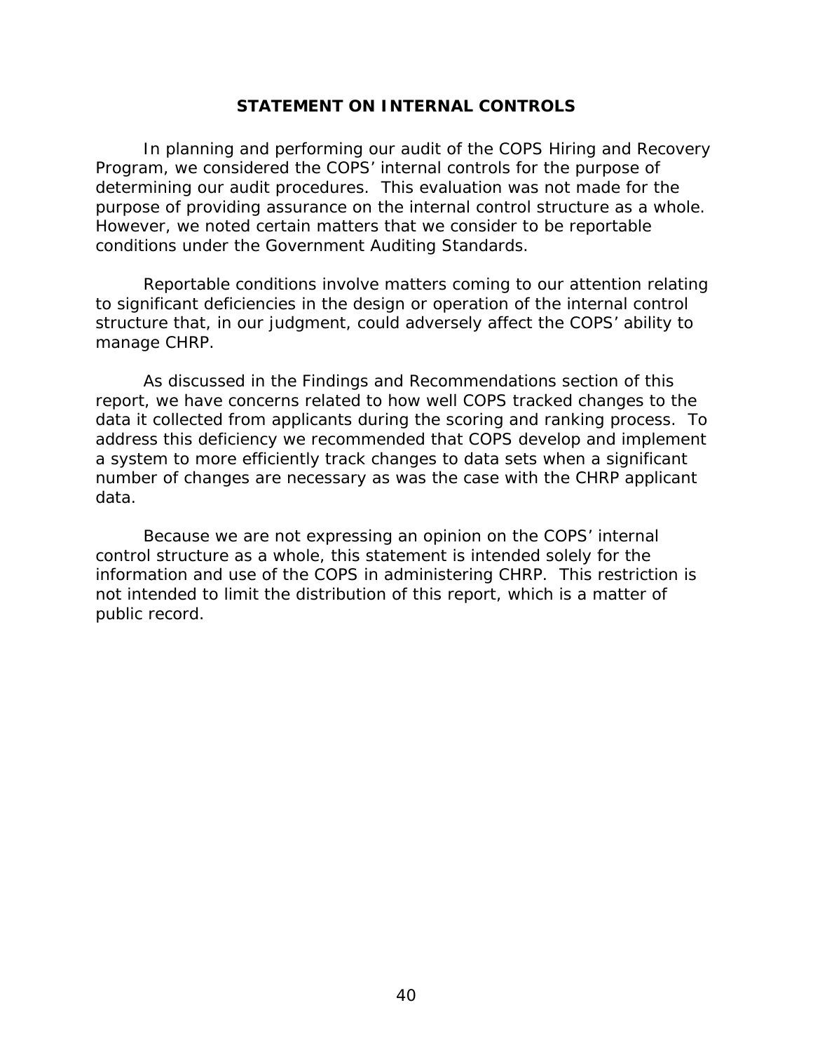## STATEMENT ON INTERNAL CONTROLS

In planning and performing our audit of the COPS Hiring and Recovery Program, we considered the COPS' internal controls for the purpose of determining our audit procedures. This evaluation was not made for the purpose of providing assurance on the internal control structure as a whole. However, we noted certain matters that we consider to be reportable conditions under the Government Auditing Standards.

Reportable conditions involve matters coming to our attention relating to significant deficiencies in the design or operation of the internal control structure that, in our judgment, could adversely affect the COPS' ability to manage CHRP.

As discussed in the Findings and Recommendations section of this report, we have concerns related to how well COPS tracked changes to the data it collected from applicants during the scoring and ranking process. To address this deficiency we recommended that COPS develop and implement a system to more efficiently track changes to data sets when a significant number of changes are necessary as was the case with the CHRP applicant data.

Because we are not expressing an opinion on the COPS' internal control structure as a whole, this statement is intended solely for the information and use of the COPS in administering CHRP. This restriction is not intended to limit the distribution of this report, which is a matter of public record.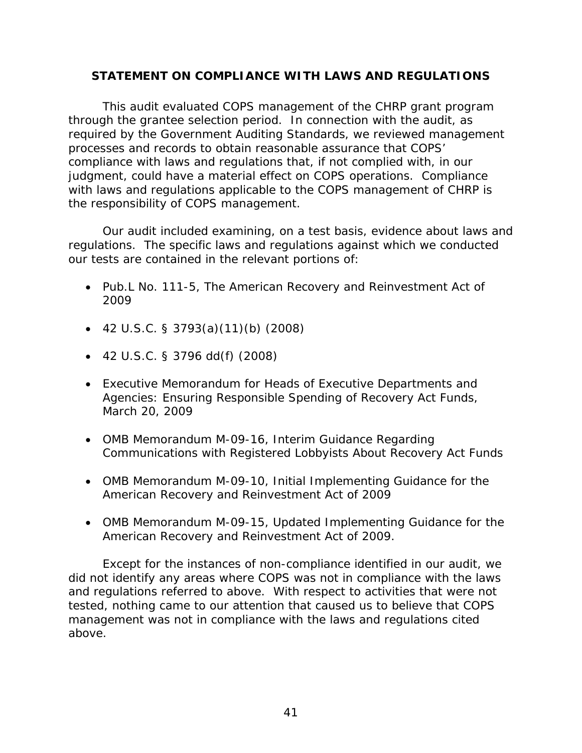## STATEMENT ON COMPLIANCE WITH LAWS AND REGULATIONS

This audit evaluated COPS management of the CHRP grant program through the grantee selection period. In connection with the audit, as required by the Government Auditing Standards, we reviewed management processes and records to obtain reasonable assurance that COPS' compliance with laws and regulations that, if not complied with, in our judgment, could have a material effect on COPS operations. Compliance with laws and regulations applicable to the COPS management of CHRP is the responsibility of COPS management.

Our audit included examining, on a test basis, evidence about laws and regulations. The specific laws and regulations against which we conducted our tests are contained in the relevant portions of:

- Pub.L No. 111-5, The American Recovery and Reinvestment Act of 2009
- 42 U.S.C. § 3793(a)(11)(b) (2008)
- 42 U.S.C. § 3796 dd(f) (2008)
- Executive Memorandum for Heads of Executive Departments and Agencies: Ensuring Responsible Spending of Recovery Act Funds, March 20, 2009
- OMB Memorandum M-09-16, Interim Guidance Regarding Communications with Registered Lobbyists About Recovery Act Funds
- OMB Memorandum M-09-10, Initial Implementing Guidance for the American Recovery and Reinvestment Act of 2009
- OMB Memorandum M-09-15, Updated Implementing Guidance for the American Recovery and Reinvestment Act of 2009.

Except for the instances of non-compliance identified in our audit, we did not identify any areas where COPS was not in compliance with the laws and regulations referred to above. With respect to activities that were not tested, nothing came to our attention that caused us to believe that COPS management was not in compliance with the laws and regulations cited above.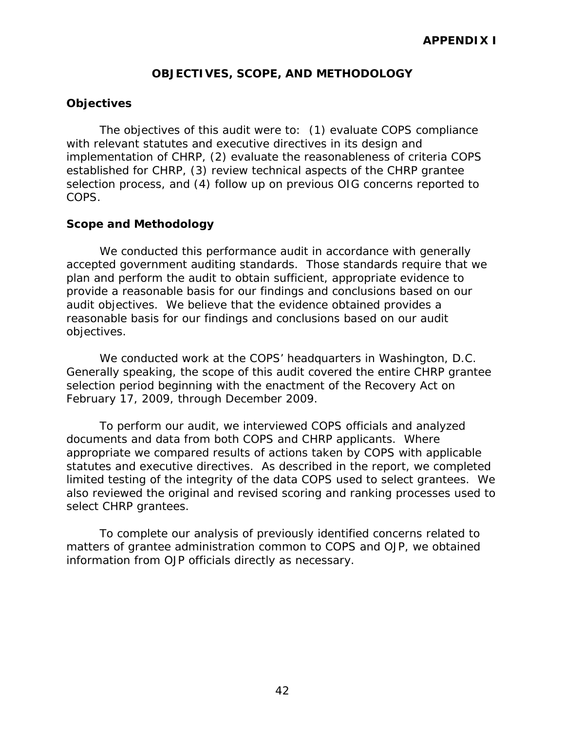# APPENDIX I

## OBJECTIVES, SCOPE, AND METHODOLOGY

### Objectives

The objectives of this audit were to: (1) evaluate COPS compliance with relevant statutes and executive directives in its design and implementation of CHRP, (2) evaluate the reasonableness of criteria COPS established for CHRP, (3) review technical aspects of the CHRP grantee selection process, and (4) follow up on previous OIG concerns reported to COPS.

### Scope and Methodology

We conducted this performance audit in accordance with generally accepted government auditing standards. Those standards require that we plan and perform the audit to obtain sufficient, appropriate evidence to provide a reasonable basis for our findings and conclusions based on our audit objectives. We believe that the evidence obtained provides a reasonable basis for our findings and conclusions based on our audit objectives.

We conducted work at the COPS' headquarters in Washington, D.C. Generally speaking, the scope of this audit covered the entire CHRP grantee selection period beginning with the enactment of the Recovery Act on February 17, 2009, through December 2009.

To perform our audit, we interviewed COPS officials and analyzed documents and data from both COPS and CHRP applicants. Where appropriate we compared results of actions taken by COPS with applicable statutes and executive directives. As described in the report, we completed limited testing of the integrity of the data COPS used to select grantees. We also reviewed the original and revised scoring and ranking processes used to select CHRP grantees.

To complete our analysis of previously identified concerns related to matters of grantee administration common to COPS and OJP, we obtained information from OJP officials directly as necessary.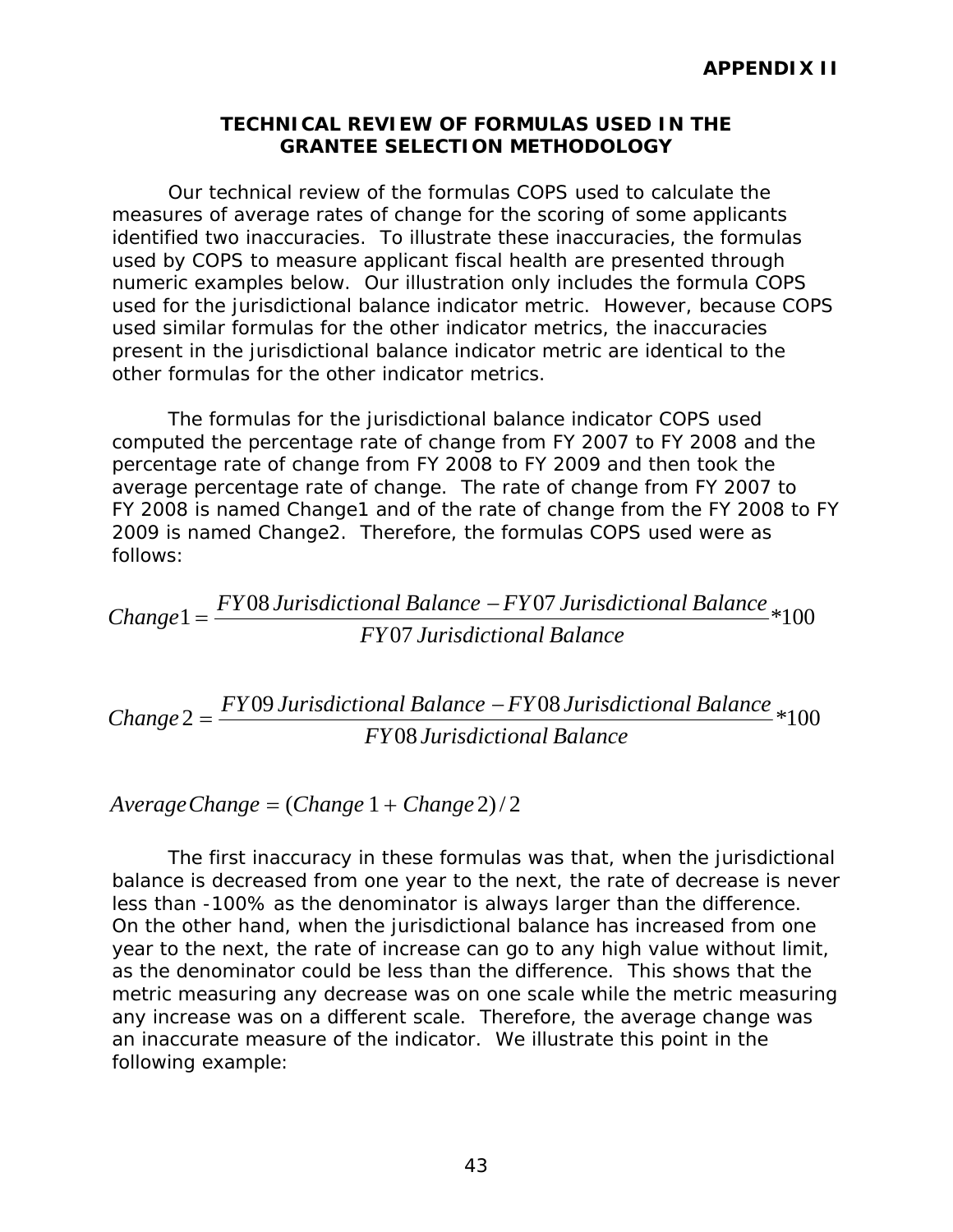**APPENDIX II**

# TECHNICAL REVIEW OF FORMULAS USED IN THE GRANTEE SELECTION METHODOLOGY

Our technical review of the formulas COPS used to calculate the measures of average rates of change for the scoring of some applicants identified two inaccuracies. To illustrate these inaccuracies, the formulas used by COPS to measure applicant fiscal health are presented through numeric examples below. Our illustration only includes the formula COPS used for the jurisdictional balance indicator metric. However, because COPS used similar formulas for the other indicator metrics, the inaccuracies present in the jurisdictional balance indicator metric are identical to the other formulas for the other indicator metrics.

The formulas for the jurisdictional balance indicator COPS used computed the percentage rate of change from FY 2007 to FY 2008 and the percentage rate of change from FY 2008 to FY 2009 and then took the average percentage rate of change. The rate of change from FY 2007 to FY 2008 is named Change1 and of the rate of change from the FY 2008 to FY 2009 is named Change2. Therefore, the formulas COPS used were as follows:

$$Change1 = \frac{FY08\ Jurisdictional\ Balance - FY07\ Jurisdictional\ Balance}{FY07\ Jurisdictional\ Balance} * 100$$

$$Change2 = \frac{FY09\ Jurisdictional\ Balance - FY08\ Jurisdictional\ Balance}{FY08\ Jurisdictional\ Balance} * 100$$

$$Average\,Change = (Change1 + Change2)/2$$

The first inaccuracy in these formulas was that, when the jurisdictional balance is decreased from one year to the next, the rate of decrease is never less than -100% as the denominator is always larger than the difference. On the other hand, when the jurisdictional balance has increased from one year to the next, the rate of increase can go to any high value without limit, as the denominator could be less than the difference. This shows that the metric measuring any decrease was on one scale while the metric measuring any increase was on a different scale. Therefore, the average change was an inaccurate measure of the indicator. We illustrate this point in the following example: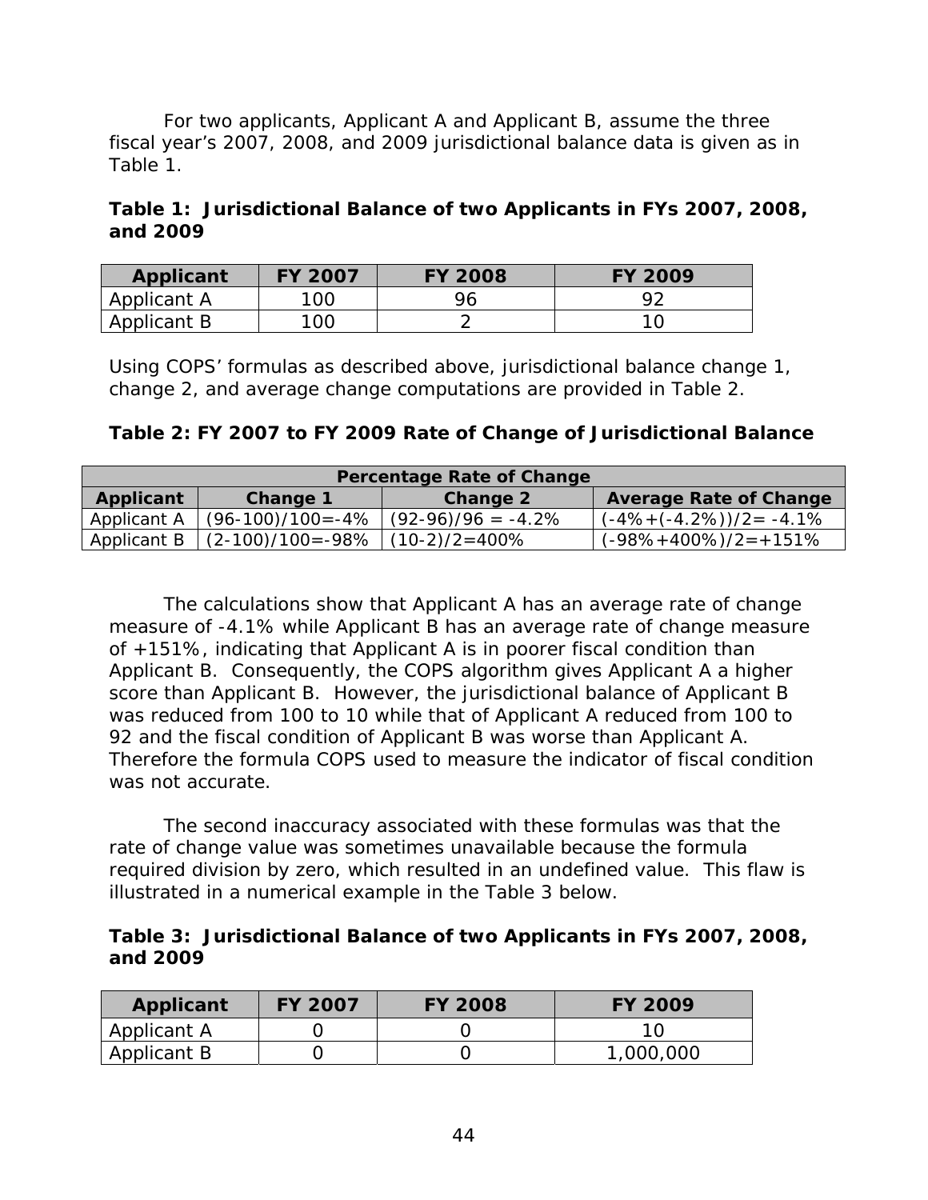For two applicants, Applicant A and Applicant B, assume the three fiscal year's 2007, 2008, and 2009 jurisdictional balance data is given as in Table 1.

**Table 1: Jurisdictional Balance of two Applicants in FYs 2007, 2008, and 2009**

| Applicant | FY 2007 | FY 2008 | FY 2009 |
|---|---|---|---|
| Applicant A | 100 | 96 | 92 |
| Applicant B | 100 | 2 | 10 |

Using COPS' formulas as described above, jurisdictional balance change 1, change 2, and average change computations are provided in Table 2.

**Table 2: FY 2007 to FY 2009 Rate of Change of Jurisdictional Balance**

| Percentage Rate of Change | | | |
|---|---|---|---|
| **Applicant** | **Change 1** | **Change 2** | **Average Rate of Change** |
| Applicant A | (96-100)/100=-4% | (92-96)/96 = -4.2% | (-4%+(-4.2%))/2= -4.1% |
| Applicant B | (2-100)/100=-98% | (10-2)/2=400% | (-98%+400%)/2=+151% |

The calculations show that Applicant A has an average rate of change measure of -4.1% while Applicant B has an average rate of change measure of +151%, indicating that Applicant A is in poorer fiscal condition than Applicant B. Consequently, the COPS algorithm gives Applicant A a higher score than Applicant B. However, the jurisdictional balance of Applicant B was reduced from 100 to 10 while that of Applicant A reduced from 100 to 92 and the fiscal condition of Applicant B was worse than Applicant A. Therefore the formula COPS used to measure the indicator of fiscal condition was not accurate.

The second inaccuracy associated with these formulas was that the rate of change value was sometimes unavailable because the formula required division by zero, which resulted in an undefined value. This flaw is illustrated in a numerical example in the Table 3 below.

**Table 3: Jurisdictional Balance of two Applicants in FYs 2007, 2008, and 2009**

| Applicant | FY 2007 | FY 2008 | FY 2009 |
|---|---|---|---|
| Applicant A | 0 | 0 | 10 |
| Applicant B | 0 | 0 | 1,000,000 |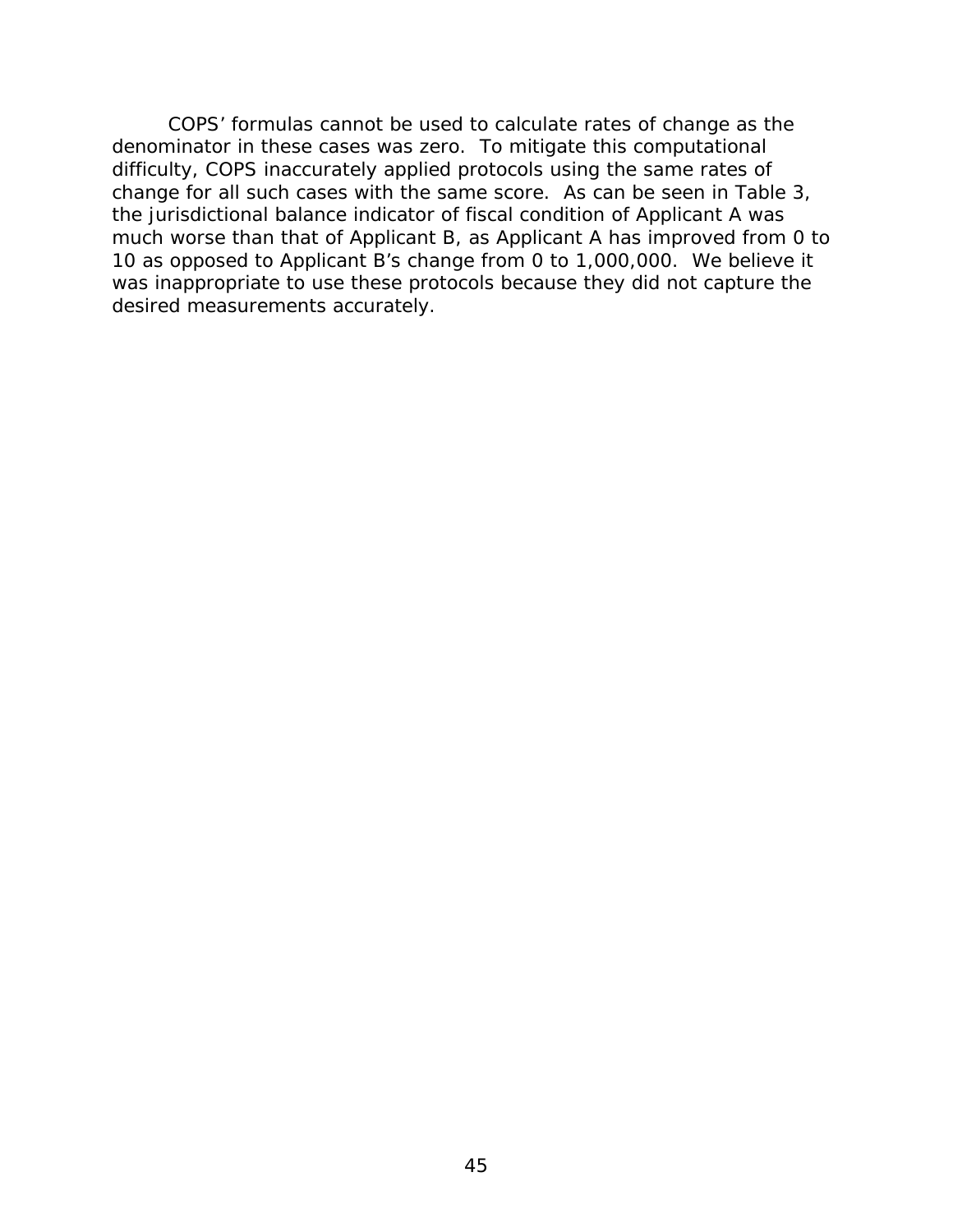COPS' formulas cannot be used to calculate rates of change as the denominator in these cases was zero. To mitigate this computational difficulty, COPS inaccurately applied protocols using the same rates of change for all such cases with the same score. As can be seen in Table 3, the jurisdictional balance indicator of fiscal condition of Applicant A was much worse than that of Applicant B, as Applicant A has improved from 0 to 10 as opposed to Applicant B's change from 0 to 1,000,000. We believe it was inappropriate to use these protocols because they did not capture the desired measurements accurately.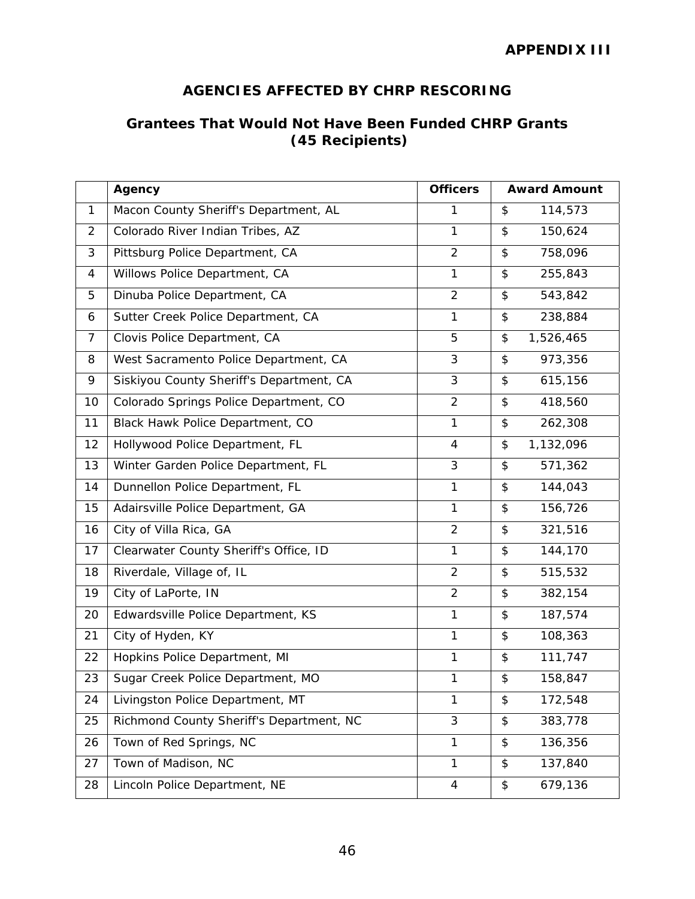# APPENDIX III

## AGENCIES AFFECTED BY CHRP RESCORING

### Grantees That Would Not Have Been Funded CHRP Grants (45 Recipients)

| | Agency | Officers | Award Amount |
|---|---|---|---|
| 1 | Macon County Sheriff's Department, AL | 1 | $ 114,573 |
| 2 | Colorado River Indian Tribes, AZ | 1 | $ 150,624 |
| 3 | Pittsburg Police Department, CA | 2 | $ 758,096 |
| 4 | Willows Police Department, CA | 1 | $ 255,843 |
| 5 | Dinuba Police Department, CA | 2 | $ 543,842 |
| 6 | Sutter Creek Police Department, CA | 1 | $ 238,884 |
| 7 | Clovis Police Department, CA | 5 | $ 1,526,465 |
| 8 | West Sacramento Police Department, CA | 3 | $ 973,356 |
| 9 | Siskiyou County Sheriff's Department, CA | 3 | $ 615,156 |
| 10 | Colorado Springs Police Department, CO | 2 | $ 418,560 |
| 11 | Black Hawk Police Department, CO | 1 | $ 262,308 |
| 12 | Hollywood Police Department, FL | 4 | $ 1,132,096 |
| 13 | Winter Garden Police Department, FL | 3 | $ 571,362 |
| 14 | Dunnellon Police Department, FL | 1 | $ 144,043 |
| 15 | Adairsville Police Department, GA | 1 | $ 156,726 |
| 16 | City of Villa Rica, GA | 2 | $ 321,516 |
| 17 | Clearwater County Sheriff's Office, ID | 1 | $ 144,170 |
| 18 | Riverdale, Village of, IL | 2 | $ 515,532 |
| 19 | City of LaPorte, IN | 2 | $ 382,154 |
| 20 | Edwardsville Police Department, KS | 1 | $ 187,574 |
| 21 | City of Hyden, KY | 1 | $ 108,363 |
| 22 | Hopkins Police Department, MI | 1 | $ 111,747 |
| 23 | Sugar Creek Police Department, MO | 1 | $ 158,847 |
| 24 | Livingston Police Department, MT | 1 | $ 172,548 |
| 25 | Richmond County Sheriff's Department, NC | 3 | $ 383,778 |
| 26 | Town of Red Springs, NC | 1 | $ 136,356 |
| 27 | Town of Madison, NC | 1 | $ 137,840 |
| 28 | Lincoln Police Department, NE | 4 | $ 679,136 |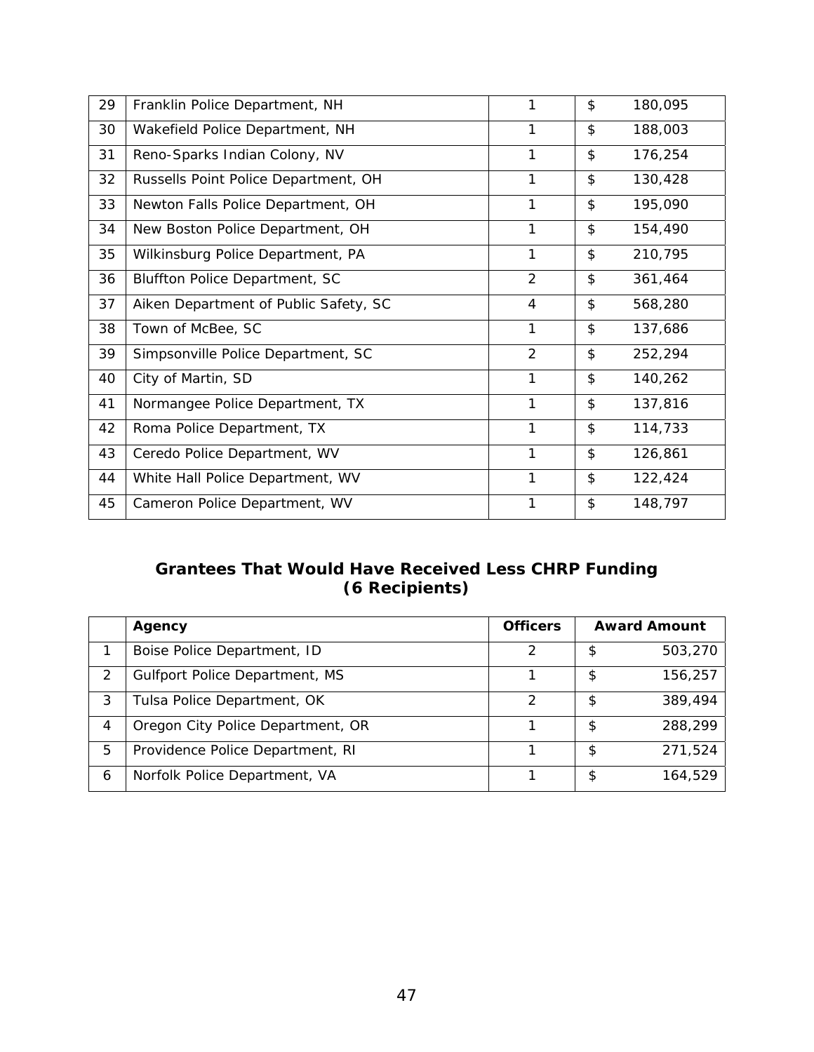| | | | |
|---|---|---|---|
| 29 | Franklin Police Department, NH | 1 | $ 180,095 |
| 30 | Wakefield Police Department, NH | 1 | $ 188,003 |
| 31 | Reno-Sparks Indian Colony, NV | 1 | $ 176,254 |
| 32 | Russells Point Police Department, OH | 1 | $ 130,428 |
| 33 | Newton Falls Police Department, OH | 1 | $ 195,090 |
| 34 | New Boston Police Department, OH | 1 | $ 154,490 |
| 35 | Wilkinsburg Police Department, PA | 1 | $ 210,795 |
| 36 | Bluffton Police Department, SC | 2 | $ 361,464 |
| 37 | Aiken Department of Public Safety, SC | 4 | $ 568,280 |
| 38 | Town of McBee, SC | 1 | $ 137,686 |
| 39 | Simpsonville Police Department, SC | 2 | $ 252,294 |
| 40 | City of Martin, SD | 1 | $ 140,262 |
| 41 | Normangee Police Department, TX | 1 | $ 137,816 |
| 42 | Roma Police Department, TX | 1 | $ 114,733 |
| 43 | Ceredo Police Department, WV | 1 | $ 126,861 |
| 44 | White Hall Police Department, WV | 1 | $ 122,424 |
| 45 | Cameron Police Department, WV | 1 | $ 148,797 |

## Grantees That Would Have Received Less CHRP Funding (6 Recipients)

| | Agency | Officers | Award Amount |
|---|---|---|---|
| 1 | Boise Police Department, ID | 2 | $ 503,270 |
| 2 | Gulfport Police Department, MS | 1 | $ 156,257 |
| 3 | Tulsa Police Department, OK | 2 | $ 389,494 |
| 4 | Oregon City Police Department, OR | 1 | $ 288,299 |
| 5 | Providence Police Department, RI | 1 | $ 271,524 |
| 6 | Norfolk Police Department, VA | 1 | $ 164,529 |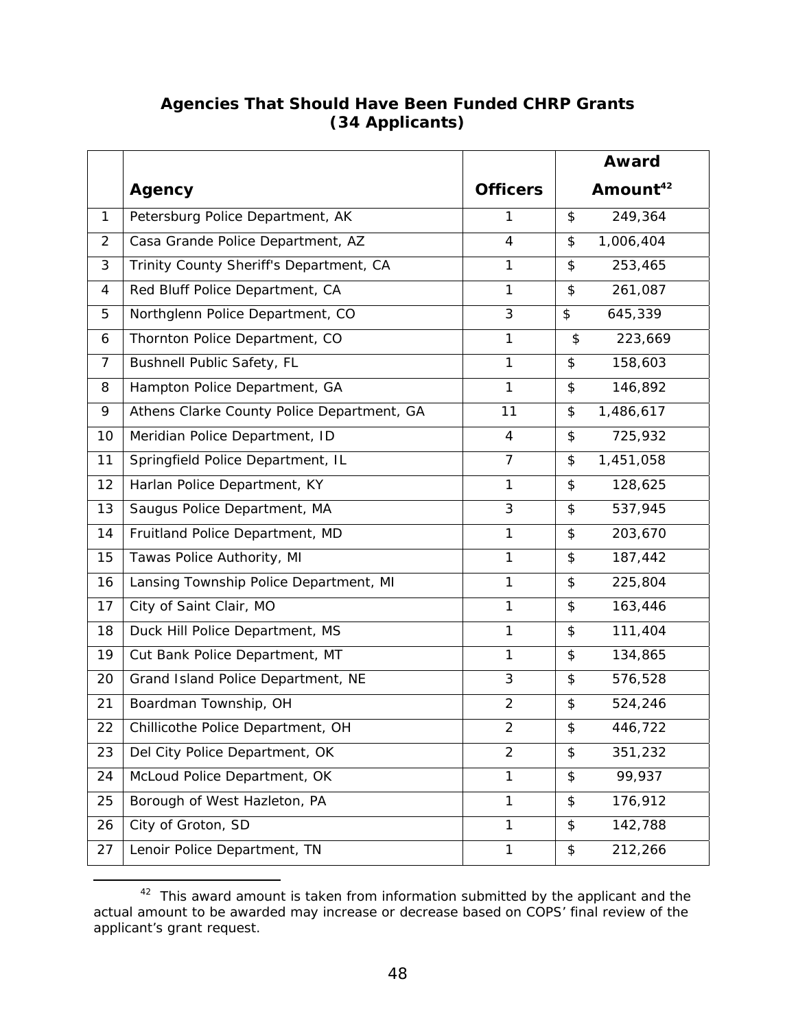## Agencies That Should Have Been Funded CHRP Grants (34 Applicants)

| | Agency | Officers | Award Amount[42] |
|---|---|---|---|
| 1 | Petersburg Police Department, AK | 1 | $ 249,364 |
| 2 | Casa Grande Police Department, AZ | 4 | $ 1,006,404 |
| 3 | Trinity County Sheriff's Department, CA | 1 | $ 253,465 |
| 4 | Red Bluff Police Department, CA | 1 | $ 261,087 |
| 5 | Northglenn Police Department, CO | 3 | $ 645,339 |
| 6 | Thornton Police Department, CO | 1 | $ 223,669 |
| 7 | Bushnell Public Safety, FL | 1 | $ 158,603 |
| 8 | Hampton Police Department, GA | 1 | $ 146,892 |
| 9 | Athens Clarke County Police Department, GA | 11 | $ 1,486,617 |
| 10 | Meridian Police Department, ID | 4 | $ 725,932 |
| 11 | Springfield Police Department, IL | 7 | $ 1,451,058 |
| 12 | Harlan Police Department, KY | 1 | $ 128,625 |
| 13 | Saugus Police Department, MA | 3 | $ 537,945 |
| 14 | Fruitland Police Department, MD | 1 | $ 203,670 |
| 15 | Tawas Police Authority, MI | 1 | $ 187,442 |
| 16 | Lansing Township Police Department, MI | 1 | $ 225,804 |
| 17 | City of Saint Clair, MO | 1 | $ 163,446 |
| 18 | Duck Hill Police Department, MS | 1 | $ 111,404 |
| 19 | Cut Bank Police Department, MT | 1 | $ 134,865 |
| 20 | Grand Island Police Department, NE | 3 | $ 576,528 |
| 21 | Boardman Township, OH | 2 | $ 524,246 |
| 22 | Chillicothe Police Department, OH | 2 | $ 446,722 |
| 23 | Del City Police Department, OK | 2 | $ 351,232 |
| 24 | McLoud Police Department, OK | 1 | $ 99,937 |
| 25 | Borough of West Hazleton, PA | 1 | $ 176,912 |
| 26 | City of Groton, SD | 1 | $ 142,788 |
| 27 | Lenoir Police Department, TN | 1 | $ 212,266 |

[42] This award amount is taken from information submitted by the applicant and the actual amount to be awarded may increase or decrease based on COPS' final review of the applicant's grant request.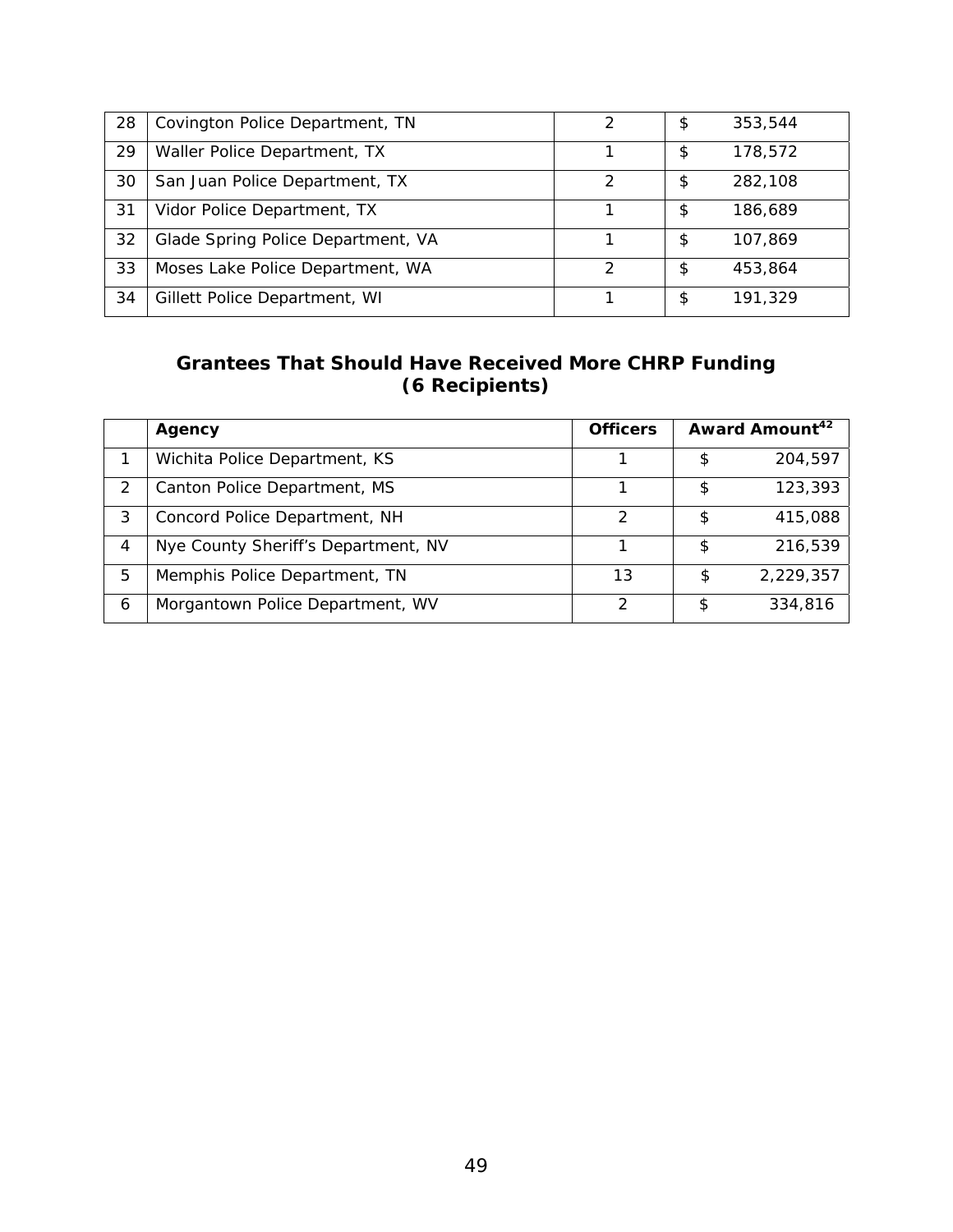| | | | |
|---|---|---|---|
| 28 | Covington Police Department, TN | 2 | $ 353,544 |
| 29 | Waller Police Department, TX | 1 | $ 178,572 |
| 30 | San Juan Police Department, TX | 2 | $ 282,108 |
| 31 | Vidor Police Department, TX | 1 | $ 186,689 |
| 32 | Glade Spring Police Department, VA | 1 | $ 107,869 |
| 33 | Moses Lake Police Department, WA | 2 | $ 453,864 |
| 34 | Gillett Police Department, WI | 1 | $ 191,329 |

## Grantees That Should Have Received More CHRP Funding (6 Recipients)

| | Agency | Officers | Award Amount[42] |
|---|---|---|---|
| 1 | Wichita Police Department, KS | 1 | $ 204,597 |
| 2 | Canton Police Department, MS | 1 | $ 123,393 |
| 3 | Concord Police Department, NH | 2 | $ 415,088 |
| 4 | Nye County Sheriff's Department, NV | 1 | $ 216,539 |
| 5 | Memphis Police Department, TN | 13 | $ 2,229,357 |
| 6 | Morgantown Police Department, WV | 2 | $ 334,816 |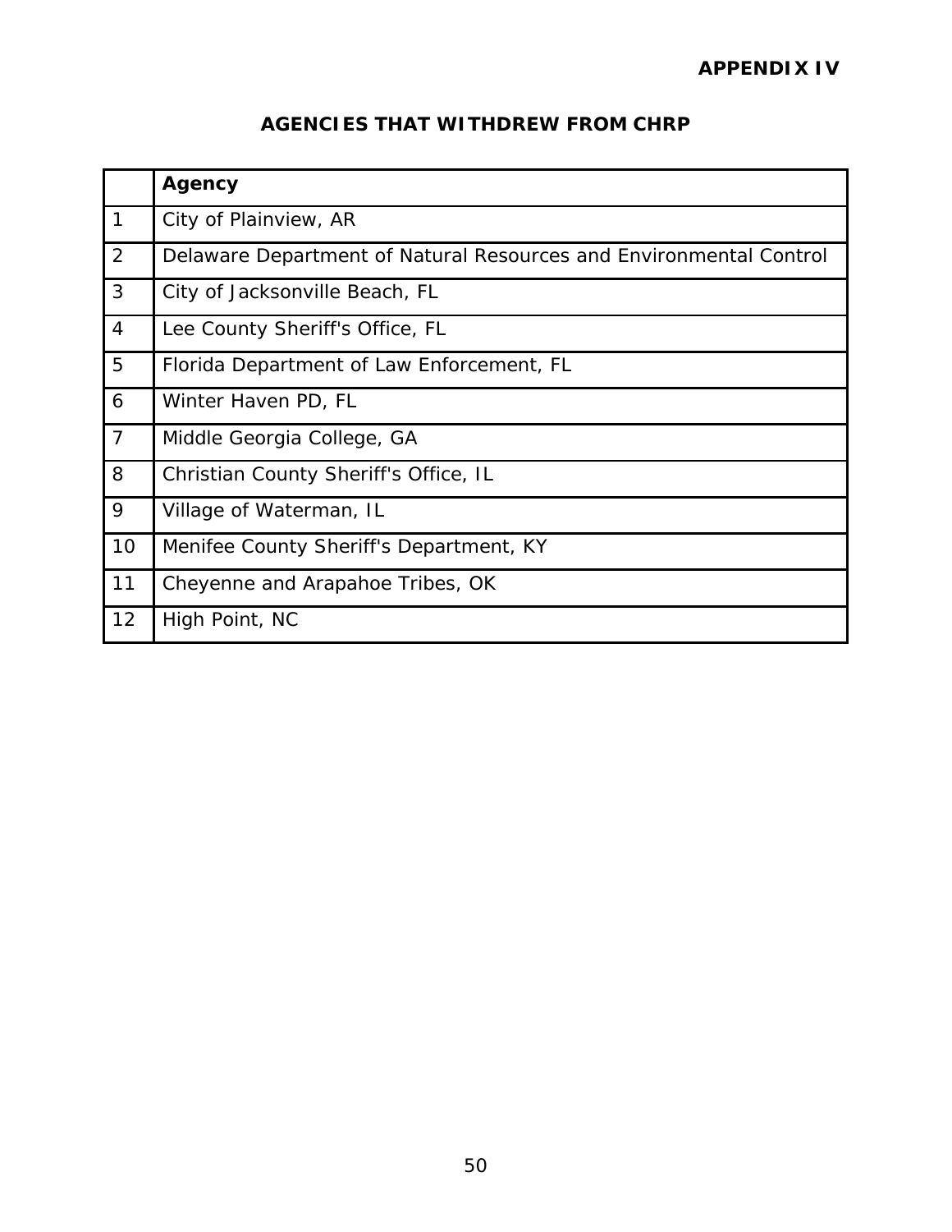**APPENDIX IV**

## AGENCIES THAT WITHDREW FROM CHRP

| | Agency |
|---|---|
| 1 | City of Plainview, AR |
| 2 | Delaware Department of Natural Resources and Environmental Control |
| 3 | City of Jacksonville Beach, FL |
| 4 | Lee County Sheriff's Office, FL |
| 5 | Florida Department of Law Enforcement, FL |
| 6 | Winter Haven PD, FL |
| 7 | Middle Georgia College, GA |
| 8 | Christian County Sheriff's Office, IL |
| 9 | Village of Waterman, IL |
| 10 | Menifee County Sheriff's Department, KY |
| 11 | Cheyenne and Arapahoe Tribes, OK |
| 12 | High Point, NC |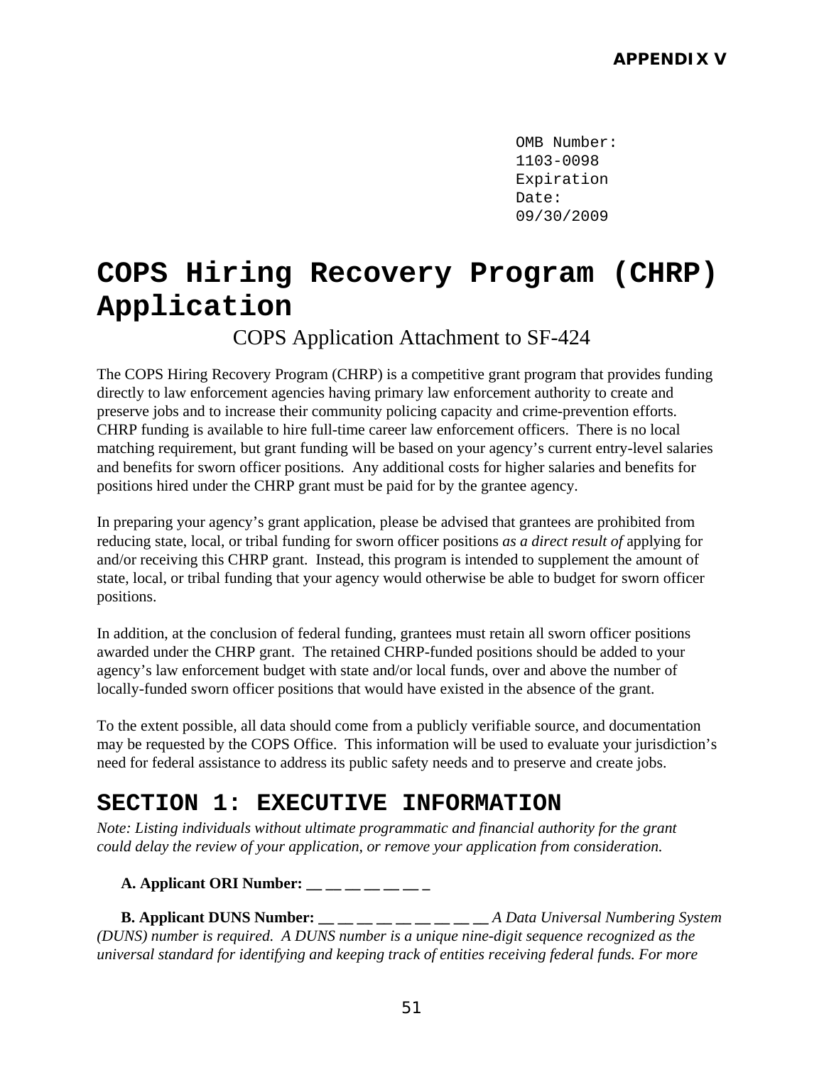**APPENDIX V**

OMB Number: 1103-0098
Expiration Date: 09/30/2009

# COPS Hiring Recovery Program (CHRP) Application

COPS Application Attachment to SF-424

The COPS Hiring Recovery Program (CHRP) is a competitive grant program that provides funding directly to law enforcement agencies having primary law enforcement authority to create and preserve jobs and to increase their community policing capacity and crime-prevention efforts. CHRP funding is available to hire full-time career law enforcement officers. There is no local matching requirement, but grant funding will be based on your agency's current entry-level salaries and benefits for sworn officer positions. Any additional costs for higher salaries and benefits for positions hired under the CHRP grant must be paid for by the grantee agency.

In preparing your agency's grant application, please be advised that grantees are prohibited from reducing state, local, or tribal funding for sworn officer positions *as a direct result of* applying for and/or receiving this CHRP grant. Instead, this program is intended to supplement the amount of state, local, or tribal funding that your agency would otherwise be able to budget for sworn officer positions.

In addition, at the conclusion of federal funding, grantees must retain all sworn officer positions awarded under the CHRP grant. The retained CHRP-funded positions should be added to your agency's law enforcement budget with state and/or local funds, over and above the number of locally-funded sworn officer positions that would have existed in the absence of the grant.

To the extent possible, all data should come from a publicly verifiable source, and documentation may be requested by the COPS Office. This information will be used to evaluate your jurisdiction's need for federal assistance to address its public safety needs and to preserve and create jobs.

## SECTION 1: EXECUTIVE INFORMATION

*Note: Listing individuals without ultimate programmatic and financial authority for the grant could delay the review of your application, or remove your application from consideration.*

**A. Applicant ORI Number: __ __ __ __ __ __ _**

**B. Applicant DUNS Number: __ __ __ __ __ __ __ __ __** *A Data Universal Numbering System (DUNS) number is required. A DUNS number is a unique nine-digit sequence recognized as the universal standard for identifying and keeping track of entities receiving federal funds. For more*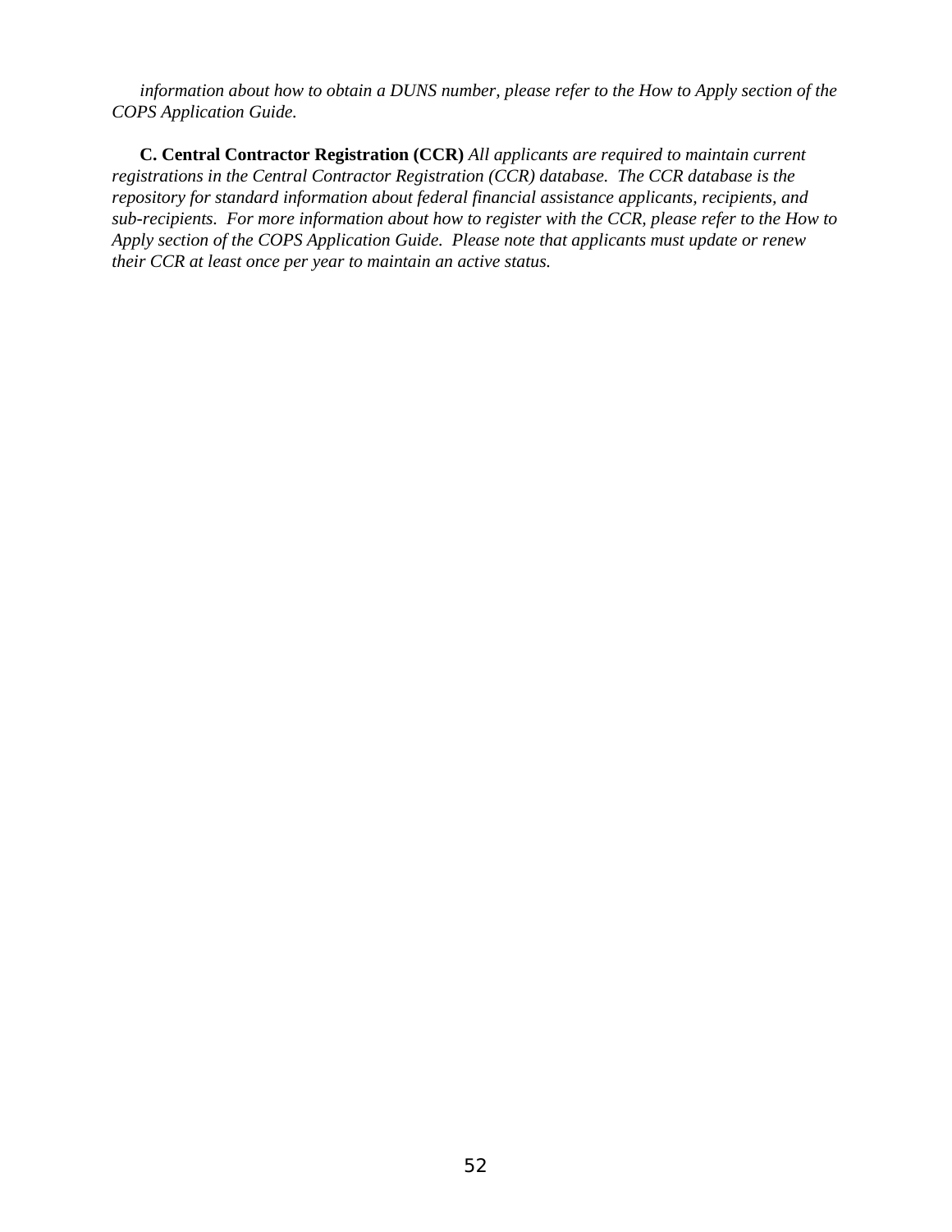*information about how to obtain a DUNS number, please refer to the How to Apply section of the COPS Application Guide.*

**C. Central Contractor Registration (CCR)** *All applicants are required to maintain current registrations in the Central Contractor Registration (CCR) database. The CCR database is the repository for standard information about federal financial assistance applicants, recipients, and sub-recipients. For more information about how to register with the CCR, please refer to the How to Apply section of the COPS Application Guide. Please note that applicants must update or renew their CCR at least once per year to maintain an active status.*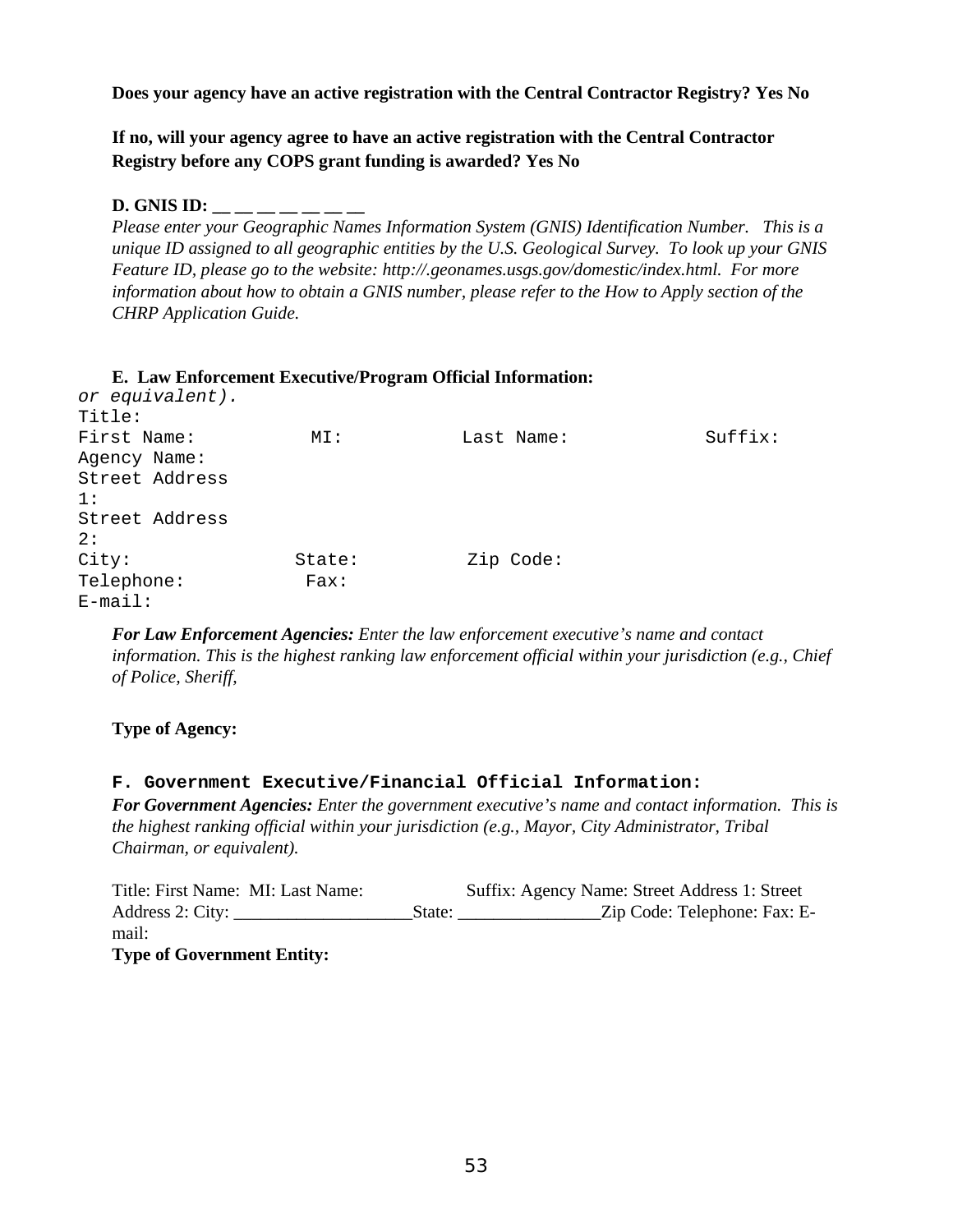**Does your agency have an active registration with the Central Contractor Registry? Yes No**

**If no, will your agency agree to have an active registration with the Central Contractor Registry before any COPS grant funding is awarded? Yes No**

**D. GNIS ID: __ __ __ __ __ __ __**

*Please enter your Geographic Names Information System (GNIS) Identification Number. This is a unique ID assigned to all geographic entities by the U.S. Geological Survey. To look up your GNIS Feature ID, please go to the website: http://.geonames.usgs.gov/domestic/index.html. For more information about how to obtain a GNIS number, please refer to the How to Apply section of the CHRP Application Guide.*

**E. Law Enforcement Executive/Program Official Information:**

*or equivalent).*

Title:

First Name: MI: Last Name: Suffix:

Agency Name:

Street Address 1:

Street Address 2:

City: State: Zip Code:

Telephone: Fax:

E-mail:

***For Law Enforcement Agencies:*** *Enter the law enforcement executive's name and contact information. This is the highest ranking law enforcement official within your jurisdiction (e.g., Chief of Police, Sheriff,*

**Type of Agency:**

**F. Government Executive/Financial Official Information:**

***For Government Agencies:*** *Enter the government executive's name and contact information. This is the highest ranking official within your jurisdiction (e.g., Mayor, City Administrator, Tribal Chairman, or equivalent).*

Title: First Name: MI: Last Name: Suffix: Agency Name: Street Address 1: Street Address 2: City: ____________________State: ________________Zip Code: Telephone: Fax: E-mail:

**Type of Government Entity:**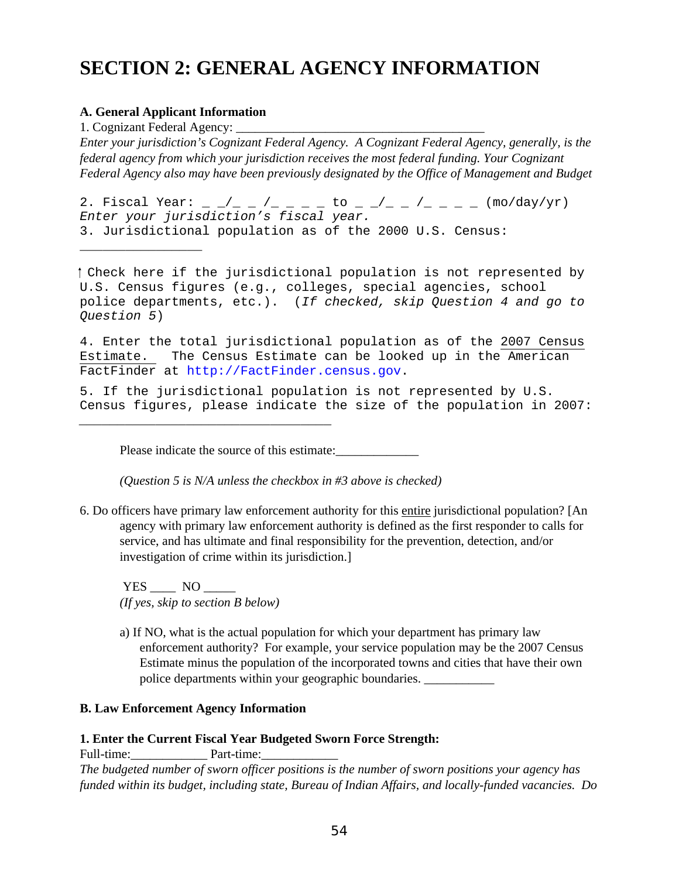# SECTION 2: GENERAL AGENCY INFORMATION

**A. General Applicant Information**

1. Cognizant Federal Agency: ______________________________________

*Enter your jurisdiction's Cognizant Federal Agency. A Cognizant Federal Agency, generally, is the federal agency from which your jurisdiction receives the most federal funding. Your Cognizant Federal Agency also may have been previously designated by the Office of Management and Budget*

2. Fiscal Year: _ _/_ _ /_ _ _ _ to _ _/_ _ /_ _ _ _ (mo/day/yr)

*Enter your jurisdiction's fiscal year.*

3. Jurisdictional population as of the 2000 U.S. Census: ________________

↑ Check here if the jurisdictional population is not represented by U.S. Census figures (e.g., colleges, special agencies, school police departments, etc.). (*If checked, skip Question 4 and go to Question 5*)

4. Enter the total jurisdictional population as of the 2007 Census Estimate. The Census Estimate can be looked up in the American FactFinder at http://FactFinder.census.gov.

5. If the jurisdictional population is not represented by U.S. Census figures, please indicate the size of the population in 2007: ___________________________________

Please indicate the source of this estimate:_____________

*(Question 5 is N/A unless the checkbox in #3 above is checked)*

6. Do officers have primary law enforcement authority for this entire jurisdictional population? [An agency with primary law enforcement authority is defined as the first responder to calls for service, and has ultimate and final responsibility for the prevention, detection, and/or investigation of crime within its jurisdiction.]

YES ____ NO _____
*(If yes, skip to section B below)*

a) If NO, what is the actual population for which your department has primary law enforcement authority? For example, your service population may be the 2007 Census Estimate minus the population of the incorporated towns and cities that have their own police departments within your geographic boundaries. ___________

**B. Law Enforcement Agency Information**

**1. Enter the Current Fiscal Year Budgeted Sworn Force Strength:**

Full-time:____________ Part-time:____________

*The budgeted number of sworn officer positions is the number of sworn positions your agency has funded within its budget, including state, Bureau of Indian Affairs, and locally-funded vacancies. Do*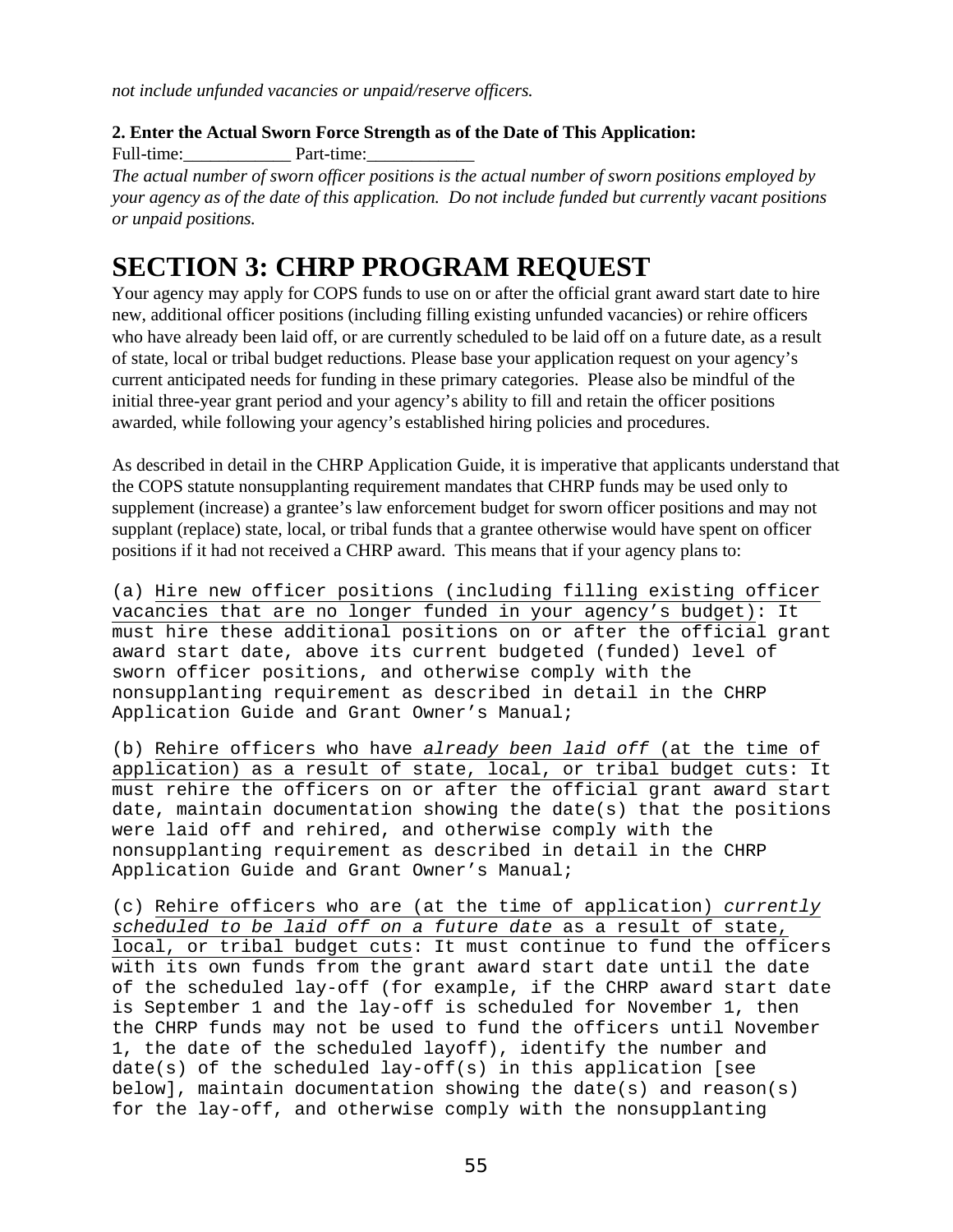*not include unfunded vacancies or unpaid/reserve officers.*

**2. Enter the Actual Sworn Force Strength as of the Date of This Application:**

Full-time:____________ Part-time:____________

*The actual number of sworn officer positions is the actual number of sworn positions employed by your agency as of the date of this application. Do not include funded but currently vacant positions or unpaid positions.*

# SECTION 3: CHRP PROGRAM REQUEST

Your agency may apply for COPS funds to use on or after the official grant award start date to hire new, additional officer positions (including filling existing unfunded vacancies) or rehire officers who have already been laid off, or are currently scheduled to be laid off on a future date, as a result of state, local or tribal budget reductions. Please base your application request on your agency's current anticipated needs for funding in these primary categories. Please also be mindful of the initial three-year grant period and your agency's ability to fill and retain the officer positions awarded, while following your agency's established hiring policies and procedures.

As described in detail in the CHRP Application Guide, it is imperative that applicants understand that the COPS statute nonsupplanting requirement mandates that CHRP funds may be used only to supplement (increase) a grantee's law enforcement budget for sworn officer positions and may not supplant (replace) state, local, or tribal funds that a grantee otherwise would have spent on officer positions if it had not received a CHRP award. This means that if your agency plans to:

(a) <u>Hire new officer positions (including filling existing officer vacancies that are no longer funded in your agency's budget)</u>: It must hire these additional positions on or after the official grant award start date, above its current budgeted (funded) level of sworn officer positions, and otherwise comply with the nonsupplanting requirement as described in detail in the CHRP Application Guide and Grant Owner's Manual;

(b) <u>Rehire officers who have *already been laid off* (at the time of application) as a result of state, local, or tribal budget cuts</u>: It must rehire the officers on or after the official grant award start date, maintain documentation showing the date(s) that the positions were laid off and rehired, and otherwise comply with the nonsupplanting requirement as described in detail in the CHRP Application Guide and Grant Owner's Manual;

(c) <u>Rehire officers who are (at the time of application) *currently scheduled to be laid off on a future date* as a result of state, local, or tribal budget cuts</u>: It must continue to fund the officers with its own funds from the grant award start date until the date of the scheduled lay-off (for example, if the CHRP award start date is September 1 and the lay-off is scheduled for November 1, then the CHRP funds may not be used to fund the officers until November 1, the date of the scheduled layoff), identify the number and date(s) of the scheduled lay-off(s) in this application [see below], maintain documentation showing the date(s) and reason(s) for the lay-off, and otherwise comply with the nonsupplanting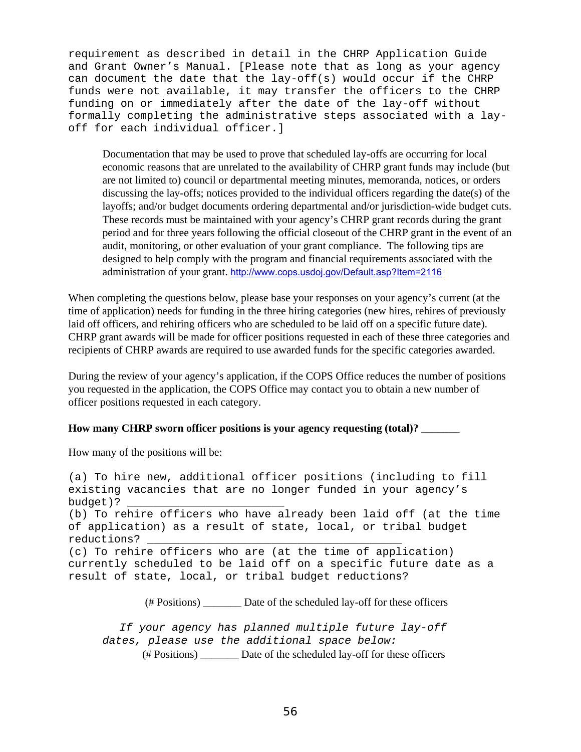requirement as described in detail in the CHRP Application Guide and Grant Owner's Manual. [Please note that as long as your agency can document the date that the lay-off(s) would occur if the CHRP funds were not available, it may transfer the officers to the CHRP funding on or immediately after the date of the lay-off without formally completing the administrative steps associated with a lay-off for each individual officer.]

> Documentation that may be used to prove that scheduled lay-offs are occurring for local economic reasons that are unrelated to the availability of CHRP grant funds may include (but are not limited to) council or departmental meeting minutes, memoranda, notices, or orders discussing the lay-offs; notices provided to the individual officers regarding the date(s) of the layoffs; and/or budget documents ordering departmental and/or jurisdiction-wide budget cuts. These records must be maintained with your agency's CHRP grant records during the grant period and for three years following the official closeout of the CHRP grant in the event of an audit, monitoring, or other evaluation of your grant compliance. The following tips are designed to help comply with the program and financial requirements associated with the administration of your grant. http://www.cops.usdoj.gov/Default.asp?Item=2116

When completing the questions below, please base your responses on your agency's current (at the time of application) needs for funding in the three hiring categories (new hires, rehires of previously laid off officers, and rehiring officers who are scheduled to be laid off on a specific future date). CHRP grant awards will be made for officer positions requested in each of these three categories and recipients of CHRP awards are required to use awarded funds for the specific categories awarded.

During the review of your agency's application, if the COPS Office reduces the number of positions you requested in the application, the COPS Office may contact you to obtain a new number of officer positions requested in each category.

**How many CHRP sworn officer positions is your agency requesting (total)? _______**

How many of the positions will be:

(a) To hire new, additional officer positions (including to fill existing vacancies that are no longer funded in your agency's budget)? ________________________

(b) To rehire officers who have already been laid off (at the time of application) as a result of state, local, or tribal budget reductions? _______________________________________

(c) To rehire officers who are (at the time of application) currently scheduled to be laid off on a specific future date as a result of state, local, or tribal budget reductions?

(# Positions) _______ Date of the scheduled lay-off for these officers

*If your agency has planned multiple future lay-off dates, please use the additional space below:*

(# Positions) _______ Date of the scheduled lay-off for these officers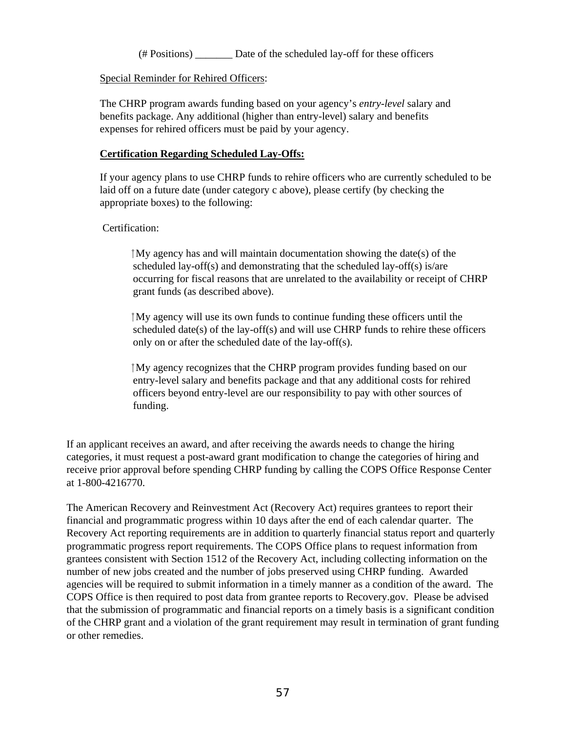(# Positions) _______ Date of the scheduled lay-off for these officers

<u>Special Reminder for Rehired Officers</u>:

The CHRP program awards funding based on your agency's *entry-level* salary and benefits package. Any additional (higher than entry-level) salary and benefits expenses for rehired officers must be paid by your agency.

**<u>Certification Regarding Scheduled Lay-Offs:</u>**

If your agency plans to use CHRP funds to rehire officers who are currently scheduled to be laid off on a future date (under category c above), please certify (by checking the appropriate boxes) to the following:

Certification:

☐ My agency has and will maintain documentation showing the date(s) of the scheduled lay-off(s) and demonstrating that the scheduled lay-off(s) is/are occurring for fiscal reasons that are unrelated to the availability or receipt of CHRP grant funds (as described above).

☐ My agency will use its own funds to continue funding these officers until the scheduled date(s) of the lay-off(s) and will use CHRP funds to rehire these officers only on or after the scheduled date of the lay-off(s).

☐ My agency recognizes that the CHRP program provides funding based on our entry-level salary and benefits package and that any additional costs for rehired officers beyond entry-level are our responsibility to pay with other sources of funding.

If an applicant receives an award, and after receiving the awards needs to change the hiring categories, it must request a post-award grant modification to change the categories of hiring and receive prior approval before spending CHRP funding by calling the COPS Office Response Center at 1-800-4216770.

The American Recovery and Reinvestment Act (Recovery Act) requires grantees to report their financial and programmatic progress within 10 days after the end of each calendar quarter. The Recovery Act reporting requirements are in addition to quarterly financial status report and quarterly programmatic progress report requirements. The COPS Office plans to request information from grantees consistent with Section 1512 of the Recovery Act, including collecting information on the number of new jobs created and the number of jobs preserved using CHRP funding. Awarded agencies will be required to submit information in a timely manner as a condition of the award. The COPS Office is then required to post data from grantee reports to Recovery.gov. Please be advised that the submission of programmatic and financial reports on a timely basis is a significant condition of the CHRP grant and a violation of the grant requirement may result in termination of grant funding or other remedies.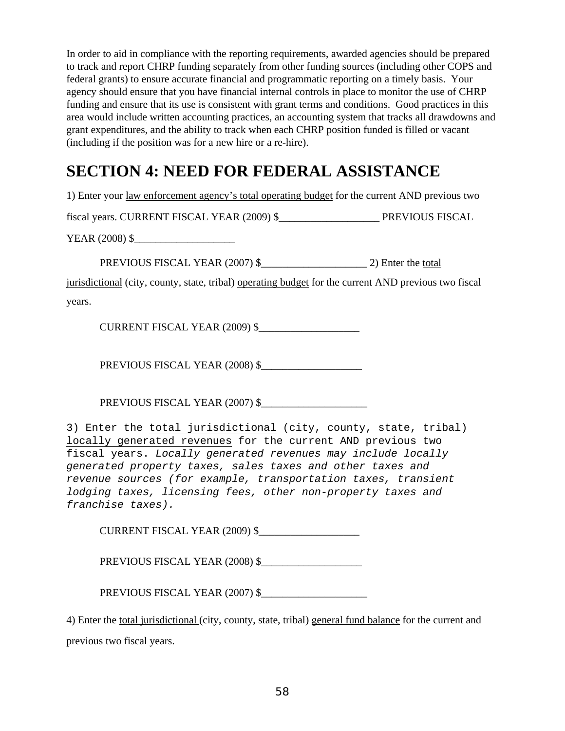In order to aid in compliance with the reporting requirements, awarded agencies should be prepared to track and report CHRP funding separately from other funding sources (including other COPS and federal grants) to ensure accurate financial and programmatic reporting on a timely basis. Your agency should ensure that you have financial internal controls in place to monitor the use of CHRP funding and ensure that its use is consistent with grant terms and conditions. Good practices in this area would include written accounting practices, an accounting system that tracks all drawdowns and grant expenditures, and the ability to track when each CHRP position funded is filled or vacant (including if the position was for a new hire or a re-hire).

# SECTION 4: NEED FOR FEDERAL ASSISTANCE

1) Enter your law enforcement agency's total operating budget for the current AND previous two fiscal years. CURRENT FISCAL YEAR (2009) $___________________ PREVIOUS FISCAL YEAR (2008) $___________________

PREVIOUS FISCAL YEAR (2007) $____________________ 2) Enter the total jurisdictional (city, county, state, tribal) operating budget for the current AND previous two fiscal years.

CURRENT FISCAL YEAR (2009) $___________________

PREVIOUS FISCAL YEAR (2008) $___________________

PREVIOUS FISCAL YEAR (2007) $____________________

3) Enter the total jurisdictional (city, county, state, tribal) locally generated revenues for the current AND previous two fiscal years. *Locally generated revenues may include locally generated property taxes, sales taxes and other taxes and revenue sources (for example, transportation taxes, transient lodging taxes, licensing fees, other non-property taxes and franchise taxes).*

CURRENT FISCAL YEAR (2009) $___________________

PREVIOUS FISCAL YEAR (2008) $___________________

PREVIOUS FISCAL YEAR (2007) $____________________

4) Enter the total jurisdictional (city, county, state, tribal) general fund balance for the current and previous two fiscal years.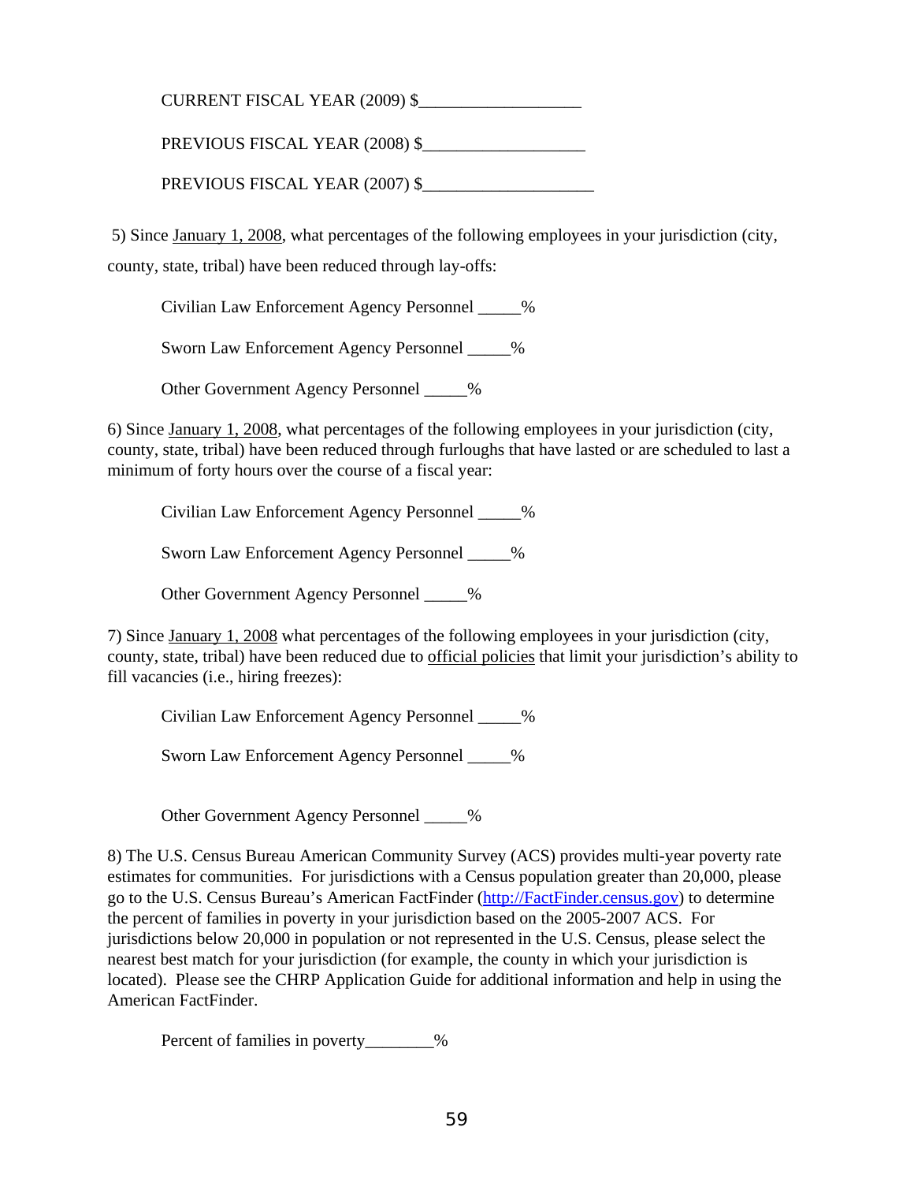CURRENT FISCAL YEAR (2009) $___________________

PREVIOUS FISCAL YEAR (2008) $___________________

PREVIOUS FISCAL YEAR (2007) $____________________

5) Since January 1, 2008, what percentages of the following employees in your jurisdiction (city, county, state, tribal) have been reduced through lay-offs:

Civilian Law Enforcement Agency Personnel _____%

Sworn Law Enforcement Agency Personnel _____%

Other Government Agency Personnel _____%

6) Since January 1, 2008, what percentages of the following employees in your jurisdiction (city, county, state, tribal) have been reduced through furloughs that have lasted or are scheduled to last a minimum of forty hours over the course of a fiscal year:

Civilian Law Enforcement Agency Personnel _____%

Sworn Law Enforcement Agency Personnel _____%

Other Government Agency Personnel _____%

7) Since January 1, 2008 what percentages of the following employees in your jurisdiction (city, county, state, tribal) have been reduced due to official policies that limit your jurisdiction's ability to fill vacancies (i.e., hiring freezes):

Civilian Law Enforcement Agency Personnel _____%

Sworn Law Enforcement Agency Personnel _____%

Other Government Agency Personnel _____%

8) The U.S. Census Bureau American Community Survey (ACS) provides multi-year poverty rate estimates for communities. For jurisdictions with a Census population greater than 20,000, please go to the U.S. Census Bureau's American FactFinder (http://FactFinder.census.gov) to determine the percent of families in poverty in your jurisdiction based on the 2005-2007 ACS. For jurisdictions below 20,000 in population or not represented in the U.S. Census, please select the nearest best match for your jurisdiction (for example, the county in which your jurisdiction is located). Please see the CHRP Application Guide for additional information and help in using the American FactFinder.

Percent of families in poverty________%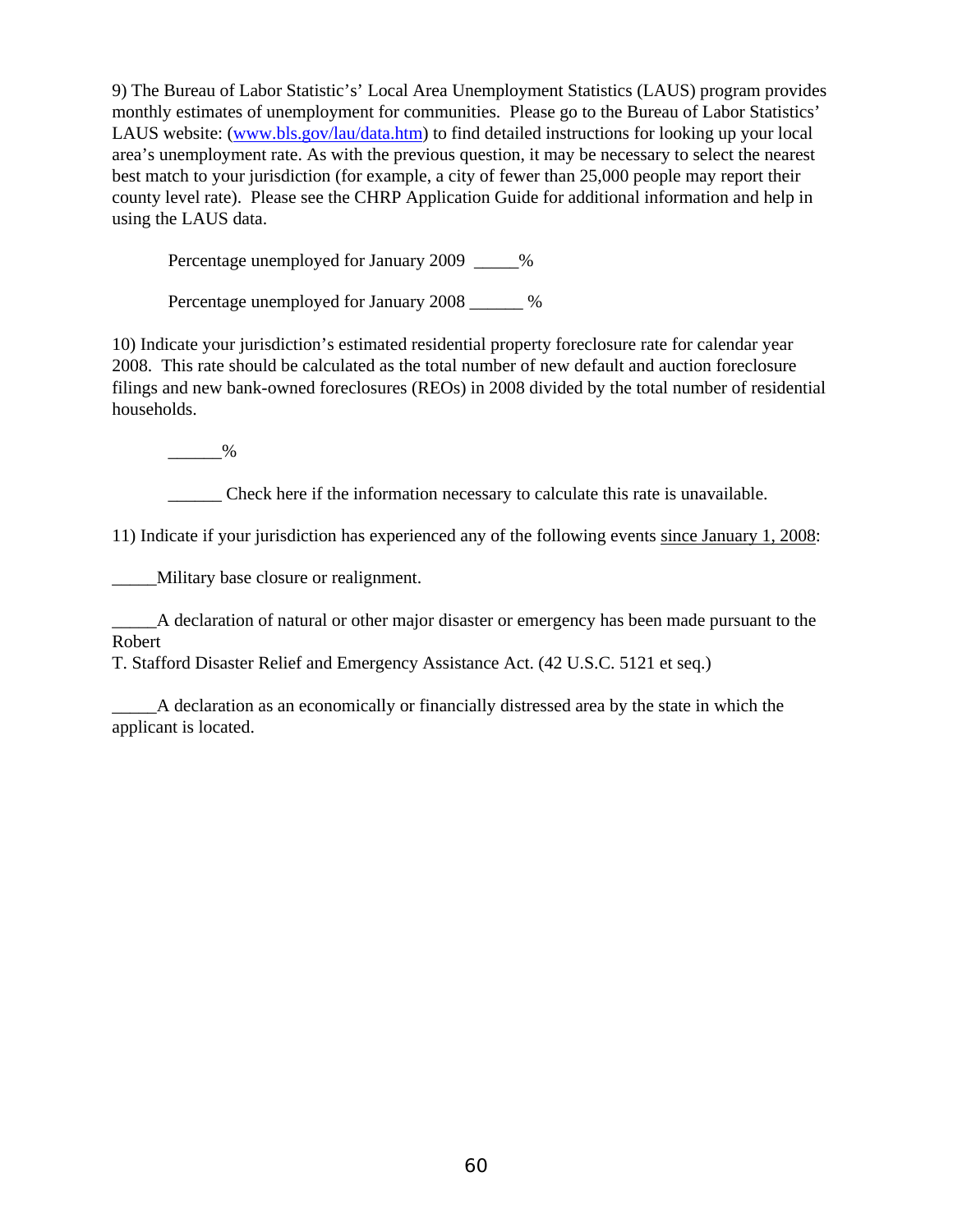9) The Bureau of Labor Statistic's' Local Area Unemployment Statistics (LAUS) program provides monthly estimates of unemployment for communities. Please go to the Bureau of Labor Statistics' LAUS website: (www.bls.gov/lau/data.htm) to find detailed instructions for looking up your local area's unemployment rate. As with the previous question, it may be necessary to select the nearest best match to your jurisdiction (for example, a city of fewer than 25,000 people may report their county level rate). Please see the CHRP Application Guide for additional information and help in using the LAUS data.

Percentage unemployed for January 2009 _____%

Percentage unemployed for January 2008 ______ %

10) Indicate your jurisdiction's estimated residential property foreclosure rate for calendar year 2008. This rate should be calculated as the total number of new default and auction foreclosure filings and new bank-owned foreclosures (REOs) in 2008 divided by the total number of residential households.

______%

______ Check here if the information necessary to calculate this rate is unavailable.

11) Indicate if your jurisdiction has experienced any of the following events <u>since January 1, 2008</u>:

_____Military base closure or realignment.

_____A declaration of natural or other major disaster or emergency has been made pursuant to the Robert T. Stafford Disaster Relief and Emergency Assistance Act. (42 U.S.C. 5121 et seq.)

_____A declaration as an economically or financially distressed area by the state in which the applicant is located.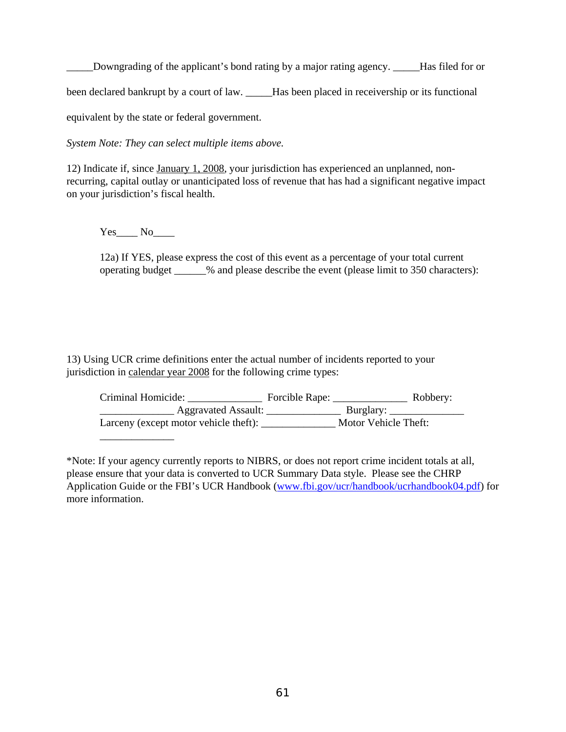_____Downgrading of the applicant's bond rating by a major rating agency. _____Has filed for or been declared bankrupt by a court of law. _____Has been placed in receivership or its functional equivalent by the state or federal government.

*System Note: They can select multiple items above.*

12) Indicate if, since January 1, 2008, your jurisdiction has experienced an unplanned, non-recurring, capital outlay or unanticipated loss of revenue that has had a significant negative impact on your jurisdiction's fiscal health.

Yes____ No____

12a) If YES, please express the cost of this event as a percentage of your total current operating budget ______% and please describe the event (please limit to 350 characters):

13) Using UCR crime definitions enter the actual number of incidents reported to your jurisdiction in calendar year 2008 for the following crime types:

Criminal Homicide: ______________ Forcible Rape: ______________ Robbery: ______________ Aggravated Assault: ______________ Burglary: ______________ Larceny (except motor vehicle theft): ______________ Motor Vehicle Theft: ______________

*Note: If your agency currently reports to NIBRS, or does not report crime incident totals at all, please ensure that your data is converted to UCR Summary Data style. Please see the CHRP Application Guide or the FBI's UCR Handbook (www.fbi.gov/ucr/handbook/ucrhandbook04.pdf) for more information.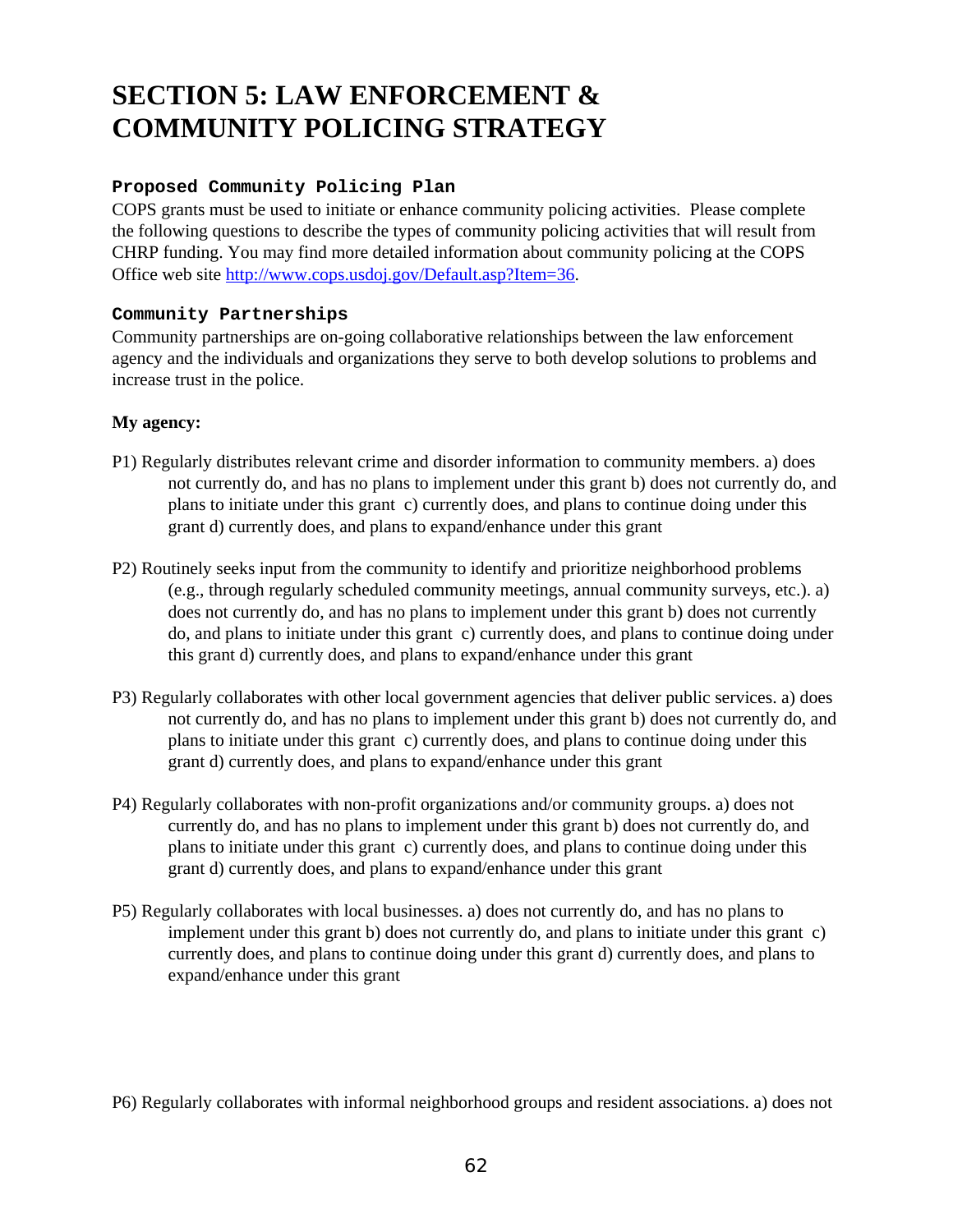# SECTION 5: LAW ENFORCEMENT & COMMUNITY POLICING STRATEGY

### Proposed Community Policing Plan

COPS grants must be used to initiate or enhance community policing activities. Please complete the following questions to describe the types of community policing activities that will result from CHRP funding. You may find more detailed information about community policing at the COPS Office web site http://www.cops.usdoj.gov/Default.asp?Item=36.

### Community Partnerships

Community partnerships are on-going collaborative relationships between the law enforcement agency and the individuals and organizations they serve to both develop solutions to problems and increase trust in the police.

**My agency:**

P1) Regularly distributes relevant crime and disorder information to community members. a) does not currently do, and has no plans to implement under this grant b) does not currently do, and plans to initiate under this grant c) currently does, and plans to continue doing under this grant d) currently does, and plans to expand/enhance under this grant

P2) Routinely seeks input from the community to identify and prioritize neighborhood problems (e.g., through regularly scheduled community meetings, annual community surveys, etc.). a) does not currently do, and has no plans to implement under this grant b) does not currently do, and plans to initiate under this grant c) currently does, and plans to continue doing under this grant d) currently does, and plans to expand/enhance under this grant

P3) Regularly collaborates with other local government agencies that deliver public services. a) does not currently do, and has no plans to implement under this grant b) does not currently do, and plans to initiate under this grant c) currently does, and plans to continue doing under this grant d) currently does, and plans to expand/enhance under this grant

P4) Regularly collaborates with non-profit organizations and/or community groups. a) does not currently do, and has no plans to implement under this grant b) does not currently do, and plans to initiate under this grant c) currently does, and plans to continue doing under this grant d) currently does, and plans to expand/enhance under this grant

P5) Regularly collaborates with local businesses. a) does not currently do, and has no plans to implement under this grant b) does not currently do, and plans to initiate under this grant c) currently does, and plans to continue doing under this grant d) currently does, and plans to expand/enhance under this grant

P6) Regularly collaborates with informal neighborhood groups and resident associations. a) does not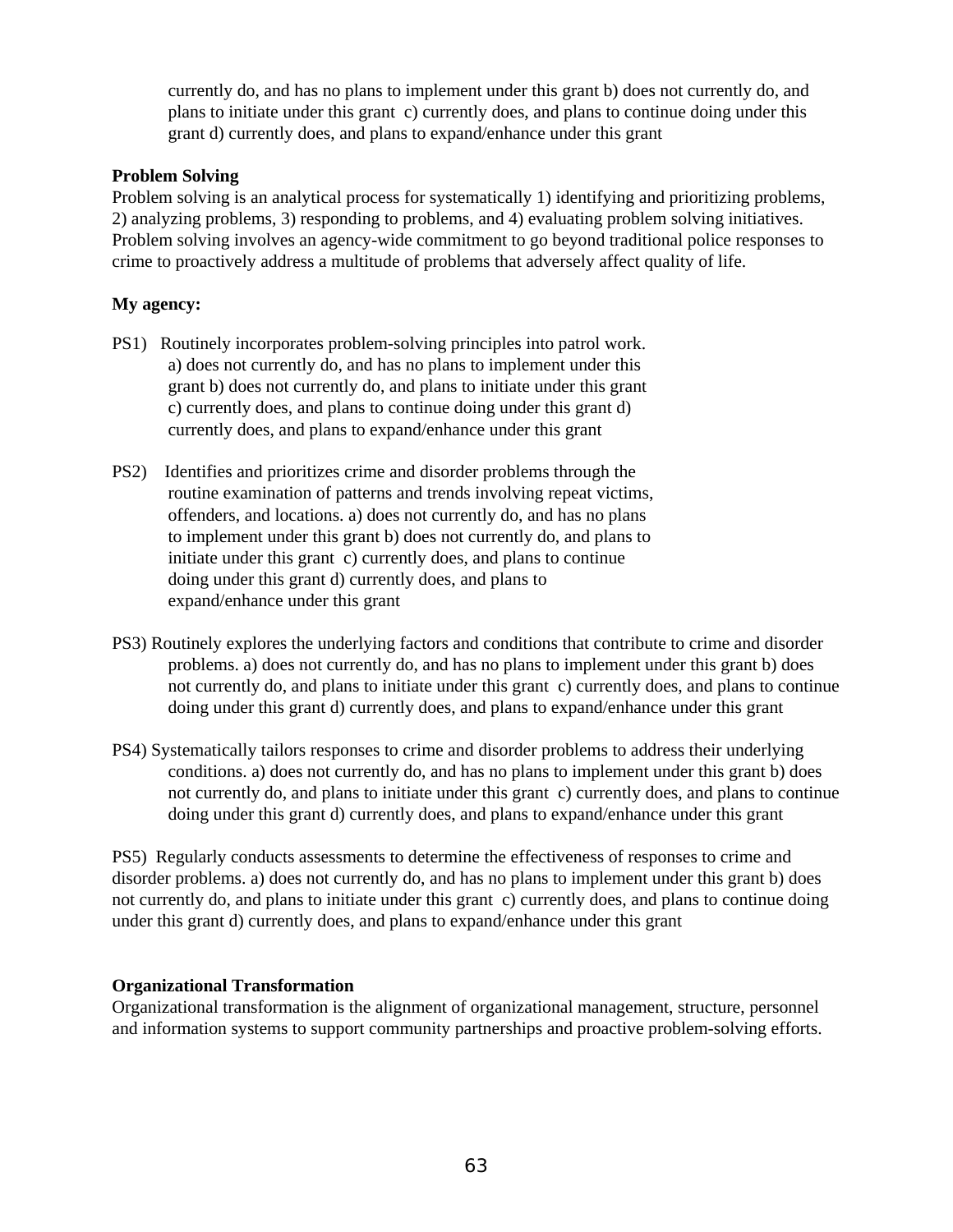currently do, and has no plans to implement under this grant b) does not currently do, and plans to initiate under this grant c) currently does, and plans to continue doing under this grant d) currently does, and plans to expand/enhance under this grant

**Problem Solving**

Problem solving is an analytical process for systematically 1) identifying and prioritizing problems, 2) analyzing problems, 3) responding to problems, and 4) evaluating problem solving initiatives. Problem solving involves an agency-wide commitment to go beyond traditional police responses to crime to proactively address a multitude of problems that adversely affect quality of life.

**My agency:**

PS1) Routinely incorporates problem-solving principles into patrol work. a) does not currently do, and has no plans to implement under this grant b) does not currently do, and plans to initiate under this grant c) currently does, and plans to continue doing under this grant d) currently does, and plans to expand/enhance under this grant

PS2) Identifies and prioritizes crime and disorder problems through the routine examination of patterns and trends involving repeat victims, offenders, and locations. a) does not currently do, and has no plans to implement under this grant b) does not currently do, and plans to initiate under this grant c) currently does, and plans to continue doing under this grant d) currently does, and plans to expand/enhance under this grant

PS3) Routinely explores the underlying factors and conditions that contribute to crime and disorder problems. a) does not currently do, and has no plans to implement under this grant b) does not currently do, and plans to initiate under this grant c) currently does, and plans to continue doing under this grant d) currently does, and plans to expand/enhance under this grant

PS4) Systematically tailors responses to crime and disorder problems to address their underlying conditions. a) does not currently do, and has no plans to implement under this grant b) does not currently do, and plans to initiate under this grant c) currently does, and plans to continue doing under this grant d) currently does, and plans to expand/enhance under this grant

PS5) Regularly conducts assessments to determine the effectiveness of responses to crime and disorder problems. a) does not currently do, and has no plans to implement under this grant b) does not currently do, and plans to initiate under this grant c) currently does, and plans to continue doing under this grant d) currently does, and plans to expand/enhance under this grant

**Organizational Transformation**

Organizational transformation is the alignment of organizational management, structure, personnel and information systems to support community partnerships and proactive problem-solving efforts.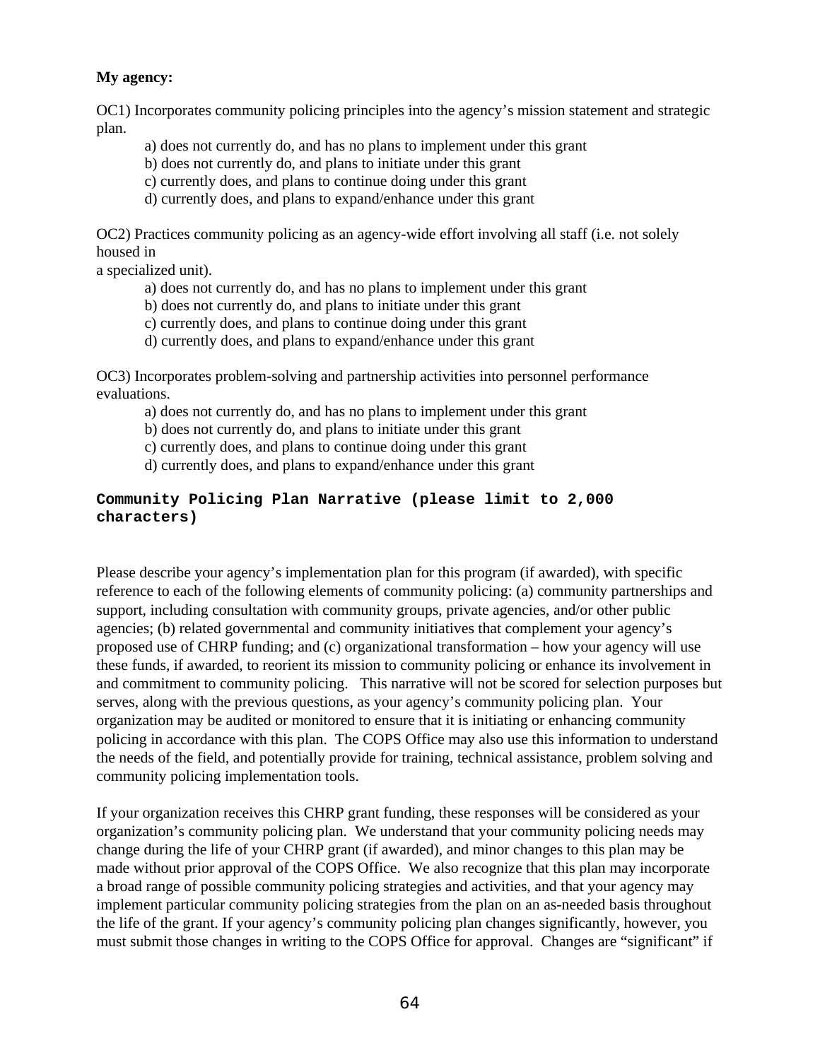**My agency:**

OC1) Incorporates community policing principles into the agency's mission statement and strategic plan.

a) does not currently do, and has no plans to implement under this grant
b) does not currently do, and plans to initiate under this grant
c) currently does, and plans to continue doing under this grant
d) currently does, and plans to expand/enhance under this grant

OC2) Practices community policing as an agency-wide effort involving all staff (i.e. not solely housed in
a specialized unit).

a) does not currently do, and has no plans to implement under this grant
b) does not currently do, and plans to initiate under this grant
c) currently does, and plans to continue doing under this grant
d) currently does, and plans to expand/enhance under this grant

OC3) Incorporates problem-solving and partnership activities into personnel performance evaluations.

a) does not currently do, and has no plans to implement under this grant
b) does not currently do, and plans to initiate under this grant
c) currently does, and plans to continue doing under this grant
d) currently does, and plans to expand/enhance under this grant

**Community Policing Plan Narrative (please limit to 2,000 characters)**

Please describe your agency's implementation plan for this program (if awarded), with specific reference to each of the following elements of community policing: (a) community partnerships and support, including consultation with community groups, private agencies, and/or other public agencies; (b) related governmental and community initiatives that complement your agency's proposed use of CHRP funding; and (c) organizational transformation – how your agency will use these funds, if awarded, to reorient its mission to community policing or enhance its involvement in and commitment to community policing. This narrative will not be scored for selection purposes but serves, along with the previous questions, as your agency's community policing plan. Your organization may be audited or monitored to ensure that it is initiating or enhancing community policing in accordance with this plan. The COPS Office may also use this information to understand the needs of the field, and potentially provide for training, technical assistance, problem solving and community policing implementation tools.

If your organization receives this CHRP grant funding, these responses will be considered as your organization's community policing plan. We understand that your community policing needs may change during the life of your CHRP grant (if awarded), and minor changes to this plan may be made without prior approval of the COPS Office. We also recognize that this plan may incorporate a broad range of possible community policing strategies and activities, and that your agency may implement particular community policing strategies from the plan on an as-needed basis throughout the life of the grant. If your agency's community policing plan changes significantly, however, you must submit those changes in writing to the COPS Office for approval. Changes are "significant" if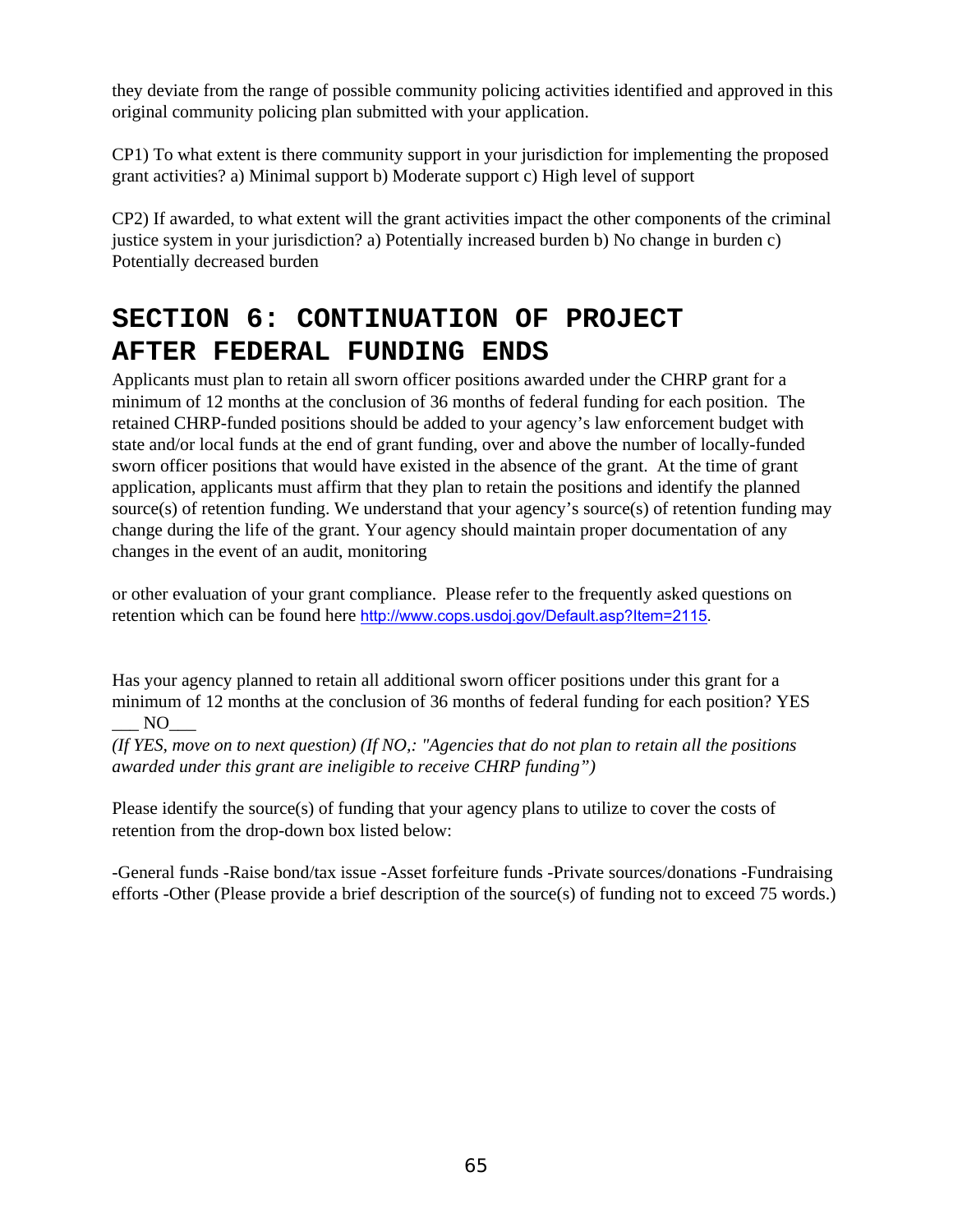they deviate from the range of possible community policing activities identified and approved in this original community policing plan submitted with your application.

CP1) To what extent is there community support in your jurisdiction for implementing the proposed grant activities? a) Minimal support b) Moderate support c) High level of support

CP2) If awarded, to what extent will the grant activities impact the other components of the criminal justice system in your jurisdiction? a) Potentially increased burden b) No change in burden c) Potentially decreased burden

# SECTION 6: CONTINUATION OF PROJECT AFTER FEDERAL FUNDING ENDS

Applicants must plan to retain all sworn officer positions awarded under the CHRP grant for a minimum of 12 months at the conclusion of 36 months of federal funding for each position. The retained CHRP-funded positions should be added to your agency's law enforcement budget with state and/or local funds at the end of grant funding, over and above the number of locally-funded sworn officer positions that would have existed in the absence of the grant. At the time of grant application, applicants must affirm that they plan to retain the positions and identify the planned source(s) of retention funding. We understand that your agency's source(s) of retention funding may change during the life of the grant. Your agency should maintain proper documentation of any changes in the event of an audit, monitoring or other evaluation of your grant compliance. Please refer to the frequently asked questions on retention which can be found here http://www.cops.usdoj.gov/Default.asp?Item=2115.

Has your agency planned to retain all additional sworn officer positions under this grant for a minimum of 12 months at the conclusion of 36 months of federal funding for each position? YES ___ NO___

*(If YES, move on to next question) (If NO,: "Agencies that do not plan to retain all the positions awarded under this grant are ineligible to receive CHRP funding")*

Please identify the source(s) of funding that your agency plans to utilize to cover the costs of retention from the drop-down box listed below:

-General funds -Raise bond/tax issue -Asset forfeiture funds -Private sources/donations -Fundraising efforts -Other (Please provide a brief description of the source(s) of funding not to exceed 75 words.)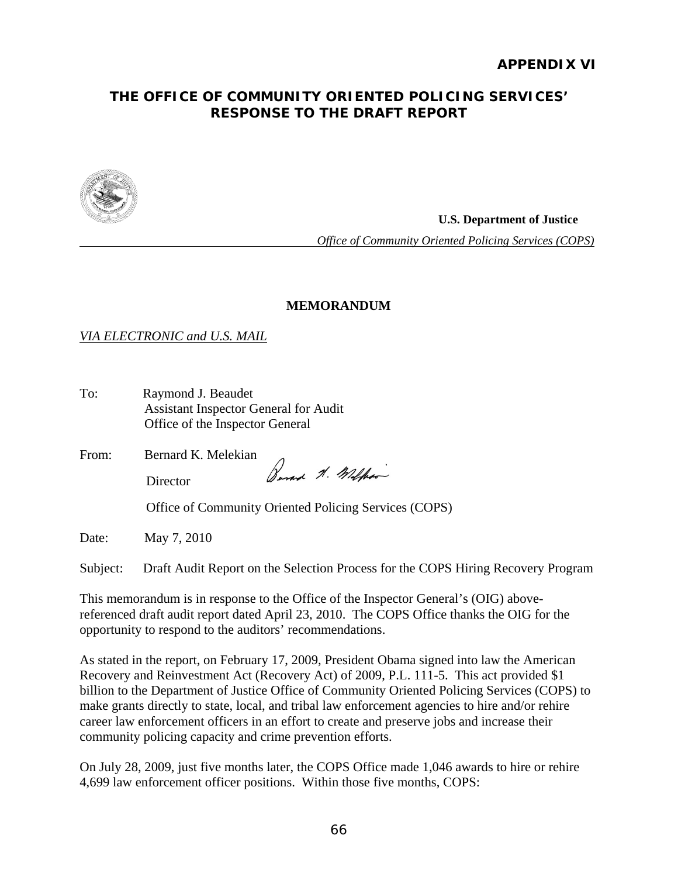# APPENDIX VI

## THE OFFICE OF COMMUNITY ORIENTED POLICING SERVICES' RESPONSE TO THE DRAFT REPORT

**U.S. Department of Justice**

*Office of Community Oriented Policing Services (COPS)*

**MEMORANDUM**

*VIA ELECTRONIC and U.S. MAIL*

To: Raymond J. Beaudet
Assistant Inspector General for Audit
Office of the Inspector General

From: Bernard K. Melekian
Director
Office of Community Oriented Policing Services (COPS)

Date: May 7, 2010

Subject: Draft Audit Report on the Selection Process for the COPS Hiring Recovery Program

This memorandum is in response to the Office of the Inspector General's (OIG) above-referenced draft audit report dated April 23, 2010. The COPS Office thanks the OIG for the opportunity to respond to the auditors' recommendations.

As stated in the report, on February 17, 2009, President Obama signed into law the American Recovery and Reinvestment Act (Recovery Act) of 2009, P.L. 111-5. This act provided $1 billion to the Department of Justice Office of Community Oriented Policing Services (COPS) to make grants directly to state, local, and tribal law enforcement agencies to hire and/or rehire career law enforcement officers in an effort to create and preserve jobs and increase their community policing capacity and crime prevention efforts.

On July 28, 2009, just five months later, the COPS Office made 1,046 awards to hire or rehire 4,699 law enforcement officer positions. Within those five months, COPS: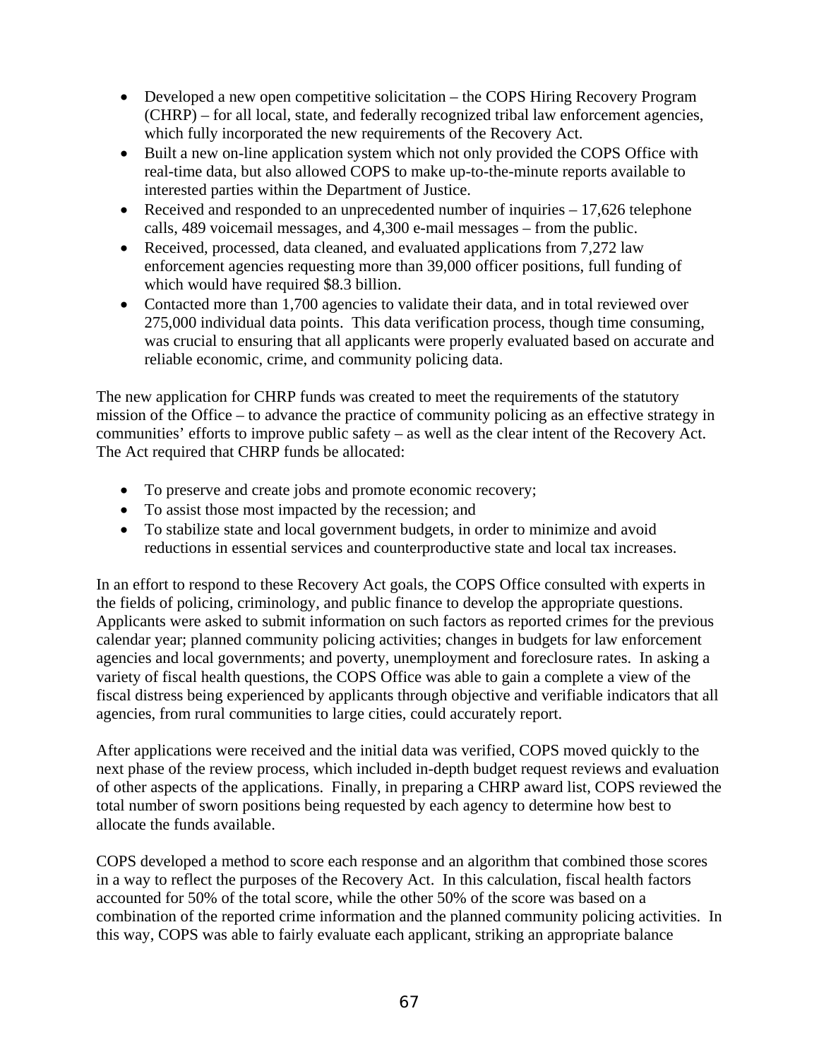- Developed a new open competitive solicitation – the COPS Hiring Recovery Program (CHRP) – for all local, state, and federally recognized tribal law enforcement agencies, which fully incorporated the new requirements of the Recovery Act.
- Built a new on-line application system which not only provided the COPS Office with real-time data, but also allowed COPS to make up-to-the-minute reports available to interested parties within the Department of Justice.
- Received and responded to an unprecedented number of inquiries – 17,626 telephone calls, 489 voicemail messages, and 4,300 e-mail messages – from the public.
- Received, processed, data cleaned, and evaluated applications from 7,272 law enforcement agencies requesting more than 39,000 officer positions, full funding of which would have required $8.3 billion.
- Contacted more than 1,700 agencies to validate their data, and in total reviewed over 275,000 individual data points. This data verification process, though time consuming, was crucial to ensuring that all applicants were properly evaluated based on accurate and reliable economic, crime, and community policing data.

The new application for CHRP funds was created to meet the requirements of the statutory mission of the Office – to advance the practice of community policing as an effective strategy in communities' efforts to improve public safety – as well as the clear intent of the Recovery Act. The Act required that CHRP funds be allocated:

- To preserve and create jobs and promote economic recovery;
- To assist those most impacted by the recession; and
- To stabilize state and local government budgets, in order to minimize and avoid reductions in essential services and counterproductive state and local tax increases.

In an effort to respond to these Recovery Act goals, the COPS Office consulted with experts in the fields of policing, criminology, and public finance to develop the appropriate questions. Applicants were asked to submit information on such factors as reported crimes for the previous calendar year; planned community policing activities; changes in budgets for law enforcement agencies and local governments; and poverty, unemployment and foreclosure rates. In asking a variety of fiscal health questions, the COPS Office was able to gain a complete a view of the fiscal distress being experienced by applicants through objective and verifiable indicators that all agencies, from rural communities to large cities, could accurately report.

After applications were received and the initial data was verified, COPS moved quickly to the next phase of the review process, which included in-depth budget request reviews and evaluation of other aspects of the applications. Finally, in preparing a CHRP award list, COPS reviewed the total number of sworn positions being requested by each agency to determine how best to allocate the funds available.

COPS developed a method to score each response and an algorithm that combined those scores in a way to reflect the purposes of the Recovery Act. In this calculation, fiscal health factors accounted for 50% of the total score, while the other 50% of the score was based on a combination of the reported crime information and the planned community policing activities. In this way, COPS was able to fairly evaluate each applicant, striking an appropriate balance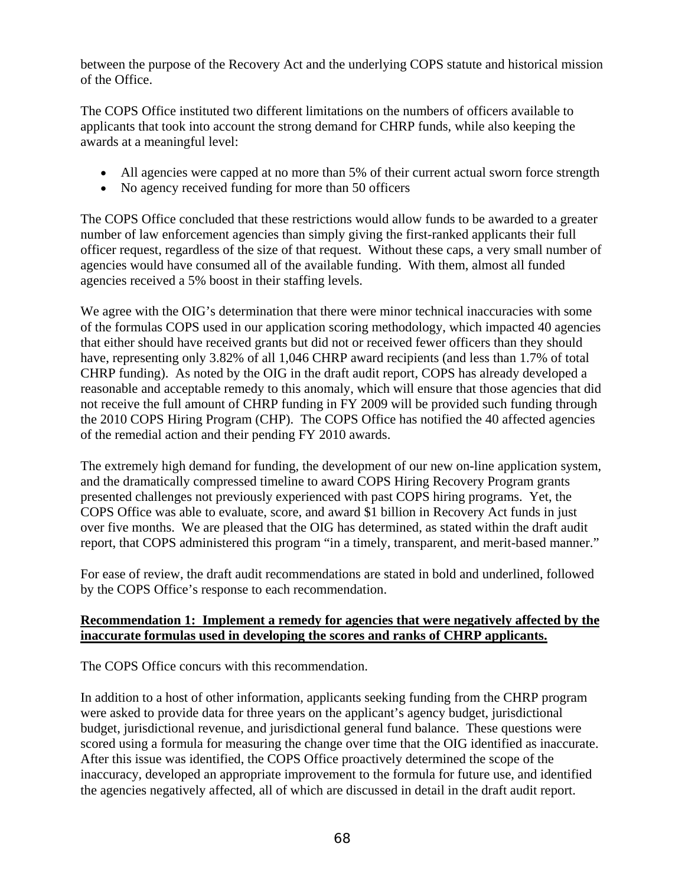between the purpose of the Recovery Act and the underlying COPS statute and historical mission of the Office.

The COPS Office instituted two different limitations on the numbers of officers available to applicants that took into account the strong demand for CHRP funds, while also keeping the awards at a meaningful level:

- All agencies were capped at no more than 5% of their current actual sworn force strength
- No agency received funding for more than 50 officers

The COPS Office concluded that these restrictions would allow funds to be awarded to a greater number of law enforcement agencies than simply giving the first-ranked applicants their full officer request, regardless of the size of that request. Without these caps, a very small number of agencies would have consumed all of the available funding. With them, almost all funded agencies received a 5% boost in their staffing levels.

We agree with the OIG's determination that there were minor technical inaccuracies with some of the formulas COPS used in our application scoring methodology, which impacted 40 agencies that either should have received grants but did not or received fewer officers than they should have, representing only 3.82% of all 1,046 CHRP award recipients (and less than 1.7% of total CHRP funding). As noted by the OIG in the draft audit report, COPS has already developed a reasonable and acceptable remedy to this anomaly, which will ensure that those agencies that did not receive the full amount of CHRP funding in FY 2009 will be provided such funding through the 2010 COPS Hiring Program (CHP). The COPS Office has notified the 40 affected agencies of the remedial action and their pending FY 2010 awards.

The extremely high demand for funding, the development of our new on-line application system, and the dramatically compressed timeline to award COPS Hiring Recovery Program grants presented challenges not previously experienced with past COPS hiring programs. Yet, the COPS Office was able to evaluate, score, and award $1 billion in Recovery Act funds in just over five months. We are pleased that the OIG has determined, as stated within the draft audit report, that COPS administered this program "in a timely, transparent, and merit-based manner."

For ease of review, the draft audit recommendations are stated in bold and underlined, followed by the COPS Office's response to each recommendation.

**<u>Recommendation 1: Implement a remedy for agencies that were negatively affected by the inaccurate formulas used in developing the scores and ranks of CHRP applicants.</u>**

The COPS Office concurs with this recommendation.

In addition to a host of other information, applicants seeking funding from the CHRP program were asked to provide data for three years on the applicant's agency budget, jurisdictional budget, jurisdictional revenue, and jurisdictional general fund balance. These questions were scored using a formula for measuring the change over time that the OIG identified as inaccurate. After this issue was identified, the COPS Office proactively determined the scope of the inaccuracy, developed an appropriate improvement to the formula for future use, and identified the agencies negatively affected, all of which are discussed in detail in the draft audit report.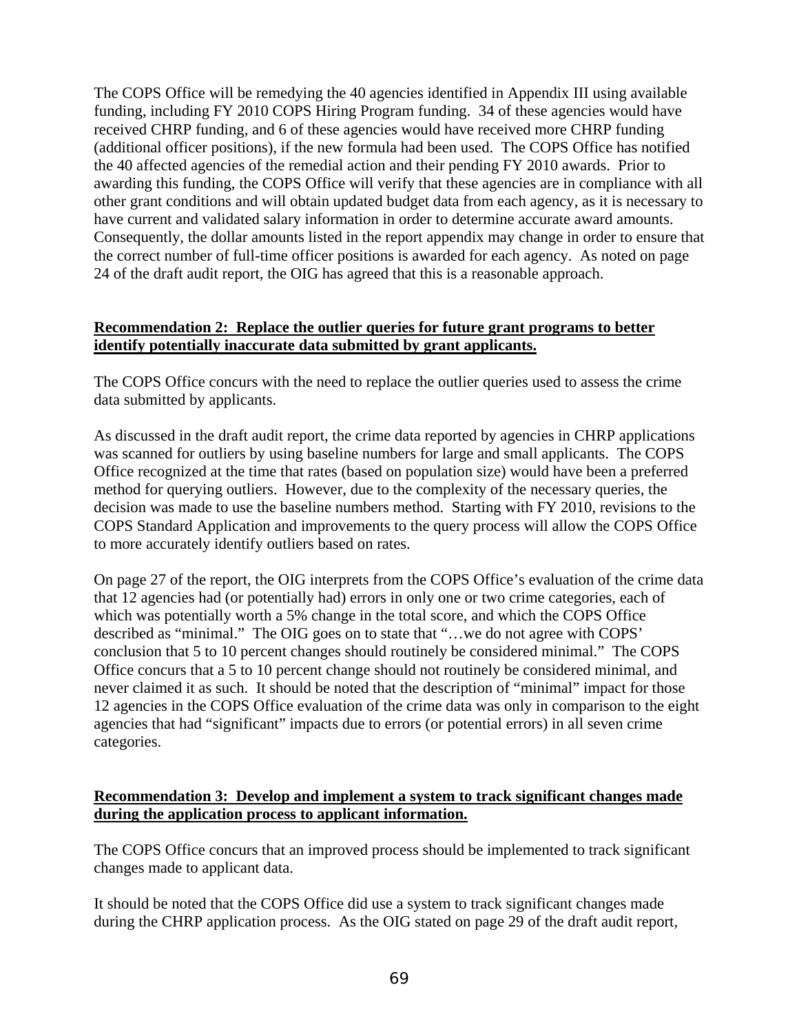The COPS Office will be remedying the 40 agencies identified in Appendix III using available funding, including FY 2010 COPS Hiring Program funding. 34 of these agencies would have received CHRP funding, and 6 of these agencies would have received more CHRP funding (additional officer positions), if the new formula had been used. The COPS Office has notified the 40 affected agencies of the remedial action and their pending FY 2010 awards. Prior to awarding this funding, the COPS Office will verify that these agencies are in compliance with all other grant conditions and will obtain updated budget data from each agency, as it is necessary to have current and validated salary information in order to determine accurate award amounts. Consequently, the dollar amounts listed in the report appendix may change in order to ensure that the correct number of full-time officer positions is awarded for each agency. As noted on page 24 of the draft audit report, the OIG has agreed that this is a reasonable approach.

**Recommendation 2: Replace the outlier queries for future grant programs to better identify potentially inaccurate data submitted by grant applicants.**

The COPS Office concurs with the need to replace the outlier queries used to assess the crime data submitted by applicants.

As discussed in the draft audit report, the crime data reported by agencies in CHRP applications was scanned for outliers by using baseline numbers for large and small applicants. The COPS Office recognized at the time that rates (based on population size) would have been a preferred method for querying outliers. However, due to the complexity of the necessary queries, the decision was made to use the baseline numbers method. Starting with FY 2010, revisions to the COPS Standard Application and improvements to the query process will allow the COPS Office to more accurately identify outliers based on rates.

On page 27 of the report, the OIG interprets from the COPS Office's evaluation of the crime data that 12 agencies had (or potentially had) errors in only one or two crime categories, each of which was potentially worth a 5% change in the total score, and which the COPS Office described as "minimal." The OIG goes on to state that "…we do not agree with COPS' conclusion that 5 to 10 percent changes should routinely be considered minimal." The COPS Office concurs that a 5 to 10 percent change should not routinely be considered minimal, and never claimed it as such. It should be noted that the description of "minimal" impact for those 12 agencies in the COPS Office evaluation of the crime data was only in comparison to the eight agencies that had "significant" impacts due to errors (or potential errors) in all seven crime categories.

**Recommendation 3: Develop and implement a system to track significant changes made during the application process to applicant information.**

The COPS Office concurs that an improved process should be implemented to track significant changes made to applicant data.

It should be noted that the COPS Office did use a system to track significant changes made during the CHRP application process. As the OIG stated on page 29 of the draft audit report,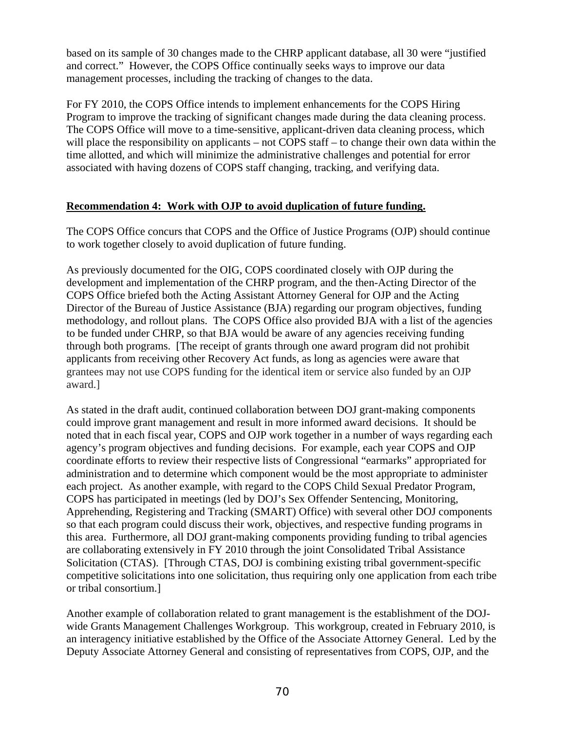based on its sample of 30 changes made to the CHRP applicant database, all 30 were "justified and correct." However, the COPS Office continually seeks ways to improve our data management processes, including the tracking of changes to the data.

For FY 2010, the COPS Office intends to implement enhancements for the COPS Hiring Program to improve the tracking of significant changes made during the data cleaning process. The COPS Office will move to a time-sensitive, applicant-driven data cleaning process, which will place the responsibility on applicants – not COPS staff – to change their own data within the time allotted, and which will minimize the administrative challenges and potential for error associated with having dozens of COPS staff changing, tracking, and verifying data.

**Recommendation 4: Work with OJP to avoid duplication of future funding.**

The COPS Office concurs that COPS and the Office of Justice Programs (OJP) should continue to work together closely to avoid duplication of future funding.

As previously documented for the OIG, COPS coordinated closely with OJP during the development and implementation of the CHRP program, and the then-Acting Director of the COPS Office briefed both the Acting Assistant Attorney General for OJP and the Acting Director of the Bureau of Justice Assistance (BJA) regarding our program objectives, funding methodology, and rollout plans. The COPS Office also provided BJA with a list of the agencies to be funded under CHRP, so that BJA would be aware of any agencies receiving funding through both programs. [The receipt of grants through one award program did not prohibit applicants from receiving other Recovery Act funds, as long as agencies were aware that grantees may not use COPS funding for the identical item or service also funded by an OJP award.]

As stated in the draft audit, continued collaboration between DOJ grant-making components could improve grant management and result in more informed award decisions. It should be noted that in each fiscal year, COPS and OJP work together in a number of ways regarding each agency's program objectives and funding decisions. For example, each year COPS and OJP coordinate efforts to review their respective lists of Congressional "earmarks" appropriated for administration and to determine which component would be the most appropriate to administer each project. As another example, with regard to the COPS Child Sexual Predator Program, COPS has participated in meetings (led by DOJ's Sex Offender Sentencing, Monitoring, Apprehending, Registering and Tracking (SMART) Office) with several other DOJ components so that each program could discuss their work, objectives, and respective funding programs in this area. Furthermore, all DOJ grant-making components providing funding to tribal agencies are collaborating extensively in FY 2010 through the joint Consolidated Tribal Assistance Solicitation (CTAS). [Through CTAS, DOJ is combining existing tribal government-specific competitive solicitations into one solicitation, thus requiring only one application from each tribe or tribal consortium.]

Another example of collaboration related to grant management is the establishment of the DOJ-wide Grants Management Challenges Workgroup. This workgroup, created in February 2010, is an interagency initiative established by the Office of the Associate Attorney General. Led by the Deputy Associate Attorney General and consisting of representatives from COPS, OJP, and the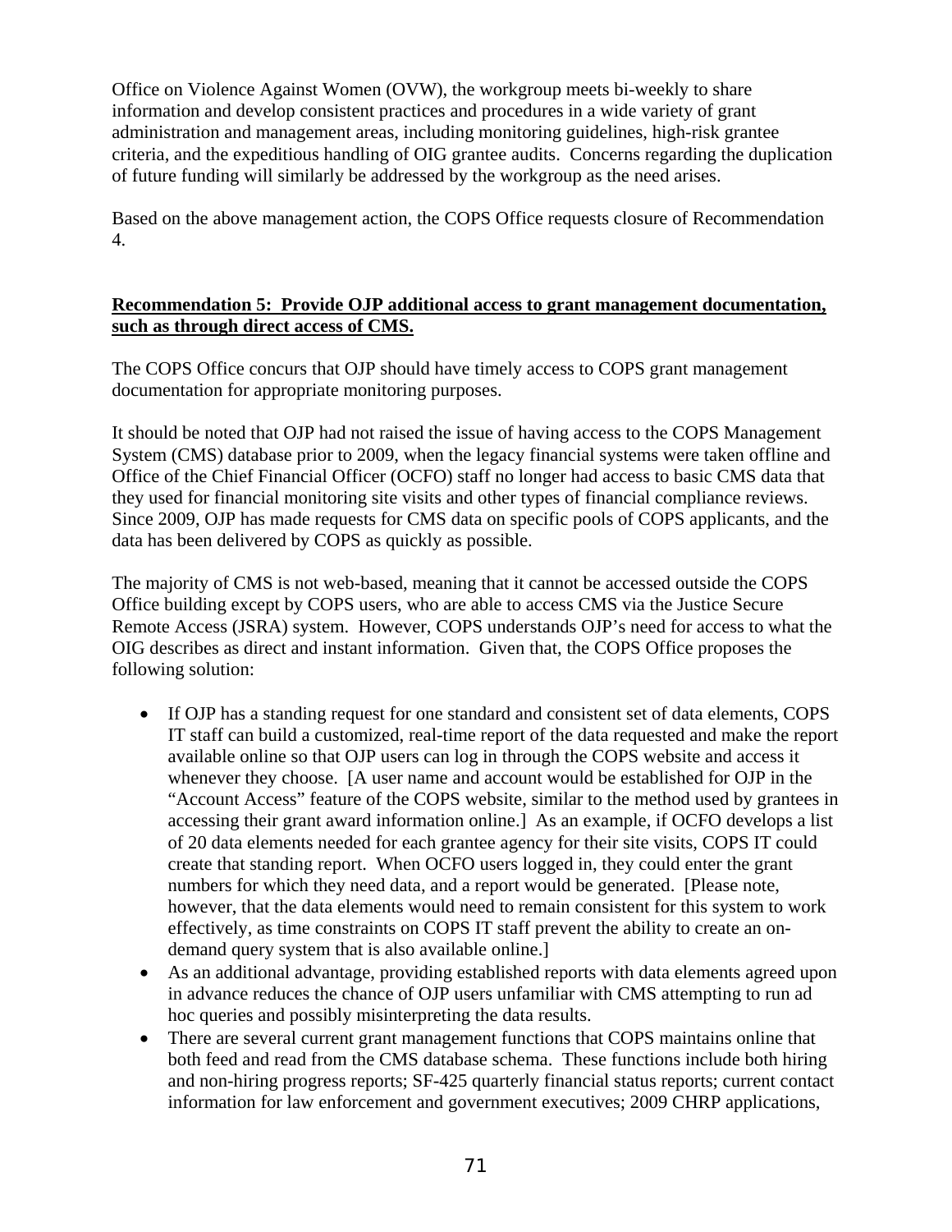Office on Violence Against Women (OVW), the workgroup meets bi-weekly to share information and develop consistent practices and procedures in a wide variety of grant administration and management areas, including monitoring guidelines, high-risk grantee criteria, and the expeditious handling of OIG grantee audits. Concerns regarding the duplication of future funding will similarly be addressed by the workgroup as the need arises.

Based on the above management action, the COPS Office requests closure of Recommendation 4.

**Recommendation 5: Provide OJP additional access to grant management documentation, such as through direct access of CMS.**

The COPS Office concurs that OJP should have timely access to COPS grant management documentation for appropriate monitoring purposes.

It should be noted that OJP had not raised the issue of having access to the COPS Management System (CMS) database prior to 2009, when the legacy financial systems were taken offline and Office of the Chief Financial Officer (OCFO) staff no longer had access to basic CMS data that they used for financial monitoring site visits and other types of financial compliance reviews. Since 2009, OJP has made requests for CMS data on specific pools of COPS applicants, and the data has been delivered by COPS as quickly as possible.

The majority of CMS is not web-based, meaning that it cannot be accessed outside the COPS Office building except by COPS users, who are able to access CMS via the Justice Secure Remote Access (JSRA) system. However, COPS understands OJP's need for access to what the OIG describes as direct and instant information. Given that, the COPS Office proposes the following solution:

- If OJP has a standing request for one standard and consistent set of data elements, COPS IT staff can build a customized, real-time report of the data requested and make the report available online so that OJP users can log in through the COPS website and access it whenever they choose. [A user name and account would be established for OJP in the "Account Access" feature of the COPS website, similar to the method used by grantees in accessing their grant award information online.] As an example, if OCFO develops a list of 20 data elements needed for each grantee agency for their site visits, COPS IT could create that standing report. When OCFO users logged in, they could enter the grant numbers for which they need data, and a report would be generated. [Please note, however, that the data elements would need to remain consistent for this system to work effectively, as time constraints on COPS IT staff prevent the ability to create an on-demand query system that is also available online.]
- As an additional advantage, providing established reports with data elements agreed upon in advance reduces the chance of OJP users unfamiliar with CMS attempting to run ad hoc queries and possibly misinterpreting the data results.
- There are several current grant management functions that COPS maintains online that both feed and read from the CMS database schema. These functions include both hiring and non-hiring progress reports; SF-425 quarterly financial status reports; current contact information for law enforcement and government executives; 2009 CHRP applications,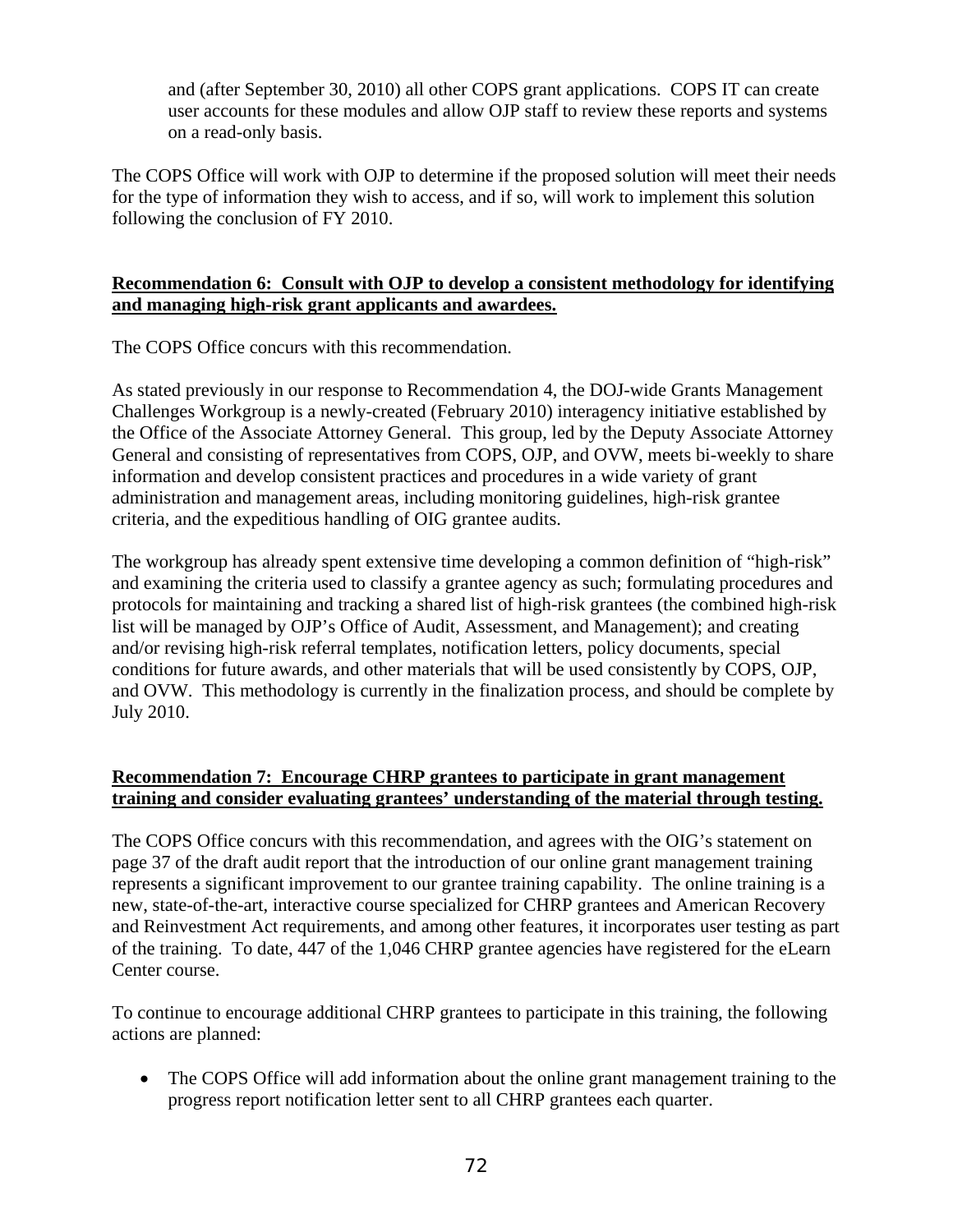and (after September 30, 2010) all other COPS grant applications. COPS IT can create user accounts for these modules and allow OJP staff to review these reports and systems on a read-only basis.

The COPS Office will work with OJP to determine if the proposed solution will meet their needs for the type of information they wish to access, and if so, will work to implement this solution following the conclusion of FY 2010.

**Recommendation 6: Consult with OJP to develop a consistent methodology for identifying and managing high-risk grant applicants and awardees.**

The COPS Office concurs with this recommendation.

As stated previously in our response to Recommendation 4, the DOJ-wide Grants Management Challenges Workgroup is a newly-created (February 2010) interagency initiative established by the Office of the Associate Attorney General. This group, led by the Deputy Associate Attorney General and consisting of representatives from COPS, OJP, and OVW, meets bi-weekly to share information and develop consistent practices and procedures in a wide variety of grant administration and management areas, including monitoring guidelines, high-risk grantee criteria, and the expeditious handling of OIG grantee audits.

The workgroup has already spent extensive time developing a common definition of "high-risk" and examining the criteria used to classify a grantee agency as such; formulating procedures and protocols for maintaining and tracking a shared list of high-risk grantees (the combined high-risk list will be managed by OJP's Office of Audit, Assessment, and Management); and creating and/or revising high-risk referral templates, notification letters, policy documents, special conditions for future awards, and other materials that will be used consistently by COPS, OJP, and OVW. This methodology is currently in the finalization process, and should be complete by July 2010.

**Recommendation 7: Encourage CHRP grantees to participate in grant management training and consider evaluating grantees' understanding of the material through testing.**

The COPS Office concurs with this recommendation, and agrees with the OIG's statement on page 37 of the draft audit report that the introduction of our online grant management training represents a significant improvement to our grantee training capability. The online training is a new, state-of-the-art, interactive course specialized for CHRP grantees and American Recovery and Reinvestment Act requirements, and among other features, it incorporates user testing as part of the training. To date, 447 of the 1,046 CHRP grantee agencies have registered for the eLearn Center course.

To continue to encourage additional CHRP grantees to participate in this training, the following actions are planned:

- The COPS Office will add information about the online grant management training to the progress report notification letter sent to all CHRP grantees each quarter.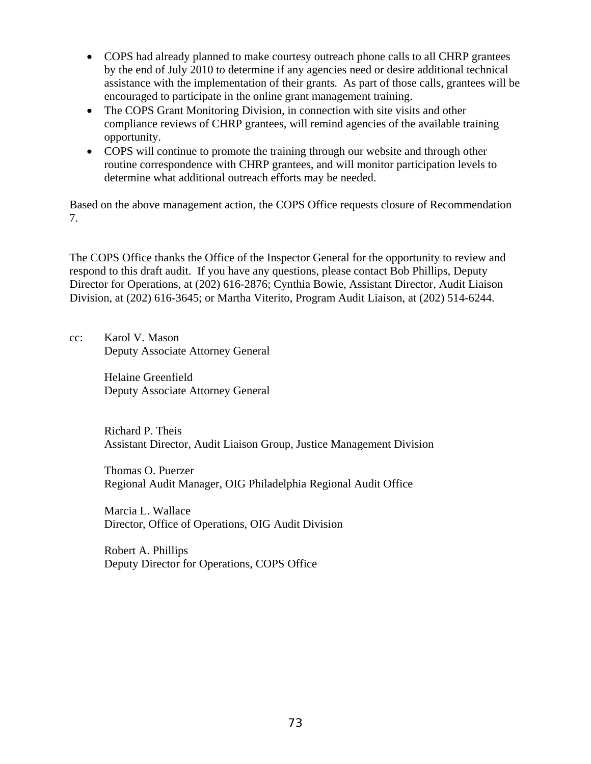- COPS had already planned to make courtesy outreach phone calls to all CHRP grantees by the end of July 2010 to determine if any agencies need or desire additional technical assistance with the implementation of their grants. As part of those calls, grantees will be encouraged to participate in the online grant management training.
- The COPS Grant Monitoring Division, in connection with site visits and other compliance reviews of CHRP grantees, will remind agencies of the available training opportunity.
- COPS will continue to promote the training through our website and through other routine correspondence with CHRP grantees, and will monitor participation levels to determine what additional outreach efforts may be needed.

Based on the above management action, the COPS Office requests closure of Recommendation 7.

The COPS Office thanks the Office of the Inspector General for the opportunity to review and respond to this draft audit. If you have any questions, please contact Bob Phillips, Deputy Director for Operations, at (202) 616-2876; Cynthia Bowie, Assistant Director, Audit Liaison Division, at (202) 616-3645; or Martha Viterito, Program Audit Liaison, at (202) 514-6244.

cc: Karol V. Mason
Deputy Associate Attorney General

Helaine Greenfield
Deputy Associate Attorney General

Richard P. Theis
Assistant Director, Audit Liaison Group, Justice Management Division

Thomas O. Puerzer
Regional Audit Manager, OIG Philadelphia Regional Audit Office

Marcia L. Wallace
Director, Office of Operations, OIG Audit Division

Robert A. Phillips
Deputy Director for Operations, COPS Office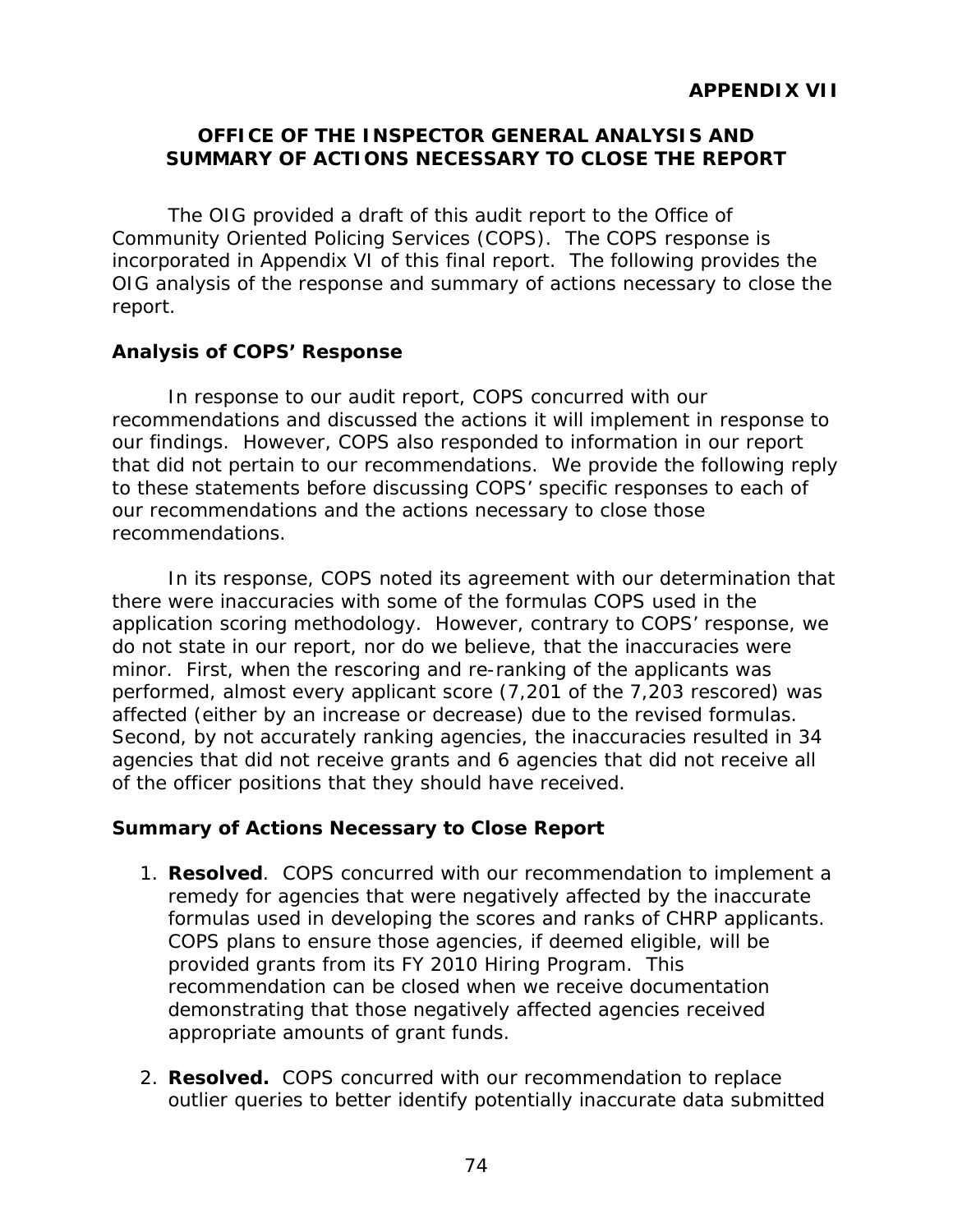**APPENDIX VII**

# OFFICE OF THE INSPECTOR GENERAL ANALYSIS AND SUMMARY OF ACTIONS NECESSARY TO CLOSE THE REPORT

The OIG provided a draft of this audit report to the Office of Community Oriented Policing Services (COPS). The COPS response is incorporated in Appendix VI of this final report. The following provides the OIG analysis of the response and summary of actions necessary to close the report.

## Analysis of COPS' Response

In response to our audit report, COPS concurred with our recommendations and discussed the actions it will implement in response to our findings. However, COPS also responded to information in our report that did not pertain to our recommendations. We provide the following reply to these statements before discussing COPS' specific responses to each of our recommendations and the actions necessary to close those recommendations.

In its response, COPS noted its agreement with our determination that there were inaccuracies with some of the formulas COPS used in the application scoring methodology. However, contrary to COPS' response, we do not state in our report, nor do we believe, that the inaccuracies were minor. First, when the rescoring and re-ranking of the applicants was performed, almost every applicant score (7,201 of the 7,203 rescored) was affected (either by an increase or decrease) due to the revised formulas. Second, by not accurately ranking agencies, the inaccuracies resulted in 34 agencies that did not receive grants and 6 agencies that did not receive all of the officer positions that they should have received.

## Summary of Actions Necessary to Close Report

1. **Resolved**. COPS concurred with our recommendation to implement a remedy for agencies that were negatively affected by the inaccurate formulas used in developing the scores and ranks of CHRP applicants. COPS plans to ensure those agencies, if deemed eligible, will be provided grants from its FY 2010 Hiring Program. This recommendation can be closed when we receive documentation demonstrating that those negatively affected agencies received appropriate amounts of grant funds.

2. **Resolved.** COPS concurred with our recommendation to replace outlier queries to better identify potentially inaccurate data submitted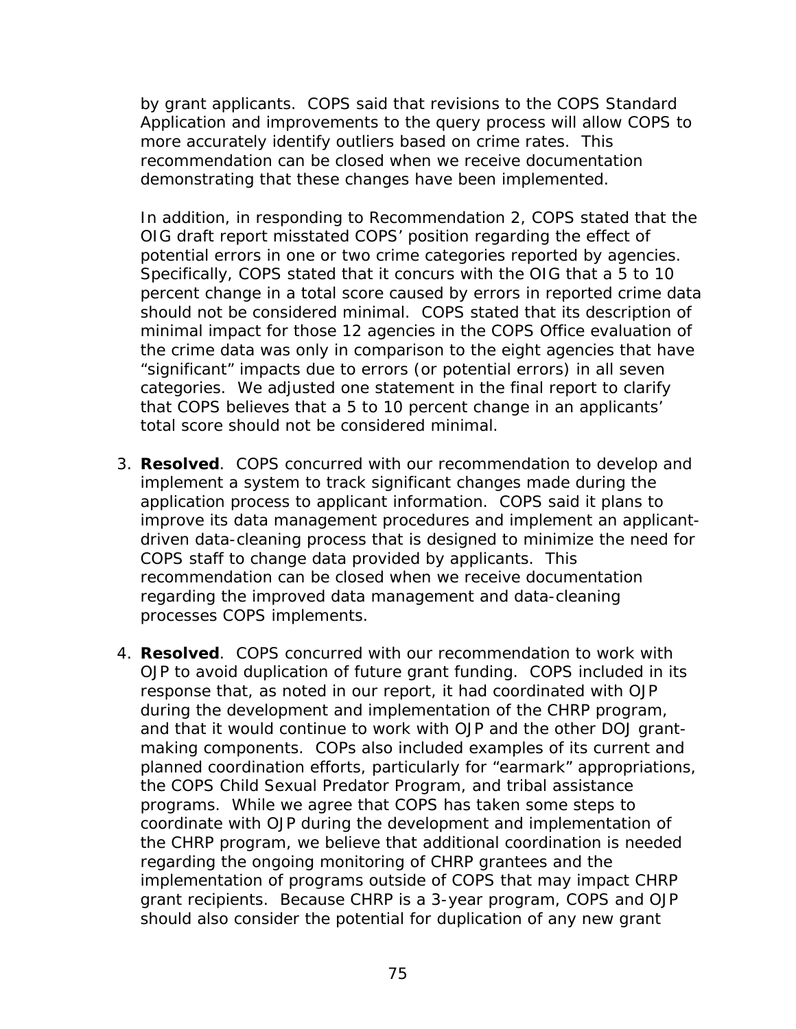by grant applicants. COPS said that revisions to the COPS Standard Application and improvements to the query process will allow COPS to more accurately identify outliers based on crime rates. This recommendation can be closed when we receive documentation demonstrating that these changes have been implemented.

In addition, in responding to Recommendation 2, COPS stated that the OIG draft report misstated COPS' position regarding the effect of potential errors in one or two crime categories reported by agencies. Specifically, COPS stated that it concurs with the OIG that a 5 to 10 percent change in a total score caused by errors in reported crime data should not be considered minimal. COPS stated that its description of minimal impact for those 12 agencies in the COPS Office evaluation of the crime data was only in comparison to the eight agencies that have "significant" impacts due to errors (or potential errors) in all seven categories. We adjusted one statement in the final report to clarify that COPS believes that a 5 to 10 percent change in an applicants' total score should not be considered minimal.

3. **Resolved**. COPS concurred with our recommendation to develop and implement a system to track significant changes made during the application process to applicant information. COPS said it plans to improve its data management procedures and implement an applicant-driven data-cleaning process that is designed to minimize the need for COPS staff to change data provided by applicants. This recommendation can be closed when we receive documentation regarding the improved data management and data-cleaning processes COPS implements.

4. **Resolved**. COPS concurred with our recommendation to work with OJP to avoid duplication of future grant funding. COPS included in its response that, as noted in our report, it had coordinated with OJP during the development and implementation of the CHRP program, and that it would continue to work with OJP and the other DOJ grant-making components. COPs also included examples of its current and planned coordination efforts, particularly for "earmark" appropriations, the COPS Child Sexual Predator Program, and tribal assistance programs. While we agree that COPS has taken some steps to coordinate with OJP during the development and implementation of the CHRP program, we believe that additional coordination is needed regarding the ongoing monitoring of CHRP grantees and the implementation of programs outside of COPS that may impact CHRP grant recipients. Because CHRP is a 3-year program, COPS and OJP should also consider the potential for duplication of any new grant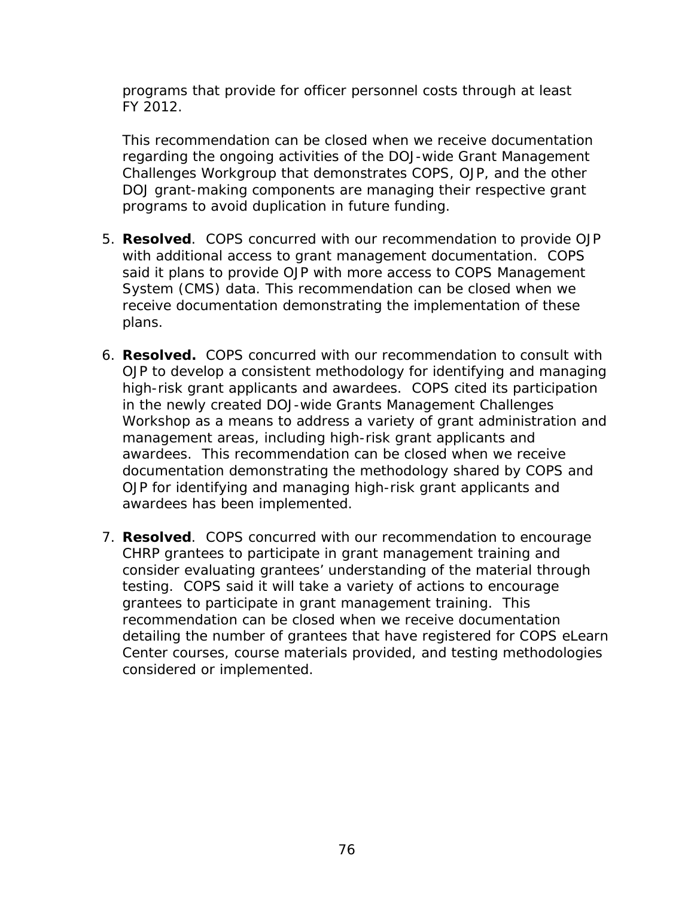programs that provide for officer personnel costs through at least FY 2012.

This recommendation can be closed when we receive documentation regarding the ongoing activities of the DOJ-wide Grant Management Challenges Workgroup that demonstrates COPS, OJP, and the other DOJ grant-making components are managing their respective grant programs to avoid duplication in future funding.

5. **Resolved**. COPS concurred with our recommendation to provide OJP with additional access to grant management documentation. COPS said it plans to provide OJP with more access to COPS Management System (CMS) data. This recommendation can be closed when we receive documentation demonstrating the implementation of these plans.

6. **Resolved.** COPS concurred with our recommendation to consult with OJP to develop a consistent methodology for identifying and managing high-risk grant applicants and awardees. COPS cited its participation in the newly created DOJ-wide Grants Management Challenges Workshop as a means to address a variety of grant administration and management areas, including high-risk grant applicants and awardees. This recommendation can be closed when we receive documentation demonstrating the methodology shared by COPS and OJP for identifying and managing high-risk grant applicants and awardees has been implemented.

7. **Resolved**. COPS concurred with our recommendation to encourage CHRP grantees to participate in grant management training and consider evaluating grantees' understanding of the material through testing. COPS said it will take a variety of actions to encourage grantees to participate in grant management training. This recommendation can be closed when we receive documentation detailing the number of grantees that have registered for COPS eLearn Center courses, course materials provided, and testing methodologies considered or implemented.